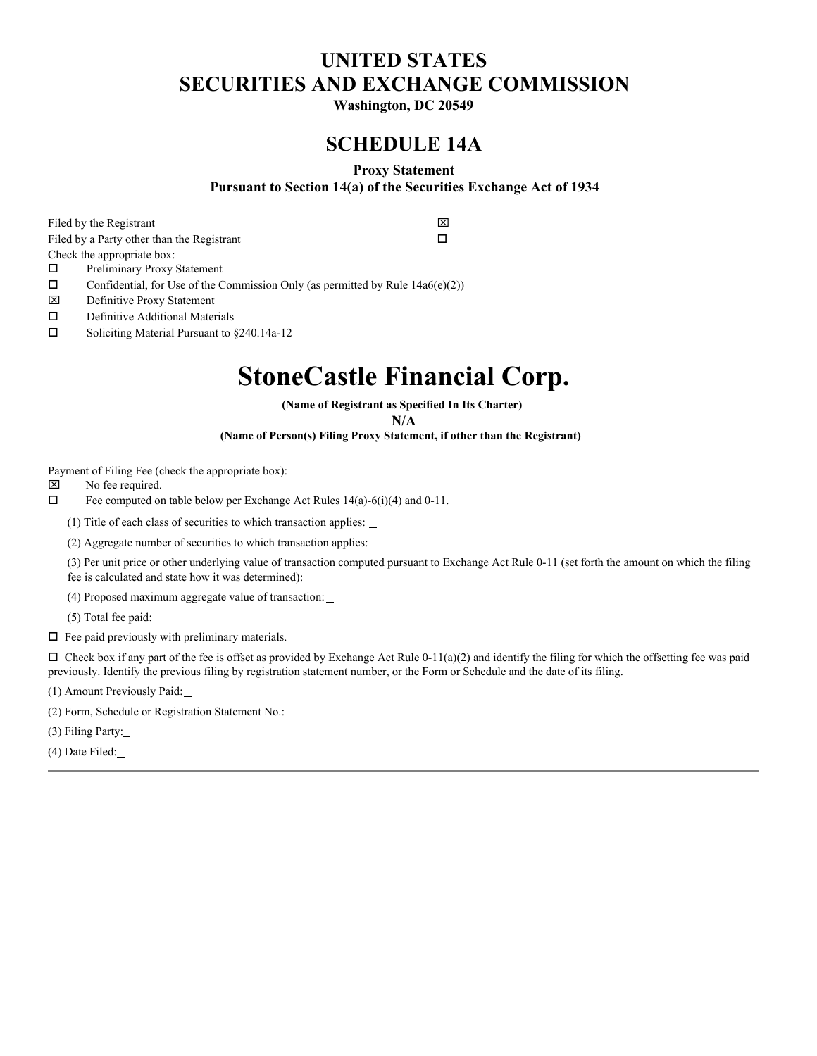# UNITED STATES
# SECURITIES AND EXCHANGE COMMISSION

**Washington, DC 20549**

## SCHEDULE 14A

**Proxy Statement**
**Pursuant to Section 14(a) of the Securities Exchange Act of 1934**

Filed by the Registrant ☒
Filed by a Party other than the Registrant ☐
Check the appropriate box:

☐ Preliminary Proxy Statement
☐ Confidential, for Use of the Commission Only (as permitted by Rule 14a6(e)(2))
☒ Definitive Proxy Statement
☐ Definitive Additional Materials
☐ Soliciting Material Pursuant to §240.14a-12

# StoneCastle Financial Corp.

**(Name of Registrant as Specified In Its Charter)**

**N/A**

**(Name of Person(s) Filing Proxy Statement, if other than the Registrant)**

Payment of Filing Fee (check the appropriate box):

☒ No fee required.
☐ Fee computed on table below per Exchange Act Rules 14(a)-6(i)(4) and 0-11.

(1) Title of each class of securities to which transaction applies: \_

(2) Aggregate number of securities to which transaction applies: \_

(3) Per unit price or other underlying value of transaction computed pursuant to Exchange Act Rule 0-11 (set forth the amount on which the filing fee is calculated and state how it was determined):\_\_\_\_

(4) Proposed maximum aggregate value of transaction: \_

(5) Total fee paid: \_

☐ Fee paid previously with preliminary materials.

☐ Check box if any part of the fee is offset as provided by Exchange Act Rule 0-11(a)(2) and identify the filing for which the offsetting fee was paid previously. Identify the previous filing by registration statement number, or the Form or Schedule and the date of its filing.

(1) Amount Previously Paid: \_

(2) Form, Schedule or Registration Statement No.: \_

(3) Filing Party: \_

(4) Date Filed: \_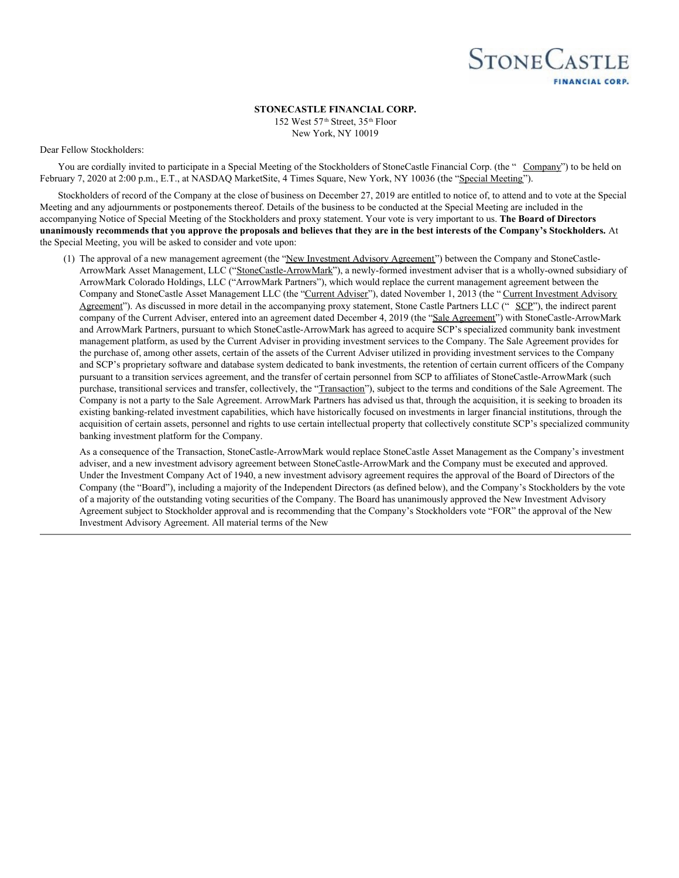STONECASTLE
FINANCIAL CORP.

**STONECASTLE FINANCIAL CORP.**
152 West 57th Street, 35th Floor
New York, NY 10019

Dear Fellow Stockholders:

You are cordially invited to participate in a Special Meeting of the Stockholders of StoneCastle Financial Corp. (the "Company") to be held on February 7, 2020 at 2:00 p.m., E.T., at NASDAQ MarketSite, 4 Times Square, New York, NY 10036 (the "Special Meeting").

Stockholders of record of the Company at the close of business on December 27, 2019 are entitled to notice of, to attend and to vote at the Special Meeting and any adjournments or postponements thereof. Details of the business to be conducted at the Special Meeting are included in the accompanying Notice of Special Meeting of the Stockholders and proxy statement. Your vote is very important to us. **The Board of Directors unanimously recommends that you approve the proposals and believes that they are in the best interests of the Company's Stockholders.** At the Special Meeting, you will be asked to consider and vote upon:

(1) The approval of a new management agreement (the "New Investment Advisory Agreement") between the Company and StoneCastle-ArrowMark Asset Management, LLC ("StoneCastle-ArrowMark"), a newly-formed investment adviser that is a wholly-owned subsidiary of ArrowMark Colorado Holdings, LLC ("ArrowMark Partners"), which would replace the current management agreement between the Company and StoneCastle Asset Management LLC (the "Current Adviser"), dated November 1, 2013 (the "Current Investment Advisory Agreement"). As discussed in more detail in the accompanying proxy statement, Stone Castle Partners LLC ("SCP"), the indirect parent company of the Current Adviser, entered into an agreement dated December 4, 2019 (the "Sale Agreement") with StoneCastle-ArrowMark and ArrowMark Partners, pursuant to which StoneCastle-ArrowMark has agreed to acquire SCP's specialized community bank investment management platform, as used by the Current Adviser in providing investment services to the Company. The Sale Agreement provides for the purchase of, among other assets, certain of the assets of the Current Adviser utilized in providing investment services to the Company and SCP's proprietary software and database system dedicated to bank investments, the retention of certain current officers of the Company pursuant to a transition services agreement, and the transfer of certain personnel from SCP to affiliates of StoneCastle-ArrowMark (such purchase, transitional services and transfer, collectively, the "Transaction"), subject to the terms and conditions of the Sale Agreement. The Company is not a party to the Sale Agreement. ArrowMark Partners has advised us that, through the acquisition, it is seeking to broaden its existing banking-related investment capabilities, which have historically focused on investments in larger financial institutions, through the acquisition of certain assets, personnel and rights to use certain intellectual property that collectively constitute SCP's specialized community banking investment platform for the Company.

As a consequence of the Transaction, StoneCastle-ArrowMark would replace StoneCastle Asset Management as the Company's investment adviser, and a new investment advisory agreement between StoneCastle-ArrowMark and the Company must be executed and approved. Under the Investment Company Act of 1940, a new investment advisory agreement requires the approval of the Board of Directors of the Company (the "Board"), including a majority of the Independent Directors (as defined below), and the Company's Stockholders by the vote of a majority of the outstanding voting securities of the Company. The Board has unanimously approved the New Investment Advisory Agreement subject to Stockholder approval and is recommending that the Company's Stockholders vote "FOR" the approval of the New Investment Advisory Agreement. All material terms of the New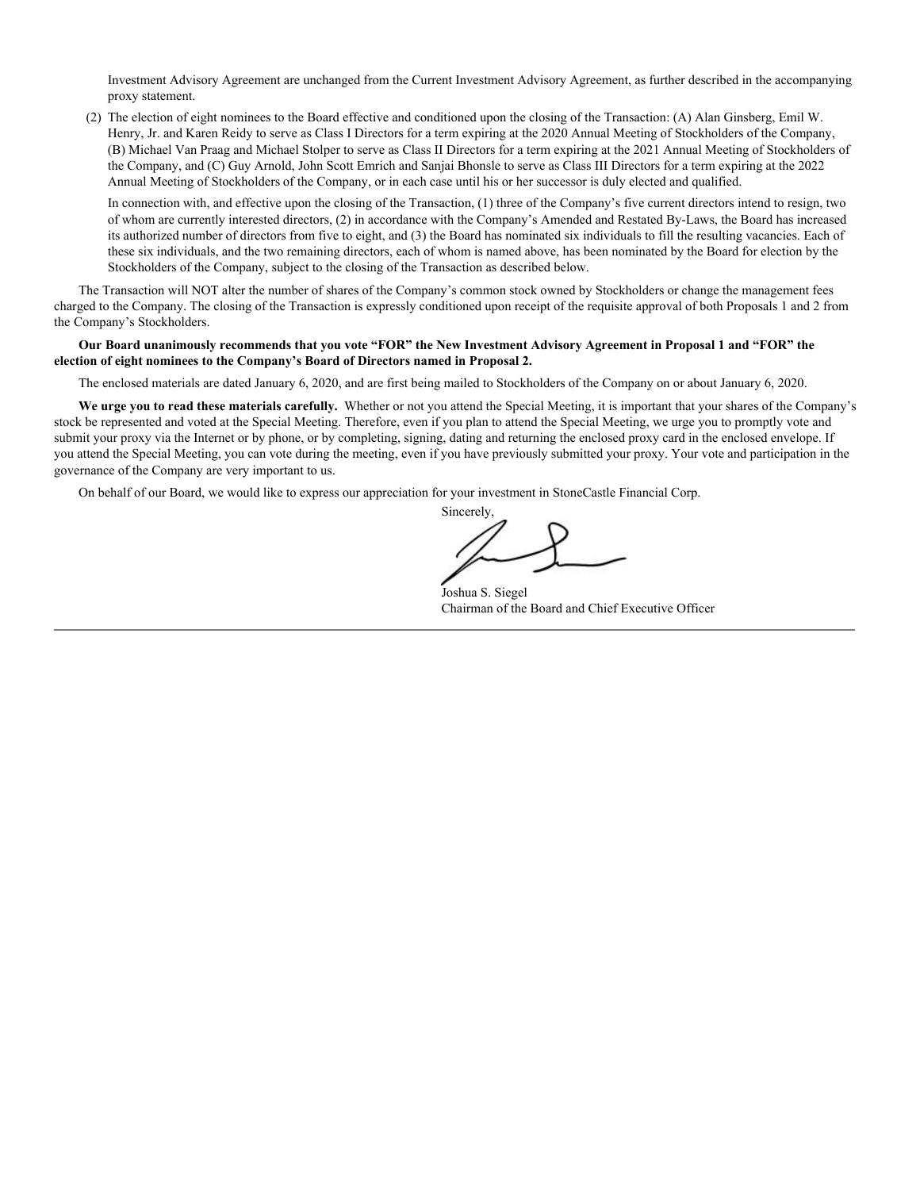Investment Advisory Agreement are unchanged from the Current Investment Advisory Agreement, as further described in the accompanying proxy statement.

(2) The election of eight nominees to the Board effective and conditioned upon the closing of the Transaction: (A) Alan Ginsberg, Emil W. Henry, Jr. and Karen Reidy to serve as Class I Directors for a term expiring at the 2020 Annual Meeting of Stockholders of the Company, (B) Michael Van Praag and Michael Stolper to serve as Class II Directors for a term expiring at the 2021 Annual Meeting of Stockholders of the Company, and (C) Guy Arnold, John Scott Emrich and Sanjai Bhonsle to serve as Class III Directors for a term expiring at the 2022 Annual Meeting of Stockholders of the Company, or in each case until his or her successor is duly elected and qualified.

In connection with, and effective upon the closing of the Transaction, (1) three of the Company's five current directors intend to resign, two of whom are currently interested directors, (2) in accordance with the Company's Amended and Restated By-Laws, the Board has increased its authorized number of directors from five to eight, and (3) the Board has nominated six individuals to fill the resulting vacancies. Each of these six individuals, and the two remaining directors, each of whom is named above, has been nominated by the Board for election by the Stockholders of the Company, subject to the closing of the Transaction as described below.

The Transaction will NOT alter the number of shares of the Company's common stock owned by Stockholders or change the management fees charged to the Company. The closing of the Transaction is expressly conditioned upon receipt of the requisite approval of both Proposals 1 and 2 from the Company's Stockholders.

**Our Board unanimously recommends that you vote "FOR" the New Investment Advisory Agreement in Proposal 1 and "FOR" the election of eight nominees to the Company's Board of Directors named in Proposal 2.**

The enclosed materials are dated January 6, 2020, and are first being mailed to Stockholders of the Company on or about January 6, 2020.

**We urge you to read these materials carefully.** Whether or not you attend the Special Meeting, it is important that your shares of the Company's stock be represented and voted at the Special Meeting. Therefore, even if you plan to attend the Special Meeting, we urge you to promptly vote and submit your proxy via the Internet or by phone, or by completing, signing, dating and returning the enclosed proxy card in the enclosed envelope. If you attend the Special Meeting, you can vote during the meeting, even if you have previously submitted your proxy. Your vote and participation in the governance of the Company are very important to us.

On behalf of our Board, we would like to express our appreciation for your investment in StoneCastle Financial Corp.

Sincerely,

Joshua S. Siegel
Chairman of the Board and Chief Executive Officer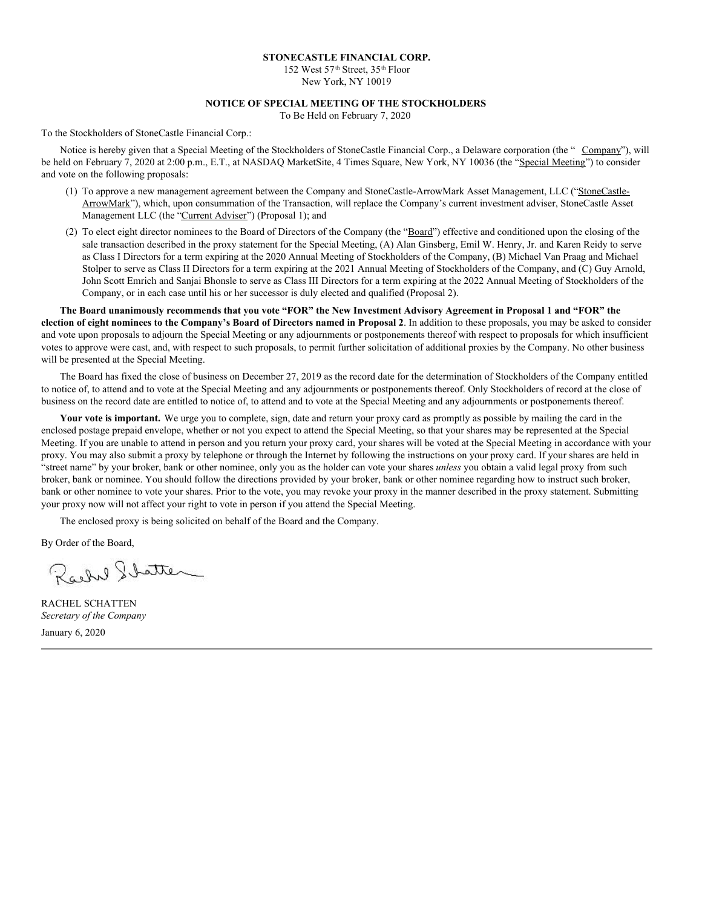**STONECASTLE FINANCIAL CORP.**
152 West 57th Street, 35th Floor
New York, NY 10019

**NOTICE OF SPECIAL MEETING OF THE STOCKHOLDERS**
To Be Held on February 7, 2020

To the Stockholders of StoneCastle Financial Corp.:

Notice is hereby given that a Special Meeting of the Stockholders of StoneCastle Financial Corp., a Delaware corporation (the "Company"), will be held on February 7, 2020 at 2:00 p.m., E.T., at NASDAQ MarketSite, 4 Times Square, New York, NY 10036 (the "Special Meeting") to consider and vote on the following proposals:

(1) To approve a new management agreement between the Company and StoneCastle-ArrowMark Asset Management, LLC ("StoneCastle-ArrowMark"), which, upon consummation of the Transaction, will replace the Company's current investment adviser, StoneCastle Asset Management LLC (the "Current Adviser") (Proposal 1); and

(2) To elect eight director nominees to the Board of Directors of the Company (the "Board") effective and conditioned upon the closing of the sale transaction described in the proxy statement for the Special Meeting, (A) Alan Ginsberg, Emil W. Henry, Jr. and Karen Reidy to serve as Class I Directors for a term expiring at the 2020 Annual Meeting of Stockholders of the Company, (B) Michael Van Praag and Michael Stolper to serve as Class II Directors for a term expiring at the 2021 Annual Meeting of Stockholders of the Company, and (C) Guy Arnold, John Scott Emrich and Sanjai Bhonsle to serve as Class III Directors for a term expiring at the 2022 Annual Meeting of Stockholders of the Company, or in each case until his or her successor is duly elected and qualified (Proposal 2).

**The Board unanimously recommends that you vote "FOR" the New Investment Advisory Agreement in Proposal 1 and "FOR" the election of eight nominees to the Company's Board of Directors named in Proposal 2**. In addition to these proposals, you may be asked to consider and vote upon proposals to adjourn the Special Meeting or any adjournments or postponements thereof with respect to proposals for which insufficient votes to approve were cast, and, with respect to such proposals, to permit further solicitation of additional proxies by the Company. No other business will be presented at the Special Meeting.

The Board has fixed the close of business on December 27, 2019 as the record date for the determination of Stockholders of the Company entitled to notice of, to attend and to vote at the Special Meeting and any adjournments or postponements thereof. Only Stockholders of record at the close of business on the record date are entitled to notice of, to attend and to vote at the Special Meeting and any adjournments or postponements thereof.

**Your vote is important.** We urge you to complete, sign, date and return your proxy card as promptly as possible by mailing the card in the enclosed postage prepaid envelope, whether or not you expect to attend the Special Meeting, so that your shares may be represented at the Special Meeting. If you are unable to attend in person and you return your proxy card, your shares will be voted at the Special Meeting in accordance with your proxy. You may also submit a proxy by telephone or through the Internet by following the instructions on your proxy card. If your shares are held in "street name" by your broker, bank or other nominee, only you as the holder can vote your shares *unless* you obtain a valid legal proxy from such broker, bank or nominee. You should follow the directions provided by your broker, bank or other nominee regarding how to instruct such broker, bank or other nominee to vote your shares. Prior to the vote, you may revoke your proxy in the manner described in the proxy statement. Submitting your proxy now will not affect your right to vote in person if you attend the Special Meeting.

The enclosed proxy is being solicited on behalf of the Board and the Company.

By Order of the Board,

RACHEL SCHATTEN
*Secretary of the Company*

January 6, 2020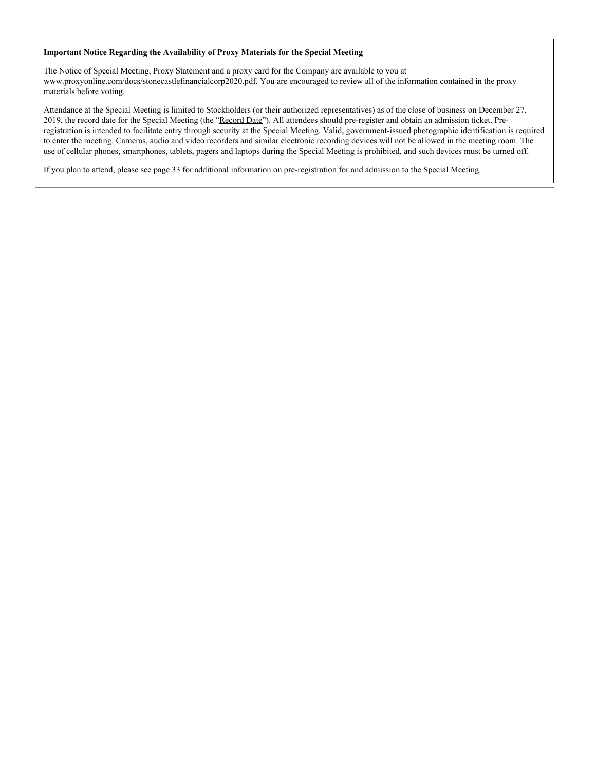**Important Notice Regarding the Availability of Proxy Materials for the Special Meeting**

The Notice of Special Meeting, Proxy Statement and a proxy card for the Company are available to you at www.proxyonline.com/docs/stonecastlefinancialcorp2020.pdf. You are encouraged to review all of the information contained in the proxy materials before voting.

Attendance at the Special Meeting is limited to Stockholders (or their authorized representatives) as of the close of business on December 27, 2019, the record date for the Special Meeting (the "Record Date"). All attendees should pre-register and obtain an admission ticket. Pre-registration is intended to facilitate entry through security at the Special Meeting. Valid, government-issued photographic identification is required to enter the meeting. Cameras, audio and video recorders and similar electronic recording devices will not be allowed in the meeting room. The use of cellular phones, smartphones, tablets, pagers and laptops during the Special Meeting is prohibited, and such devices must be turned off.

If you plan to attend, please see page 33 for additional information on pre-registration for and admission to the Special Meeting.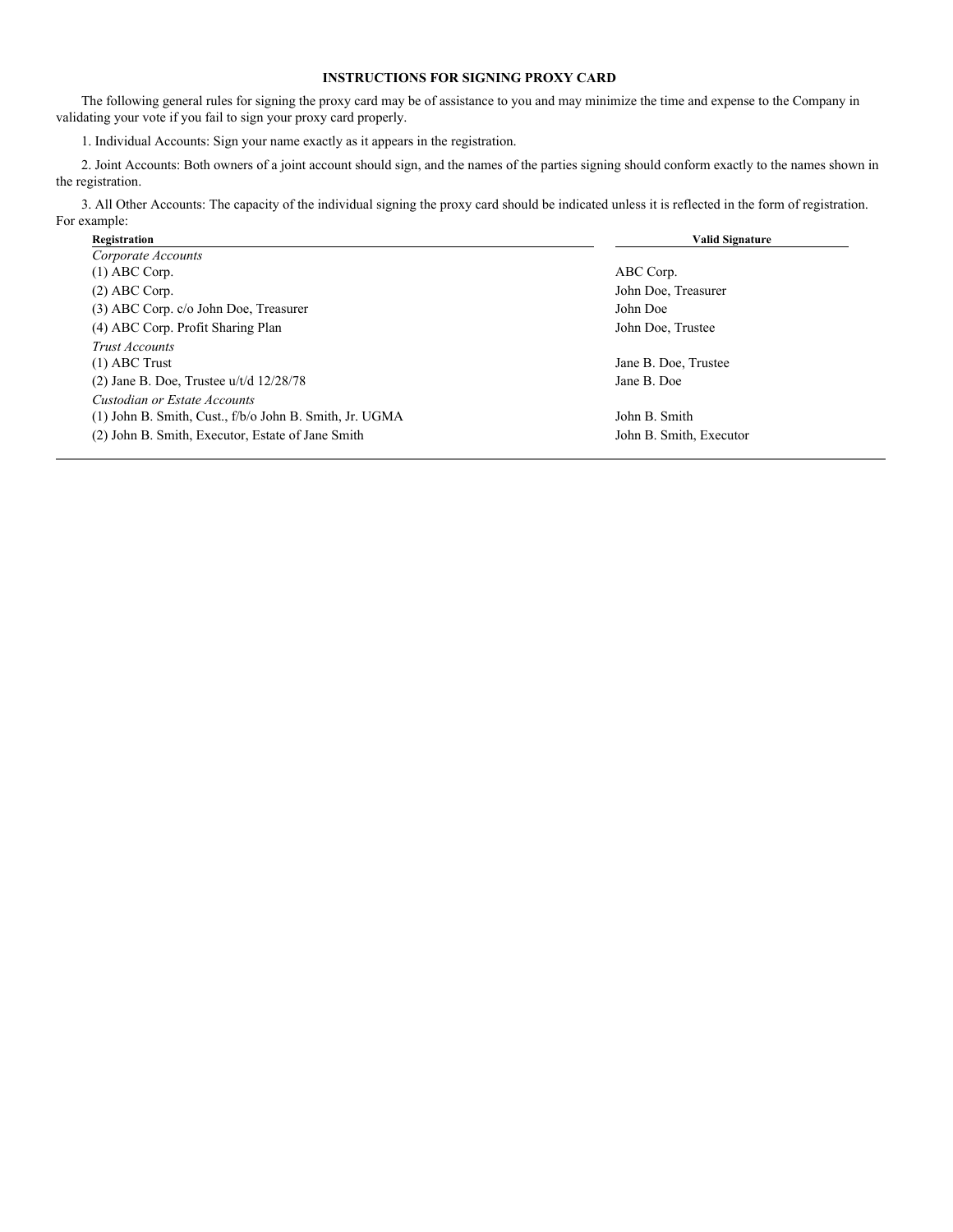## INSTRUCTIONS FOR SIGNING PROXY CARD

The following general rules for signing the proxy card may be of assistance to you and may minimize the time and expense to the Company in validating your vote if you fail to sign your proxy card properly.

1. Individual Accounts: Sign your name exactly as it appears in the registration.

2. Joint Accounts: Both owners of a joint account should sign, and the names of the parties signing should conform exactly to the names shown in the registration.

3. All Other Accounts: The capacity of the individual signing the proxy card should be indicated unless it is reflected in the form of registration. For example:

| Registration | Valid Signature |
|---|---|
| *Corporate Accounts* | |
| (1) ABC Corp. | ABC Corp. |
| (2) ABC Corp. | John Doe, Treasurer |
| (3) ABC Corp. c/o John Doe, Treasurer | John Doe |
| (4) ABC Corp. Profit Sharing Plan | John Doe, Trustee |
| *Trust Accounts* | |
| (1) ABC Trust | Jane B. Doe, Trustee |
| (2) Jane B. Doe, Trustee u/t/d 12/28/78 | Jane B. Doe |
| *Custodian or Estate Accounts* | |
| (1) John B. Smith, Cust., f/b/o John B. Smith, Jr. UGMA | John B. Smith |
| (2) John B. Smith, Executor, Estate of Jane Smith | John B. Smith, Executor |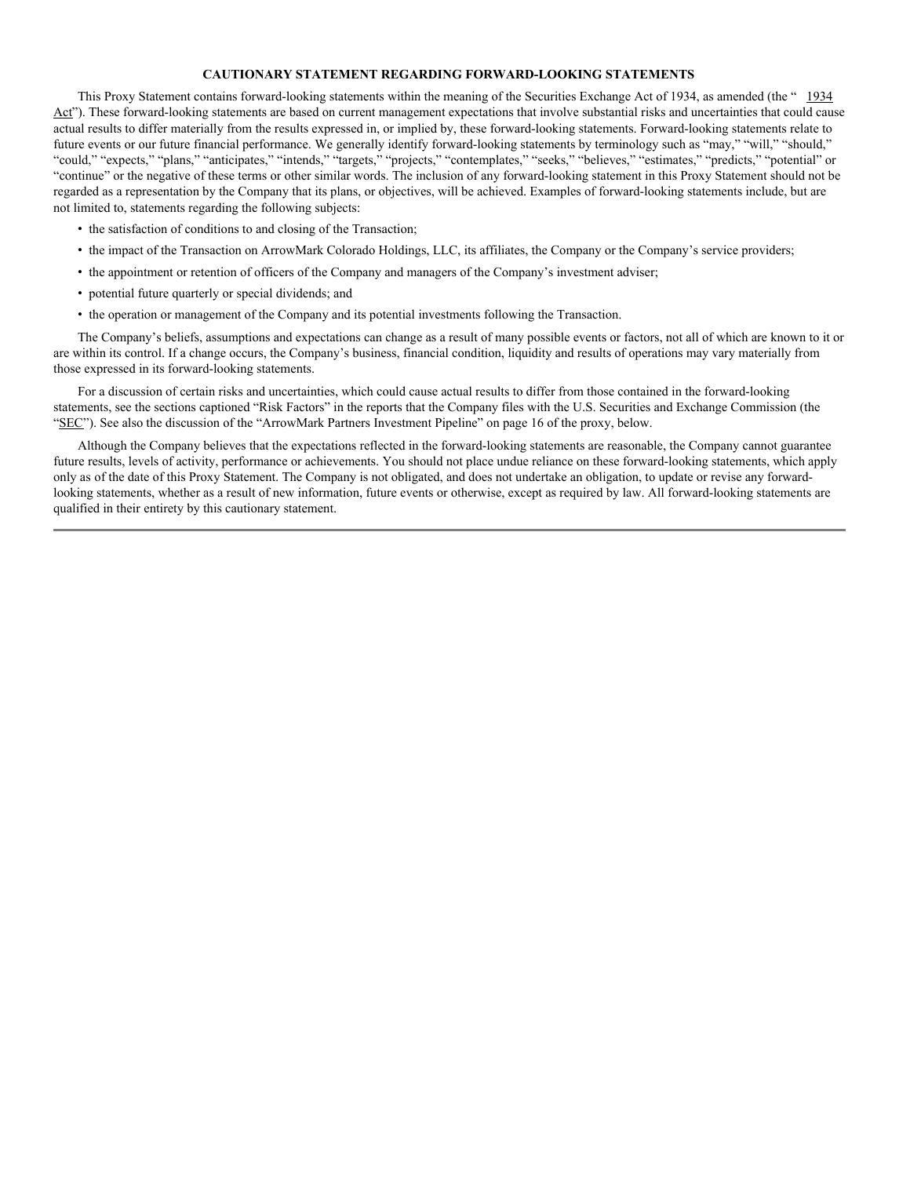## CAUTIONARY STATEMENT REGARDING FORWARD-LOOKING STATEMENTS

This Proxy Statement contains forward-looking statements within the meaning of the Securities Exchange Act of 1934, as amended (the "1934 Act"). These forward-looking statements are based on current management expectations that involve substantial risks and uncertainties that could cause actual results to differ materially from the results expressed in, or implied by, these forward-looking statements. Forward-looking statements relate to future events or our future financial performance. We generally identify forward-looking statements by terminology such as "may," "will," "should," "could," "expects," "plans," "anticipates," "intends," "targets," "projects," "contemplates," "seeks," "believes," "estimates," "predicts," "potential" or "continue" or the negative of these terms or other similar words. The inclusion of any forward-looking statement in this Proxy Statement should not be regarded as a representation by the Company that its plans, or objectives, will be achieved. Examples of forward-looking statements include, but are not limited to, statements regarding the following subjects:

- the satisfaction of conditions to and closing of the Transaction;
- the impact of the Transaction on ArrowMark Colorado Holdings, LLC, its affiliates, the Company or the Company's service providers;
- the appointment or retention of officers of the Company and managers of the Company's investment adviser;
- potential future quarterly or special dividends; and
- the operation or management of the Company and its potential investments following the Transaction.

The Company's beliefs, assumptions and expectations can change as a result of many possible events or factors, not all of which are known to it or are within its control. If a change occurs, the Company's business, financial condition, liquidity and results of operations may vary materially from those expressed in its forward-looking statements.

For a discussion of certain risks and uncertainties, which could cause actual results to differ from those contained in the forward-looking statements, see the sections captioned "Risk Factors" in the reports that the Company files with the U.S. Securities and Exchange Commission (the "SEC"). See also the discussion of the "ArrowMark Partners Investment Pipeline" on page 16 of the proxy, below.

Although the Company believes that the expectations reflected in the forward-looking statements are reasonable, the Company cannot guarantee future results, levels of activity, performance or achievements. You should not place undue reliance on these forward-looking statements, which apply only as of the date of this Proxy Statement. The Company is not obligated, and does not undertake an obligation, to update or revise any forward-looking statements, whether as a result of new information, future events or otherwise, except as required by law. All forward-looking statements are qualified in their entirety by this cautionary statement.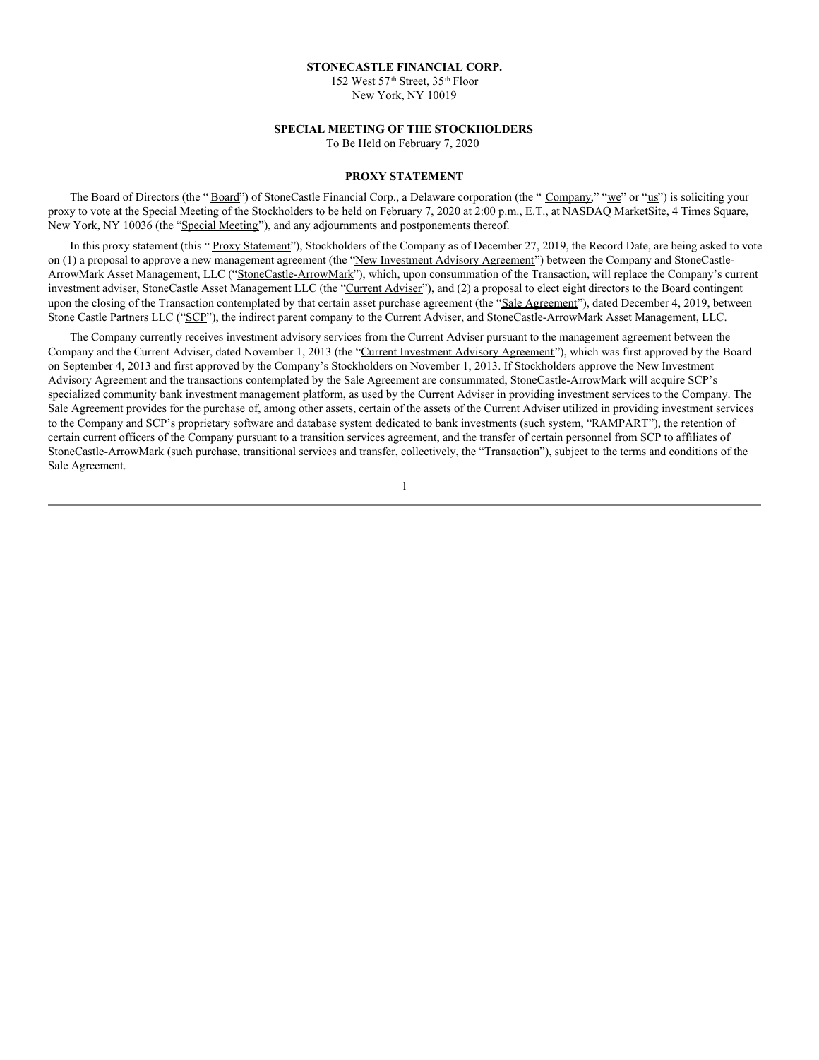**STONECASTLE FINANCIAL CORP.**

152 West 57th Street, 35th Floor
New York, NY 10019

**SPECIAL MEETING OF THE STOCKHOLDERS**

To Be Held on February 7, 2020

**PROXY STATEMENT**

The Board of Directors (the "Board") of StoneCastle Financial Corp., a Delaware corporation (the "Company," "we" or "us") is soliciting your proxy to vote at the Special Meeting of the Stockholders to be held on February 7, 2020 at 2:00 p.m., E.T., at NASDAQ MarketSite, 4 Times Square, New York, NY 10036 (the "Special Meeting"), and any adjournments and postponements thereof.

In this proxy statement (this "Proxy Statement"), Stockholders of the Company as of December 27, 2019, the Record Date, are being asked to vote on (1) a proposal to approve a new management agreement (the "New Investment Advisory Agreement") between the Company and StoneCastle-ArrowMark Asset Management, LLC ("StoneCastle-ArrowMark"), which, upon consummation of the Transaction, will replace the Company's current investment adviser, StoneCastle Asset Management LLC (the "Current Adviser"), and (2) a proposal to elect eight directors to the Board contingent upon the closing of the Transaction contemplated by that certain asset purchase agreement (the "Sale Agreement"), dated December 4, 2019, between Stone Castle Partners LLC ("SCP"), the indirect parent company to the Current Adviser, and StoneCastle-ArrowMark Asset Management, LLC.

The Company currently receives investment advisory services from the Current Adviser pursuant to the management agreement between the Company and the Current Adviser, dated November 1, 2013 (the "Current Investment Advisory Agreement"), which was first approved by the Board on September 4, 2013 and first approved by the Company's Stockholders on November 1, 2013. If Stockholders approve the New Investment Advisory Agreement and the transactions contemplated by the Sale Agreement are consummated, StoneCastle-ArrowMark will acquire SCP's specialized community bank investment management platform, as used by the Current Adviser in providing investment services to the Company. The Sale Agreement provides for the purchase of, among other assets, certain of the assets of the Current Adviser utilized in providing investment services to the Company and SCP's proprietary software and database system dedicated to bank investments (such system, "RAMPART"), the retention of certain current officers of the Company pursuant to a transition services agreement, and the transfer of certain personnel from SCP to affiliates of StoneCastle-ArrowMark (such purchase, transitional services and transfer, collectively, the "Transaction"), subject to the terms and conditions of the Sale Agreement.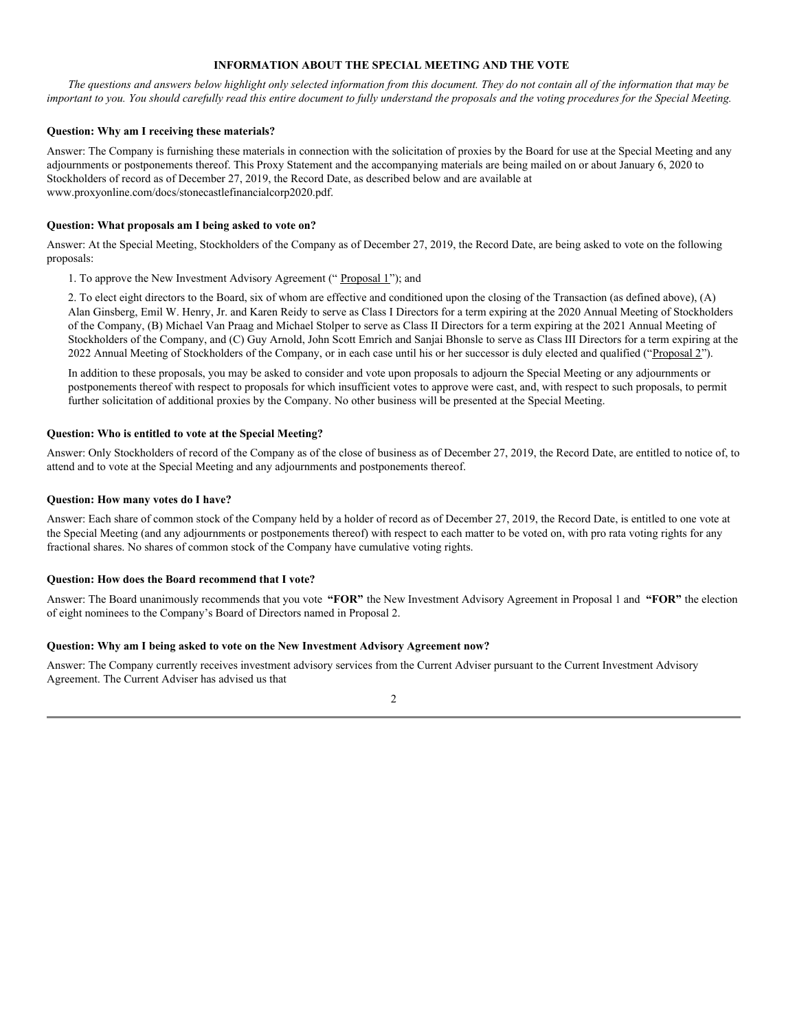## INFORMATION ABOUT THE SPECIAL MEETING AND THE VOTE

*The questions and answers below highlight only selected information from this document. They do not contain all of the information that may be important to you. You should carefully read this entire document to fully understand the proposals and the voting procedures for the Special Meeting.*

**Question: Why am I receiving these materials?**

Answer: The Company is furnishing these materials in connection with the solicitation of proxies by the Board for use at the Special Meeting and any adjournments or postponements thereof. This Proxy Statement and the accompanying materials are being mailed on or about January 6, 2020 to Stockholders of record as of December 27, 2019, the Record Date, as described below and are available at www.proxyonline.com/docs/stonecastlefinancialcorp2020.pdf.

**Question: What proposals am I being asked to vote on?**

Answer: At the Special Meeting, Stockholders of the Company as of December 27, 2019, the Record Date, are being asked to vote on the following proposals:

1. To approve the New Investment Advisory Agreement (" Proposal 1"); and

2. To elect eight directors to the Board, six of whom are effective and conditioned upon the closing of the Transaction (as defined above), (A) Alan Ginsberg, Emil W. Henry, Jr. and Karen Reidy to serve as Class I Directors for a term expiring at the 2020 Annual Meeting of Stockholders of the Company, (B) Michael Van Praag and Michael Stolper to serve as Class II Directors for a term expiring at the 2021 Annual Meeting of Stockholders of the Company, and (C) Guy Arnold, John Scott Emrich and Sanjai Bhonsle to serve as Class III Directors for a term expiring at the 2022 Annual Meeting of Stockholders of the Company, or in each case until his or her successor is duly elected and qualified ("Proposal 2").

In addition to these proposals, you may be asked to consider and vote upon proposals to adjourn the Special Meeting or any adjournments or postponements thereof with respect to proposals for which insufficient votes to approve were cast, and, with respect to such proposals, to permit further solicitation of additional proxies by the Company. No other business will be presented at the Special Meeting.

**Question: Who is entitled to vote at the Special Meeting?**

Answer: Only Stockholders of record of the Company as of the close of business as of December 27, 2019, the Record Date, are entitled to notice of, to attend and to vote at the Special Meeting and any adjournments and postponements thereof.

**Question: How many votes do I have?**

Answer: Each share of common stock of the Company held by a holder of record as of December 27, 2019, the Record Date, is entitled to one vote at the Special Meeting (and any adjournments or postponements thereof) with respect to each matter to be voted on, with pro rata voting rights for any fractional shares. No shares of common stock of the Company have cumulative voting rights.

**Question: How does the Board recommend that I vote?**

Answer: The Board unanimously recommends that you vote **"FOR"** the New Investment Advisory Agreement in Proposal 1 and **"FOR"** the election of eight nominees to the Company's Board of Directors named in Proposal 2.

**Question: Why am I being asked to vote on the New Investment Advisory Agreement now?**

Answer: The Company currently receives investment advisory services from the Current Adviser pursuant to the Current Investment Advisory Agreement. The Current Adviser has advised us that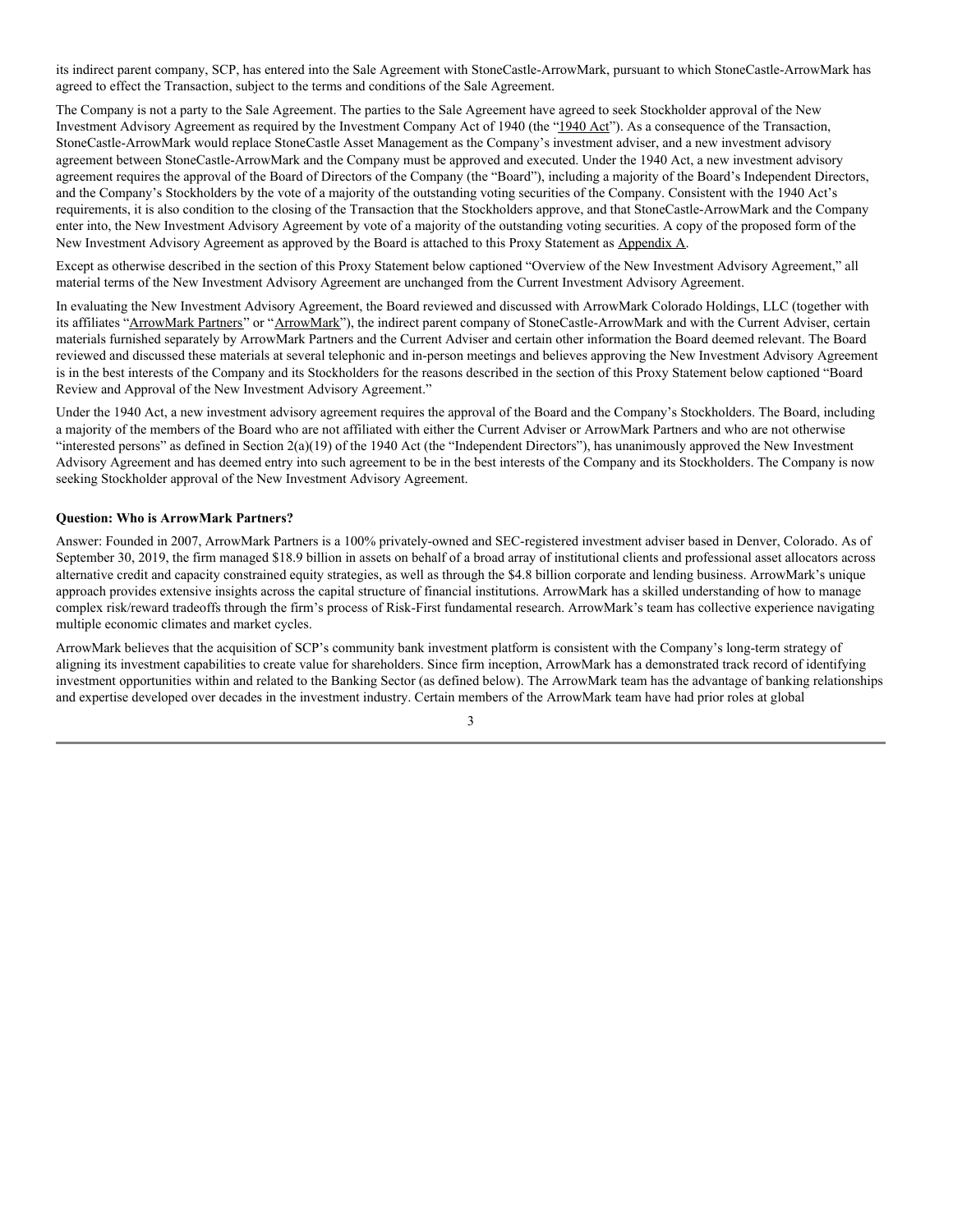its indirect parent company, SCP, has entered into the Sale Agreement with StoneCastle-ArrowMark, pursuant to which StoneCastle-ArrowMark has agreed to effect the Transaction, subject to the terms and conditions of the Sale Agreement.

The Company is not a party to the Sale Agreement. The parties to the Sale Agreement have agreed to seek Stockholder approval of the New Investment Advisory Agreement as required by the Investment Company Act of 1940 (the "1940 Act"). As a consequence of the Transaction, StoneCastle-ArrowMark would replace StoneCastle Asset Management as the Company's investment adviser, and a new investment advisory agreement between StoneCastle-ArrowMark and the Company must be approved and executed. Under the 1940 Act, a new investment advisory agreement requires the approval of the Board of Directors of the Company (the "Board"), including a majority of the Board's Independent Directors, and the Company's Stockholders by the vote of a majority of the outstanding voting securities of the Company. Consistent with the 1940 Act's requirements, it is also condition to the closing of the Transaction that the Stockholders approve, and that StoneCastle-ArrowMark and the Company enter into, the New Investment Advisory Agreement by vote of a majority of the outstanding voting securities. A copy of the proposed form of the New Investment Advisory Agreement as approved by the Board is attached to this Proxy Statement as Appendix A.

Except as otherwise described in the section of this Proxy Statement below captioned "Overview of the New Investment Advisory Agreement," all material terms of the New Investment Advisory Agreement are unchanged from the Current Investment Advisory Agreement.

In evaluating the New Investment Advisory Agreement, the Board reviewed and discussed with ArrowMark Colorado Holdings, LLC (together with its affiliates "ArrowMark Partners" or "ArrowMark"), the indirect parent company of StoneCastle-ArrowMark and with the Current Adviser, certain materials furnished separately by ArrowMark Partners and the Current Adviser and certain other information the Board deemed relevant. The Board reviewed and discussed these materials at several telephonic and in-person meetings and believes approving the New Investment Advisory Agreement is in the best interests of the Company and its Stockholders for the reasons described in the section of this Proxy Statement below captioned "Board Review and Approval of the New Investment Advisory Agreement."

Under the 1940 Act, a new investment advisory agreement requires the approval of the Board and the Company's Stockholders. The Board, including a majority of the members of the Board who are not affiliated with either the Current Adviser or ArrowMark Partners and who are not otherwise "interested persons" as defined in Section 2(a)(19) of the 1940 Act (the "Independent Directors"), has unanimously approved the New Investment Advisory Agreement and has deemed entry into such agreement to be in the best interests of the Company and its Stockholders. The Company is now seeking Stockholder approval of the New Investment Advisory Agreement.

**Question: Who is ArrowMark Partners?**

Answer: Founded in 2007, ArrowMark Partners is a 100% privately-owned and SEC-registered investment adviser based in Denver, Colorado. As of September 30, 2019, the firm managed $18.9 billion in assets on behalf of a broad array of institutional clients and professional asset allocators across alternative credit and capacity constrained equity strategies, as well as through the $4.8 billion corporate and lending business. ArrowMark's unique approach provides extensive insights across the capital structure of financial institutions. ArrowMark has a skilled understanding of how to manage complex risk/reward tradeoffs through the firm's process of Risk-First fundamental research. ArrowMark's team has collective experience navigating multiple economic climates and market cycles.

ArrowMark believes that the acquisition of SCP's community bank investment platform is consistent with the Company's long-term strategy of aligning its investment capabilities to create value for shareholders. Since firm inception, ArrowMark has a demonstrated track record of identifying investment opportunities within and related to the Banking Sector (as defined below). The ArrowMark team has the advantage of banking relationships and expertise developed over decades in the investment industry. Certain members of the ArrowMark team have had prior roles at global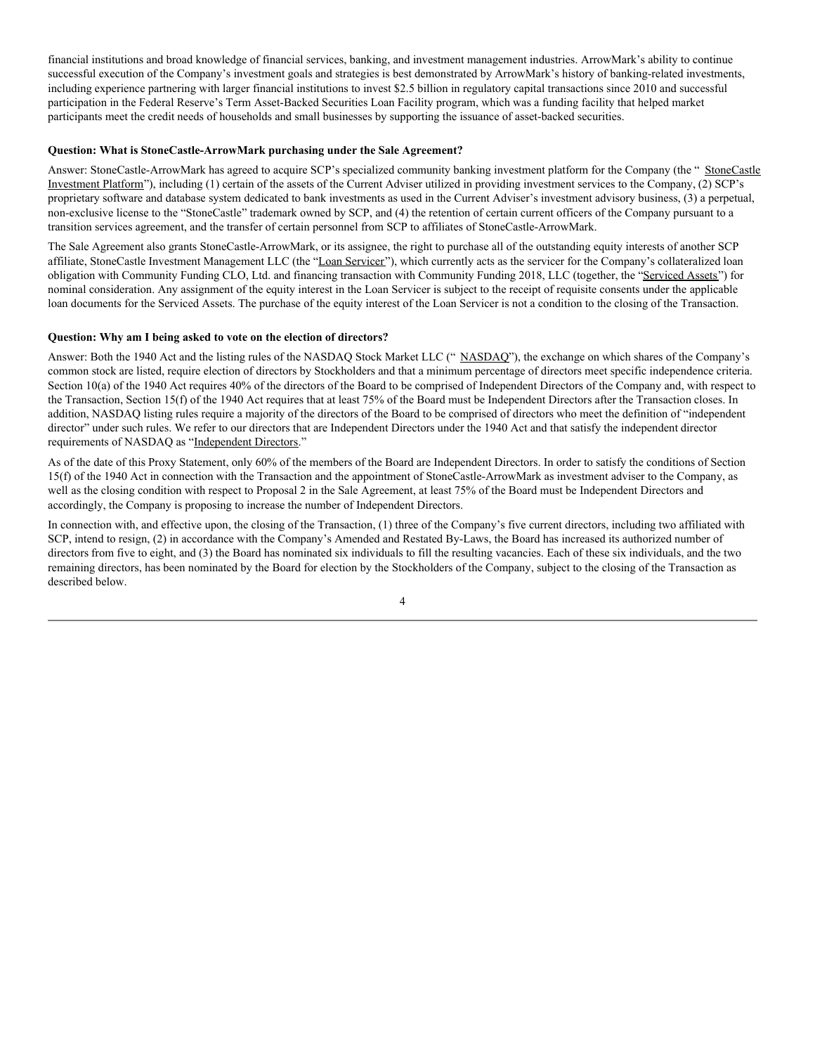financial institutions and broad knowledge of financial services, banking, and investment management industries. ArrowMark's ability to continue successful execution of the Company's investment goals and strategies is best demonstrated by ArrowMark's history of banking-related investments, including experience partnering with larger financial institutions to invest $2.5 billion in regulatory capital transactions since 2010 and successful participation in the Federal Reserve's Term Asset-Backed Securities Loan Facility program, which was a funding facility that helped market participants meet the credit needs of households and small businesses by supporting the issuance of asset-backed securities.

**Question: What is StoneCastle-ArrowMark purchasing under the Sale Agreement?**

Answer: StoneCastle-ArrowMark has agreed to acquire SCP's specialized community banking investment platform for the Company (the "StoneCastle Investment Platform"), including (1) certain of the assets of the Current Adviser utilized in providing investment services to the Company, (2) SCP's proprietary software and database system dedicated to bank investments as used in the Current Adviser's investment advisory business, (3) a perpetual, non-exclusive license to the "StoneCastle" trademark owned by SCP, and (4) the retention of certain current officers of the Company pursuant to a transition services agreement, and the transfer of certain personnel from SCP to affiliates of StoneCastle-ArrowMark.

The Sale Agreement also grants StoneCastle-ArrowMark, or its assignee, the right to purchase all of the outstanding equity interests of another SCP affiliate, StoneCastle Investment Management LLC (the "Loan Servicer"), which currently acts as the servicer for the Company's collateralized loan obligation with Community Funding CLO, Ltd. and financing transaction with Community Funding 2018, LLC (together, the "Serviced Assets") for nominal consideration. Any assignment of the equity interest in the Loan Servicer is subject to the receipt of requisite consents under the applicable loan documents for the Serviced Assets. The purchase of the equity interest of the Loan Servicer is not a condition to the closing of the Transaction.

**Question: Why am I being asked to vote on the election of directors?**

Answer: Both the 1940 Act and the listing rules of the NASDAQ Stock Market LLC ("NASDAQ"), the exchange on which shares of the Company's common stock are listed, require election of directors by Stockholders and that a minimum percentage of directors meet specific independence criteria. Section 10(a) of the 1940 Act requires 40% of the directors of the Board to be comprised of Independent Directors of the Company and, with respect to the Transaction, Section 15(f) of the 1940 Act requires that at least 75% of the Board must be Independent Directors after the Transaction closes. In addition, NASDAQ listing rules require a majority of the directors of the Board to be comprised of directors who meet the definition of "independent director" under such rules. We refer to our directors that are Independent Directors under the 1940 Act and that satisfy the independent director requirements of NASDAQ as "Independent Directors."

As of the date of this Proxy Statement, only 60% of the members of the Board are Independent Directors. In order to satisfy the conditions of Section 15(f) of the 1940 Act in connection with the Transaction and the appointment of StoneCastle-ArrowMark as investment adviser to the Company, as well as the closing condition with respect to Proposal 2 in the Sale Agreement, at least 75% of the Board must be Independent Directors and accordingly, the Company is proposing to increase the number of Independent Directors.

In connection with, and effective upon, the closing of the Transaction, (1) three of the Company's five current directors, including two affiliated with SCP, intend to resign, (2) in accordance with the Company's Amended and Restated By-Laws, the Board has increased its authorized number of directors from five to eight, and (3) the Board has nominated six individuals to fill the resulting vacancies. Each of these six individuals, and the two remaining directors, has been nominated by the Board for election by the Stockholders of the Company, subject to the closing of the Transaction as described below.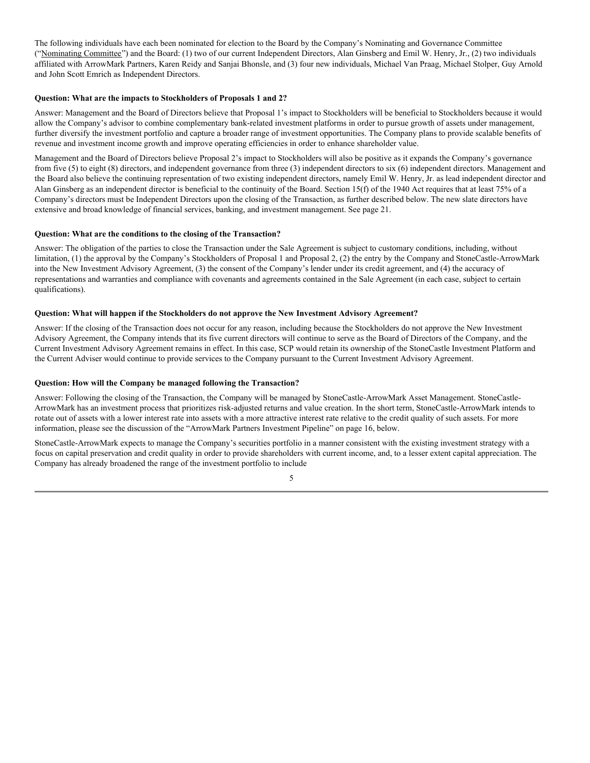The following individuals have each been nominated for election to the Board by the Company's Nominating and Governance Committee ("Nominating Committee") and the Board: (1) two of our current Independent Directors, Alan Ginsberg and Emil W. Henry, Jr., (2) two individuals affiliated with ArrowMark Partners, Karen Reidy and Sanjai Bhonsle, and (3) four new individuals, Michael Van Praag, Michael Stolper, Guy Arnold and John Scott Emrich as Independent Directors.

**Question: What are the impacts to Stockholders of Proposals 1 and 2?**

Answer: Management and the Board of Directors believe that Proposal 1's impact to Stockholders will be beneficial to Stockholders because it would allow the Company's advisor to combine complementary bank-related investment platforms in order to pursue growth of assets under management, further diversify the investment portfolio and capture a broader range of investment opportunities. The Company plans to provide scalable benefits of revenue and investment income growth and improve operating efficiencies in order to enhance shareholder value.

Management and the Board of Directors believe Proposal 2's impact to Stockholders will also be positive as it expands the Company's governance from five (5) to eight (8) directors, and independent governance from three (3) independent directors to six (6) independent directors. Management and the Board also believe the continuing representation of two existing independent directors, namely Emil W. Henry, Jr. as lead independent director and Alan Ginsberg as an independent director is beneficial to the continuity of the Board. Section 15(f) of the 1940 Act requires that at least 75% of a Company's directors must be Independent Directors upon the closing of the Transaction, as further described below. The new slate directors have extensive and broad knowledge of financial services, banking, and investment management. See page 21.

**Question: What are the conditions to the closing of the Transaction?**

Answer: The obligation of the parties to close the Transaction under the Sale Agreement is subject to customary conditions, including, without limitation, (1) the approval by the Company's Stockholders of Proposal 1 and Proposal 2, (2) the entry by the Company and StoneCastle-ArrowMark into the New Investment Advisory Agreement, (3) the consent of the Company's lender under its credit agreement, and (4) the accuracy of representations and warranties and compliance with covenants and agreements contained in the Sale Agreement (in each case, subject to certain qualifications).

**Question: What will happen if the Stockholders do not approve the New Investment Advisory Agreement?**

Answer: If the closing of the Transaction does not occur for any reason, including because the Stockholders do not approve the New Investment Advisory Agreement, the Company intends that its five current directors will continue to serve as the Board of Directors of the Company, and the Current Investment Advisory Agreement remains in effect. In this case, SCP would retain its ownership of the StoneCastle Investment Platform and the Current Adviser would continue to provide services to the Company pursuant to the Current Investment Advisory Agreement.

**Question: How will the Company be managed following the Transaction?**

Answer: Following the closing of the Transaction, the Company will be managed by StoneCastle-ArrowMark Asset Management. StoneCastle-ArrowMark has an investment process that prioritizes risk-adjusted returns and value creation. In the short term, StoneCastle-ArrowMark intends to rotate out of assets with a lower interest rate into assets with a more attractive interest rate relative to the credit quality of such assets. For more information, please see the discussion of the "ArrowMark Partners Investment Pipeline" on page 16, below.

StoneCastle-ArrowMark expects to manage the Company's securities portfolio in a manner consistent with the existing investment strategy with a focus on capital preservation and credit quality in order to provide shareholders with current income, and, to a lesser extent capital appreciation. The Company has already broadened the range of the investment portfolio to include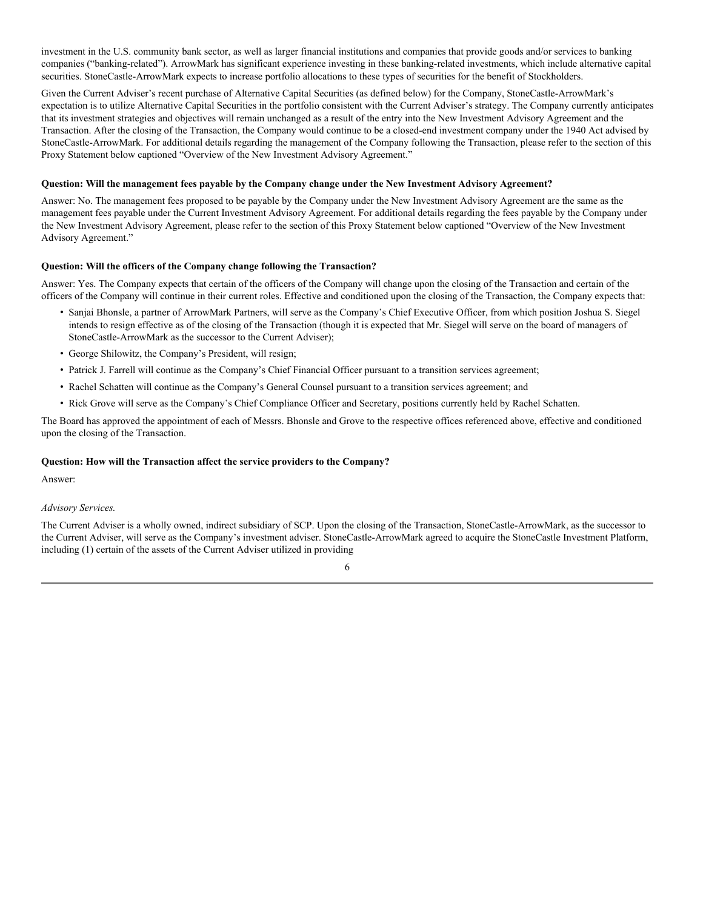investment in the U.S. community bank sector, as well as larger financial institutions and companies that provide goods and/or services to banking companies ("banking-related"). ArrowMark has significant experience investing in these banking-related investments, which include alternative capital securities. StoneCastle-ArrowMark expects to increase portfolio allocations to these types of securities for the benefit of Stockholders.

Given the Current Adviser's recent purchase of Alternative Capital Securities (as defined below) for the Company, StoneCastle-ArrowMark's expectation is to utilize Alternative Capital Securities in the portfolio consistent with the Current Adviser's strategy. The Company currently anticipates that its investment strategies and objectives will remain unchanged as a result of the entry into the New Investment Advisory Agreement and the Transaction. After the closing of the Transaction, the Company would continue to be a closed-end investment company under the 1940 Act advised by StoneCastle-ArrowMark. For additional details regarding the management of the Company following the Transaction, please refer to the section of this Proxy Statement below captioned "Overview of the New Investment Advisory Agreement."

**Question: Will the management fees payable by the Company change under the New Investment Advisory Agreement?**

Answer: No. The management fees proposed to be payable by the Company under the New Investment Advisory Agreement are the same as the management fees payable under the Current Investment Advisory Agreement. For additional details regarding the fees payable by the Company under the New Investment Advisory Agreement, please refer to the section of this Proxy Statement below captioned "Overview of the New Investment Advisory Agreement."

**Question: Will the officers of the Company change following the Transaction?**

Answer: Yes. The Company expects that certain of the officers of the Company will change upon the closing of the Transaction and certain of the officers of the Company will continue in their current roles. Effective and conditioned upon the closing of the Transaction, the Company expects that:

- Sanjai Bhonsle, a partner of ArrowMark Partners, will serve as the Company's Chief Executive Officer, from which position Joshua S. Siegel intends to resign effective as of the closing of the Transaction (though it is expected that Mr. Siegel will serve on the board of managers of StoneCastle-ArrowMark as the successor to the Current Adviser);
- George Shilowitz, the Company's President, will resign;
- Patrick J. Farrell will continue as the Company's Chief Financial Officer pursuant to a transition services agreement;
- Rachel Schatten will continue as the Company's General Counsel pursuant to a transition services agreement; and
- Rick Grove will serve as the Company's Chief Compliance Officer and Secretary, positions currently held by Rachel Schatten.

The Board has approved the appointment of each of Messrs. Bhonsle and Grove to the respective offices referenced above, effective and conditioned upon the closing of the Transaction.

**Question: How will the Transaction affect the service providers to the Company?**

Answer:

*Advisory Services.*

The Current Adviser is a wholly owned, indirect subsidiary of SCP. Upon the closing of the Transaction, StoneCastle-ArrowMark, as the successor to the Current Adviser, will serve as the Company's investment adviser. StoneCastle-ArrowMark agreed to acquire the StoneCastle Investment Platform, including (1) certain of the assets of the Current Adviser utilized in providing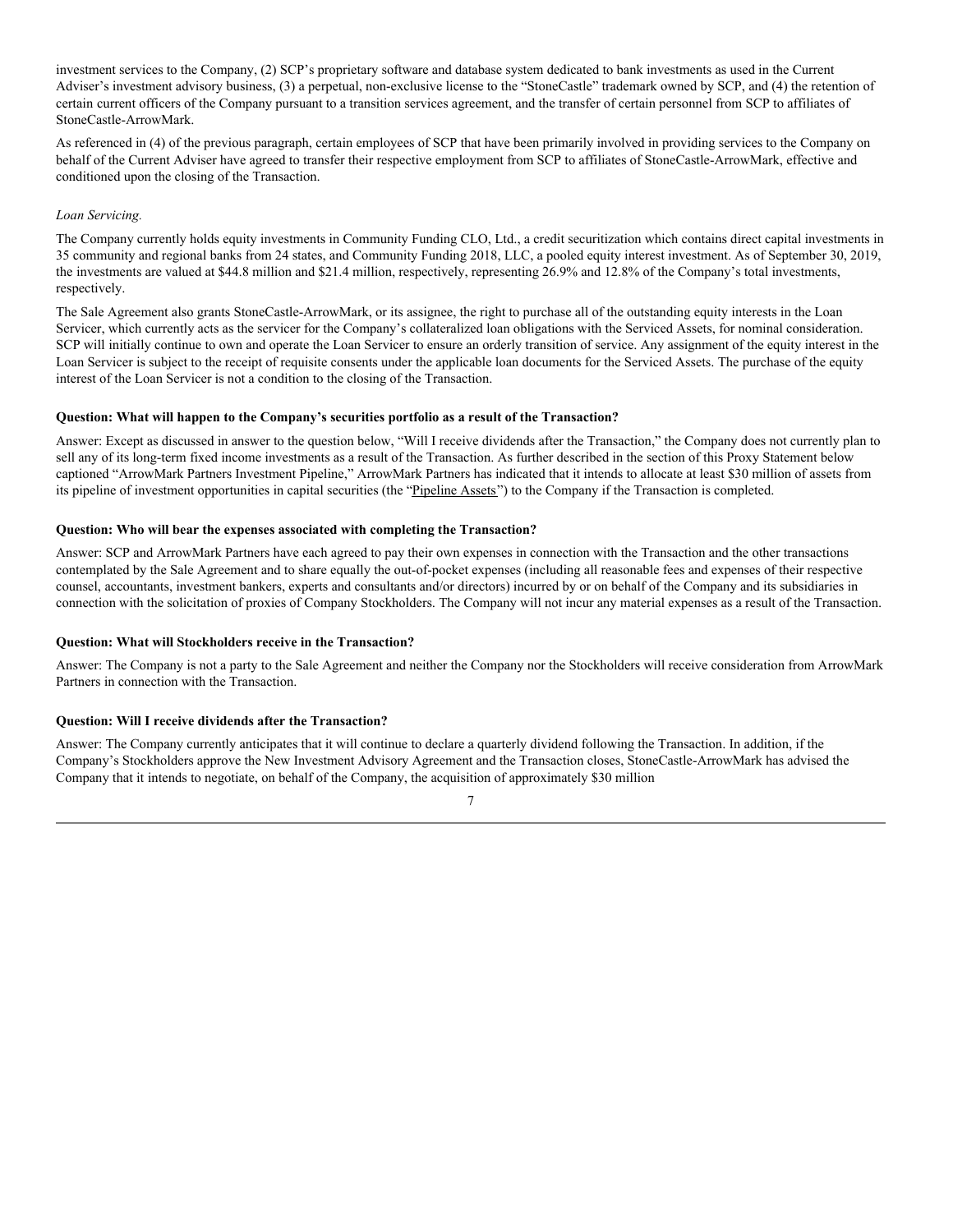investment services to the Company, (2) SCP's proprietary software and database system dedicated to bank investments as used in the Current Adviser's investment advisory business, (3) a perpetual, non-exclusive license to the "StoneCastle" trademark owned by SCP, and (4) the retention of certain current officers of the Company pursuant to a transition services agreement, and the transfer of certain personnel from SCP to affiliates of StoneCastle-ArrowMark.

As referenced in (4) of the previous paragraph, certain employees of SCP that have been primarily involved in providing services to the Company on behalf of the Current Adviser have agreed to transfer their respective employment from SCP to affiliates of StoneCastle-ArrowMark, effective and conditioned upon the closing of the Transaction.

*Loan Servicing.*

The Company currently holds equity investments in Community Funding CLO, Ltd., a credit securitization which contains direct capital investments in 35 community and regional banks from 24 states, and Community Funding 2018, LLC, a pooled equity interest investment. As of September 30, 2019, the investments are valued at $44.8 million and $21.4 million, respectively, representing 26.9% and 12.8% of the Company's total investments, respectively.

The Sale Agreement also grants StoneCastle-ArrowMark, or its assignee, the right to purchase all of the outstanding equity interests in the Loan Servicer, which currently acts as the servicer for the Company's collateralized loan obligations with the Serviced Assets, for nominal consideration. SCP will initially continue to own and operate the Loan Servicer to ensure an orderly transition of service. Any assignment of the equity interest in the Loan Servicer is subject to the receipt of requisite consents under the applicable loan documents for the Serviced Assets. The purchase of the equity interest of the Loan Servicer is not a condition to the closing of the Transaction.

**Question: What will happen to the Company's securities portfolio as a result of the Transaction?**

Answer: Except as discussed in answer to the question below, "Will I receive dividends after the Transaction," the Company does not currently plan to sell any of its long-term fixed income investments as a result of the Transaction. As further described in the section of this Proxy Statement below captioned "ArrowMark Partners Investment Pipeline," ArrowMark Partners has indicated that it intends to allocate at least $30 million of assets from its pipeline of investment opportunities in capital securities (the "Pipeline Assets") to the Company if the Transaction is completed.

**Question: Who will bear the expenses associated with completing the Transaction?**

Answer: SCP and ArrowMark Partners have each agreed to pay their own expenses in connection with the Transaction and the other transactions contemplated by the Sale Agreement and to share equally the out-of-pocket expenses (including all reasonable fees and expenses of their respective counsel, accountants, investment bankers, experts and consultants and/or directors) incurred by or on behalf of the Company and its subsidiaries in connection with the solicitation of proxies of Company Stockholders. The Company will not incur any material expenses as a result of the Transaction.

**Question: What will Stockholders receive in the Transaction?**

Answer: The Company is not a party to the Sale Agreement and neither the Company nor the Stockholders will receive consideration from ArrowMark Partners in connection with the Transaction.

**Question: Will I receive dividends after the Transaction?**

Answer: The Company currently anticipates that it will continue to declare a quarterly dividend following the Transaction. In addition, if the Company's Stockholders approve the New Investment Advisory Agreement and the Transaction closes, StoneCastle-ArrowMark has advised the Company that it intends to negotiate, on behalf of the Company, the acquisition of approximately $30 million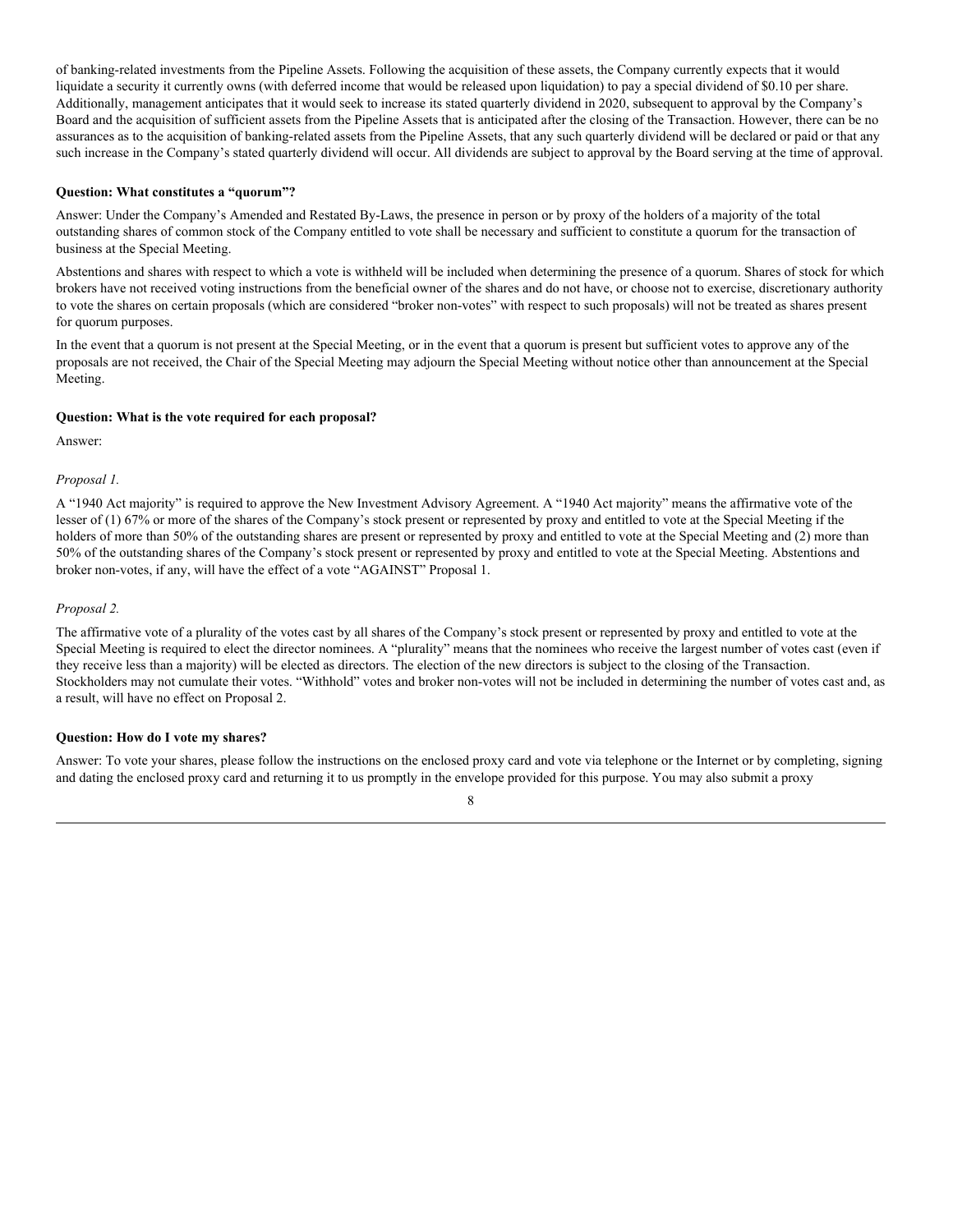of banking-related investments from the Pipeline Assets. Following the acquisition of these assets, the Company currently expects that it would liquidate a security it currently owns (with deferred income that would be released upon liquidation) to pay a special dividend of $0.10 per share. Additionally, management anticipates that it would seek to increase its stated quarterly dividend in 2020, subsequent to approval by the Company's Board and the acquisition of sufficient assets from the Pipeline Assets that is anticipated after the closing of the Transaction. However, there can be no assurances as to the acquisition of banking-related assets from the Pipeline Assets, that any such quarterly dividend will be declared or paid or that any such increase in the Company's stated quarterly dividend will occur. All dividends are subject to approval by the Board serving at the time of approval.

**Question: What constitutes a "quorum"?**

Answer: Under the Company's Amended and Restated By-Laws, the presence in person or by proxy of the holders of a majority of the total outstanding shares of common stock of the Company entitled to vote shall be necessary and sufficient to constitute a quorum for the transaction of business at the Special Meeting.

Abstentions and shares with respect to which a vote is withheld will be included when determining the presence of a quorum. Shares of stock for which brokers have not received voting instructions from the beneficial owner of the shares and do not have, or choose not to exercise, discretionary authority to vote the shares on certain proposals (which are considered "broker non-votes" with respect to such proposals) will not be treated as shares present for quorum purposes.

In the event that a quorum is not present at the Special Meeting, or in the event that a quorum is present but sufficient votes to approve any of the proposals are not received, the Chair of the Special Meeting may adjourn the Special Meeting without notice other than announcement at the Special Meeting.

**Question: What is the vote required for each proposal?**

Answer:

*Proposal 1.*

A "1940 Act majority" is required to approve the New Investment Advisory Agreement. A "1940 Act majority" means the affirmative vote of the lesser of (1) 67% or more of the shares of the Company's stock present or represented by proxy and entitled to vote at the Special Meeting if the holders of more than 50% of the outstanding shares are present or represented by proxy and entitled to vote at the Special Meeting and (2) more than 50% of the outstanding shares of the Company's stock present or represented by proxy and entitled to vote at the Special Meeting. Abstentions and broker non-votes, if any, will have the effect of a vote "AGAINST" Proposal 1.

*Proposal 2.*

The affirmative vote of a plurality of the votes cast by all shares of the Company's stock present or represented by proxy and entitled to vote at the Special Meeting is required to elect the director nominees. A "plurality" means that the nominees who receive the largest number of votes cast (even if they receive less than a majority) will be elected as directors. The election of the new directors is subject to the closing of the Transaction. Stockholders may not cumulate their votes. "Withhold" votes and broker non-votes will not be included in determining the number of votes cast and, as a result, will have no effect on Proposal 2.

**Question: How do I vote my shares?**

Answer: To vote your shares, please follow the instructions on the enclosed proxy card and vote via telephone or the Internet or by completing, signing and dating the enclosed proxy card and returning it to us promptly in the envelope provided for this purpose. You may also submit a proxy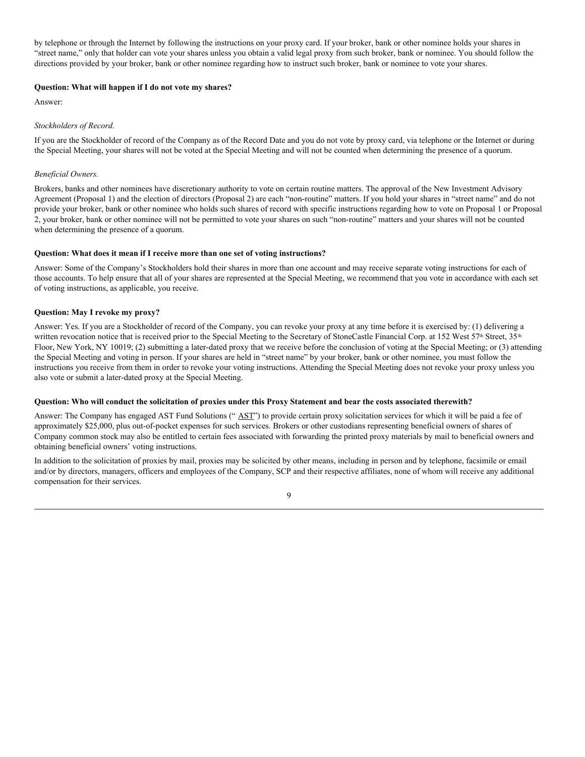by telephone or through the Internet by following the instructions on your proxy card. If your broker, bank or other nominee holds your shares in "street name," only that holder can vote your shares unless you obtain a valid legal proxy from such broker, bank or nominee. You should follow the directions provided by your broker, bank or other nominee regarding how to instruct such broker, bank or nominee to vote your shares.

**Question: What will happen if I do not vote my shares?**

Answer:

*Stockholders of Record.*

If you are the Stockholder of record of the Company as of the Record Date and you do not vote by proxy card, via telephone or the Internet or during the Special Meeting, your shares will not be voted at the Special Meeting and will not be counted when determining the presence of a quorum.

*Beneficial Owners.*

Brokers, banks and other nominees have discretionary authority to vote on certain routine matters. The approval of the New Investment Advisory Agreement (Proposal 1) and the election of directors (Proposal 2) are each "non-routine" matters. If you hold your shares in "street name" and do not provide your broker, bank or other nominee who holds such shares of record with specific instructions regarding how to vote on Proposal 1 or Proposal 2, your broker, bank or other nominee will not be permitted to vote your shares on such "non-routine" matters and your shares will not be counted when determining the presence of a quorum.

**Question: What does it mean if I receive more than one set of voting instructions?**

Answer: Some of the Company's Stockholders hold their shares in more than one account and may receive separate voting instructions for each of those accounts. To help ensure that all of your shares are represented at the Special Meeting, we recommend that you vote in accordance with each set of voting instructions, as applicable, you receive.

**Question: May I revoke my proxy?**

Answer: Yes. If you are a Stockholder of record of the Company, you can revoke your proxy at any time before it is exercised by: (1) delivering a written revocation notice that is received prior to the Special Meeting to the Secretary of StoneCastle Financial Corp. at 152 West 57th Street, 35th Floor, New York, NY 10019; (2) submitting a later-dated proxy that we receive before the conclusion of voting at the Special Meeting; or (3) attending the Special Meeting and voting in person. If your shares are held in "street name" by your broker, bank or other nominee, you must follow the instructions you receive from them in order to revoke your voting instructions. Attending the Special Meeting does not revoke your proxy unless you also vote or submit a later-dated proxy at the Special Meeting.

**Question: Who will conduct the solicitation of proxies under this Proxy Statement and bear the costs associated therewith?**

Answer: The Company has engaged AST Fund Solutions (" AST") to provide certain proxy solicitation services for which it will be paid a fee of approximately $25,000, plus out-of-pocket expenses for such services. Brokers or other custodians representing beneficial owners of shares of Company common stock may also be entitled to certain fees associated with forwarding the printed proxy materials by mail to beneficial owners and obtaining beneficial owners' voting instructions.

In addition to the solicitation of proxies by mail, proxies may be solicited by other means, including in person and by telephone, facsimile or email and/or by directors, managers, officers and employees of the Company, SCP and their respective affiliates, none of whom will receive any additional compensation for their services.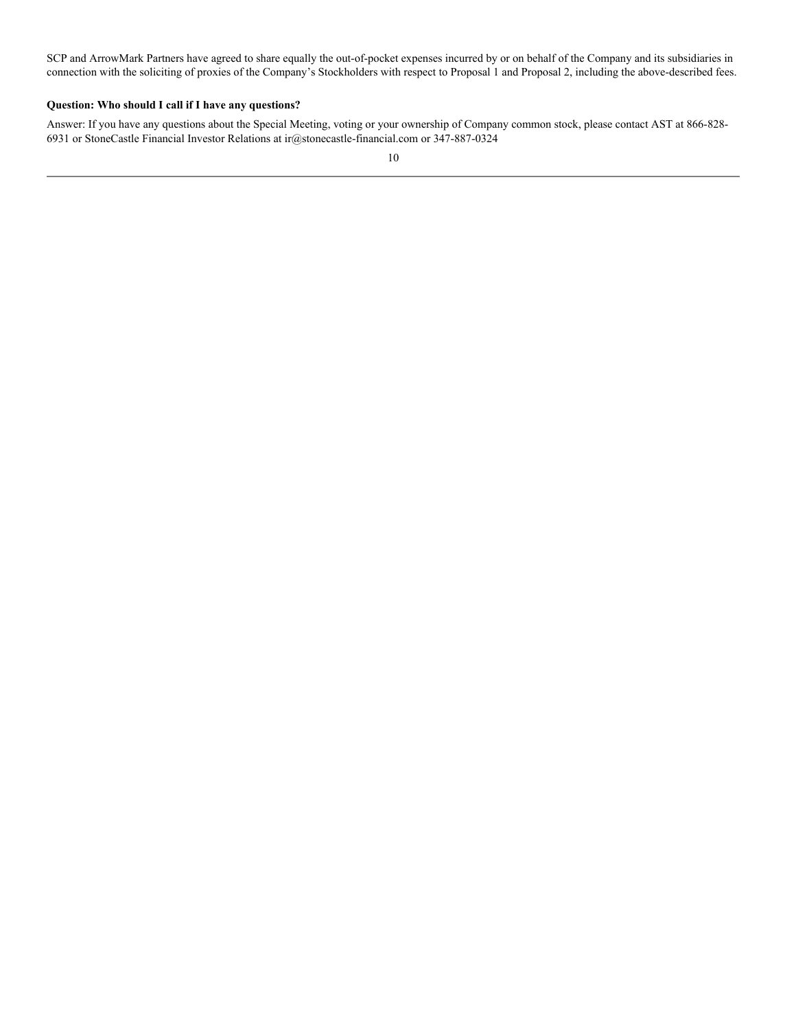SCP and ArrowMark Partners have agreed to share equally the out-of-pocket expenses incurred by or on behalf of the Company and its subsidiaries in connection with the soliciting of proxies of the Company's Stockholders with respect to Proposal 1 and Proposal 2, including the above-described fees.

**Question: Who should I call if I have any questions?**

Answer: If you have any questions about the Special Meeting, voting or your ownership of Company common stock, please contact AST at 866-828-6931 or StoneCastle Financial Investor Relations at ir@stonecastle-financial.com or 347-887-0324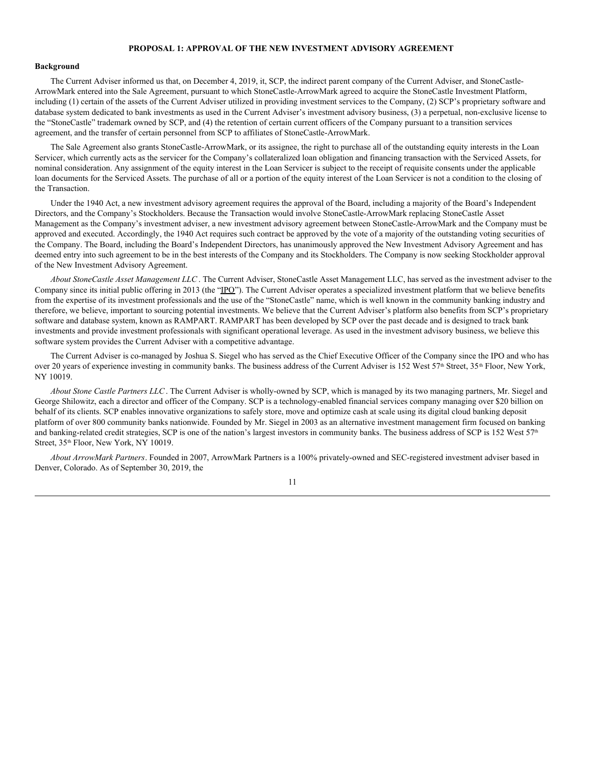## PROPOSAL 1: APPROVAL OF THE NEW INVESTMENT ADVISORY AGREEMENT

**Background**

The Current Adviser informed us that, on December 4, 2019, it, SCP, the indirect parent company of the Current Adviser, and StoneCastle-ArrowMark entered into the Sale Agreement, pursuant to which StoneCastle-ArrowMark agreed to acquire the StoneCastle Investment Platform, including (1) certain of the assets of the Current Adviser utilized in providing investment services to the Company, (2) SCP's proprietary software and database system dedicated to bank investments as used in the Current Adviser's investment advisory business, (3) a perpetual, non-exclusive license to the "StoneCastle" trademark owned by SCP, and (4) the retention of certain current officers of the Company pursuant to a transition services agreement, and the transfer of certain personnel from SCP to affiliates of StoneCastle-ArrowMark.

The Sale Agreement also grants StoneCastle-ArrowMark, or its assignee, the right to purchase all of the outstanding equity interests in the Loan Servicer, which currently acts as the servicer for the Company's collateralized loan obligation and financing transaction with the Serviced Assets, for nominal consideration. Any assignment of the equity interest in the Loan Servicer is subject to the receipt of requisite consents under the applicable loan documents for the Serviced Assets. The purchase of all or a portion of the equity interest of the Loan Servicer is not a condition to the closing of the Transaction.

Under the 1940 Act, a new investment advisory agreement requires the approval of the Board, including a majority of the Board's Independent Directors, and the Company's Stockholders. Because the Transaction would involve StoneCastle-ArrowMark replacing StoneCastle Asset Management as the Company's investment adviser, a new investment advisory agreement between StoneCastle-ArrowMark and the Company must be approved and executed. Accordingly, the 1940 Act requires such contract be approved by the vote of a majority of the outstanding voting securities of the Company. The Board, including the Board's Independent Directors, has unanimously approved the New Investment Advisory Agreement and has deemed entry into such agreement to be in the best interests of the Company and its Stockholders. The Company is now seeking Stockholder approval of the New Investment Advisory Agreement.

*About StoneCastle Asset Management LLC*. The Current Adviser, StoneCastle Asset Management LLC, has served as the investment adviser to the Company since its initial public offering in 2013 (the "IPO"). The Current Adviser operates a specialized investment platform that we believe benefits from the expertise of its investment professionals and the use of the "StoneCastle" name, which is well known in the community banking industry and therefore, we believe, important to sourcing potential investments. We believe that the Current Adviser's platform also benefits from SCP's proprietary software and database system, known as RAMPART. RAMPART has been developed by SCP over the past decade and is designed to track bank investments and provide investment professionals with significant operational leverage. As used in the investment advisory business, we believe this software system provides the Current Adviser with a competitive advantage.

The Current Adviser is co-managed by Joshua S. Siegel who has served as the Chief Executive Officer of the Company since the IPO and who has over 20 years of experience investing in community banks. The business address of the Current Adviser is 152 West 57th Street, 35th Floor, New York, NY 10019.

*About Stone Castle Partners LLC*. The Current Adviser is wholly-owned by SCP, which is managed by its two managing partners, Mr. Siegel and George Shilowitz, each a director and officer of the Company. SCP is a technology-enabled financial services company managing over $20 billion on behalf of its clients. SCP enables innovative organizations to safely store, move and optimize cash at scale using its digital cloud banking deposit platform of over 800 community banks nationwide. Founded by Mr. Siegel in 2003 as an alternative investment management firm focused on banking and banking-related credit strategies, SCP is one of the nation's largest investors in community banks. The business address of SCP is 152 West 57th Street, 35th Floor, New York, NY 10019.

*About ArrowMark Partners*. Founded in 2007, ArrowMark Partners is a 100% privately-owned and SEC-registered investment adviser based in Denver, Colorado. As of September 30, 2019, the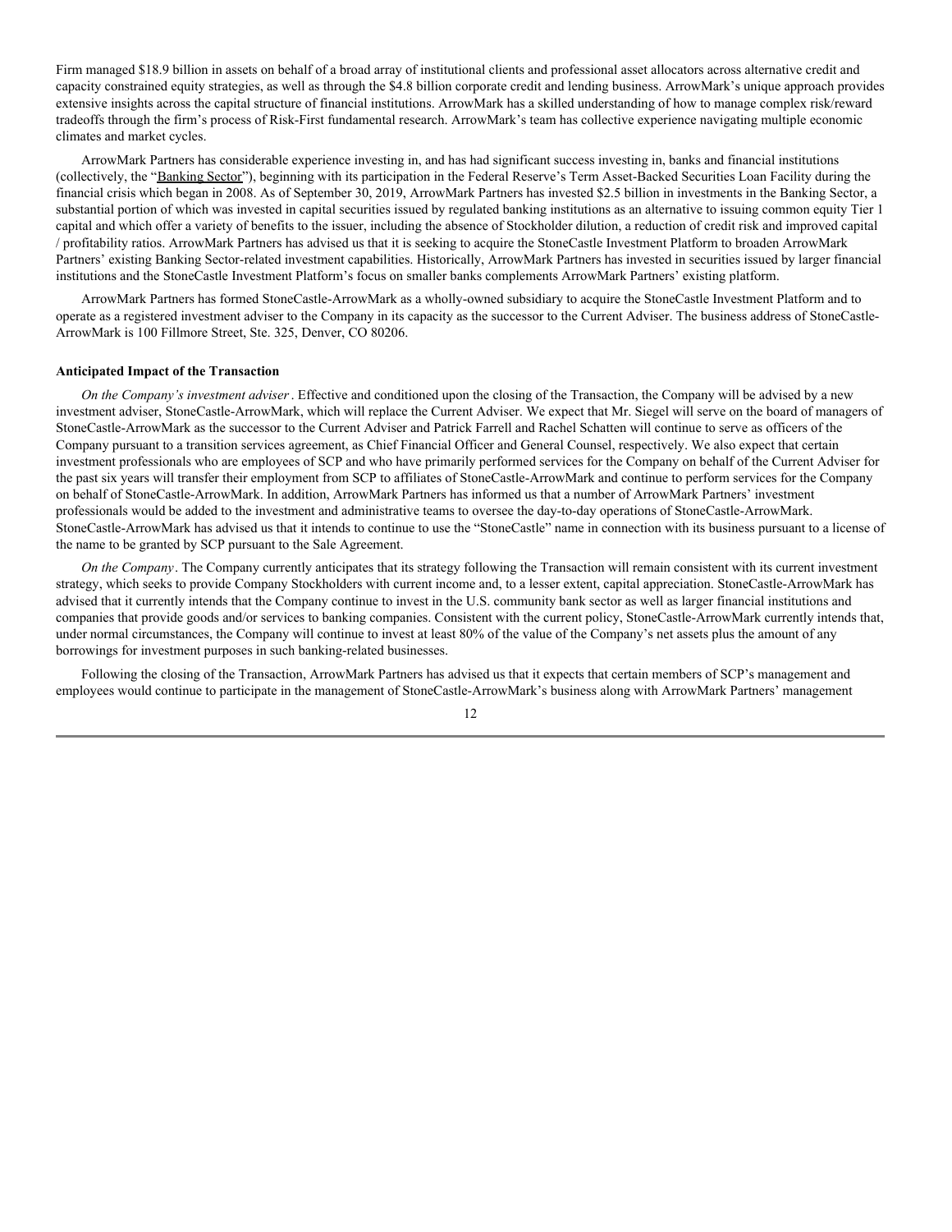Firm managed $18.9 billion in assets on behalf of a broad array of institutional clients and professional asset allocators across alternative credit and capacity constrained equity strategies, as well as through the $4.8 billion corporate credit and lending business. ArrowMark's unique approach provides extensive insights across the capital structure of financial institutions. ArrowMark has a skilled understanding of how to manage complex risk/reward tradeoffs through the firm's process of Risk-First fundamental research. ArrowMark's team has collective experience navigating multiple economic climates and market cycles.

ArrowMark Partners has considerable experience investing in, and has had significant success investing in, banks and financial institutions (collectively, the "Banking Sector"), beginning with its participation in the Federal Reserve's Term Asset-Backed Securities Loan Facility during the financial crisis which began in 2008. As of September 30, 2019, ArrowMark Partners has invested $2.5 billion in investments in the Banking Sector, a substantial portion of which was invested in capital securities issued by regulated banking institutions as an alternative to issuing common equity Tier 1 capital and which offer a variety of benefits to the issuer, including the absence of Stockholder dilution, a reduction of credit risk and improved capital / profitability ratios. ArrowMark Partners has advised us that it is seeking to acquire the StoneCastle Investment Platform to broaden ArrowMark Partners' existing Banking Sector-related investment capabilities. Historically, ArrowMark Partners has invested in securities issued by larger financial institutions and the StoneCastle Investment Platform's focus on smaller banks complements ArrowMark Partners' existing platform.

ArrowMark Partners has formed StoneCastle-ArrowMark as a wholly-owned subsidiary to acquire the StoneCastle Investment Platform and to operate as a registered investment adviser to the Company in its capacity as the successor to the Current Adviser. The business address of StoneCastle-ArrowMark is 100 Fillmore Street, Ste. 325, Denver, CO 80206.

**Anticipated Impact of the Transaction**

*On the Company's investment adviser*. Effective and conditioned upon the closing of the Transaction, the Company will be advised by a new investment adviser, StoneCastle-ArrowMark, which will replace the Current Adviser. We expect that Mr. Siegel will serve on the board of managers of StoneCastle-ArrowMark as the successor to the Current Adviser and Patrick Farrell and Rachel Schatten will continue to serve as officers of the Company pursuant to a transition services agreement, as Chief Financial Officer and General Counsel, respectively. We also expect that certain investment professionals who are employees of SCP and who have primarily performed services for the Company on behalf of the Current Adviser for the past six years will transfer their employment from SCP to affiliates of StoneCastle-ArrowMark and continue to perform services for the Company on behalf of StoneCastle-ArrowMark. In addition, ArrowMark Partners has informed us that a number of ArrowMark Partners' investment professionals would be added to the investment and administrative teams to oversee the day-to-day operations of StoneCastle-ArrowMark. StoneCastle-ArrowMark has advised us that it intends to continue to use the "StoneCastle" name in connection with its business pursuant to a license of the name to be granted by SCP pursuant to the Sale Agreement.

*On the Company*. The Company currently anticipates that its strategy following the Transaction will remain consistent with its current investment strategy, which seeks to provide Company Stockholders with current income and, to a lesser extent, capital appreciation. StoneCastle-ArrowMark has advised that it currently intends that the Company continue to invest in the U.S. community bank sector as well as larger financial institutions and companies that provide goods and/or services to banking companies. Consistent with the current policy, StoneCastle-ArrowMark currently intends that, under normal circumstances, the Company will continue to invest at least 80% of the value of the Company's net assets plus the amount of any borrowings for investment purposes in such banking-related businesses.

Following the closing of the Transaction, ArrowMark Partners has advised us that it expects that certain members of SCP's management and employees would continue to participate in the management of StoneCastle-ArrowMark's business along with ArrowMark Partners' management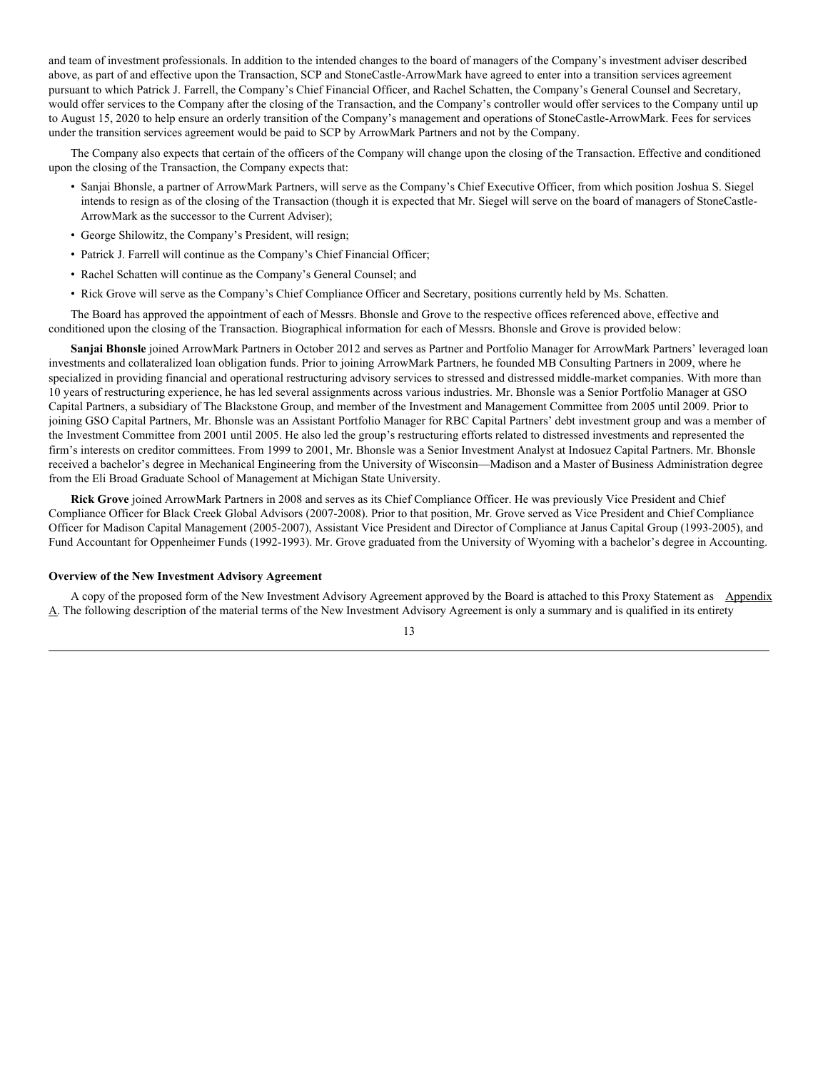and team of investment professionals. In addition to the intended changes to the board of managers of the Company's investment adviser described above, as part of and effective upon the Transaction, SCP and StoneCastle-ArrowMark have agreed to enter into a transition services agreement pursuant to which Patrick J. Farrell, the Company's Chief Financial Officer, and Rachel Schatten, the Company's General Counsel and Secretary, would offer services to the Company after the closing of the Transaction, and the Company's controller would offer services to the Company until up to August 15, 2020 to help ensure an orderly transition of the Company's management and operations of StoneCastle-ArrowMark. Fees for services under the transition services agreement would be paid to SCP by ArrowMark Partners and not by the Company.

The Company also expects that certain of the officers of the Company will change upon the closing of the Transaction. Effective and conditioned upon the closing of the Transaction, the Company expects that:

- Sanjai Bhonsle, a partner of ArrowMark Partners, will serve as the Company's Chief Executive Officer, from which position Joshua S. Siegel intends to resign as of the closing of the Transaction (though it is expected that Mr. Siegel will serve on the board of managers of StoneCastle-ArrowMark as the successor to the Current Adviser);
- George Shilowitz, the Company's President, will resign;
- Patrick J. Farrell will continue as the Company's Chief Financial Officer;
- Rachel Schatten will continue as the Company's General Counsel; and
- Rick Grove will serve as the Company's Chief Compliance Officer and Secretary, positions currently held by Ms. Schatten.

The Board has approved the appointment of each of Messrs. Bhonsle and Grove to the respective offices referenced above, effective and conditioned upon the closing of the Transaction. Biographical information for each of Messrs. Bhonsle and Grove is provided below:

**Sanjai Bhonsle** joined ArrowMark Partners in October 2012 and serves as Partner and Portfolio Manager for ArrowMark Partners' leveraged loan investments and collateralized loan obligation funds. Prior to joining ArrowMark Partners, he founded MB Consulting Partners in 2009, where he specialized in providing financial and operational restructuring advisory services to stressed and distressed middle-market companies. With more than 10 years of restructuring experience, he has led several assignments across various industries. Mr. Bhonsle was a Senior Portfolio Manager at GSO Capital Partners, a subsidiary of The Blackstone Group, and member of the Investment and Management Committee from 2005 until 2009. Prior to joining GSO Capital Partners, Mr. Bhonsle was an Assistant Portfolio Manager for RBC Capital Partners' debt investment group and was a member of the Investment Committee from 2001 until 2005. He also led the group's restructuring efforts related to distressed investments and represented the firm's interests on creditor committees. From 1999 to 2001, Mr. Bhonsle was a Senior Investment Analyst at Indosuez Capital Partners. Mr. Bhonsle received a bachelor's degree in Mechanical Engineering from the University of Wisconsin—Madison and a Master of Business Administration degree from the Eli Broad Graduate School of Management at Michigan State University.

**Rick Grove** joined ArrowMark Partners in 2008 and serves as its Chief Compliance Officer. He was previously Vice President and Chief Compliance Officer for Black Creek Global Advisors (2007-2008). Prior to that position, Mr. Grove served as Vice President and Chief Compliance Officer for Madison Capital Management (2005-2007), Assistant Vice President and Director of Compliance at Janus Capital Group (1993-2005), and Fund Accountant for Oppenheimer Funds (1992-1993). Mr. Grove graduated from the University of Wyoming with a bachelor's degree in Accounting.

**Overview of the New Investment Advisory Agreement**

A copy of the proposed form of the New Investment Advisory Agreement approved by the Board is attached to this Proxy Statement as Appendix A. The following description of the material terms of the New Investment Advisory Agreement is only a summary and is qualified in its entirety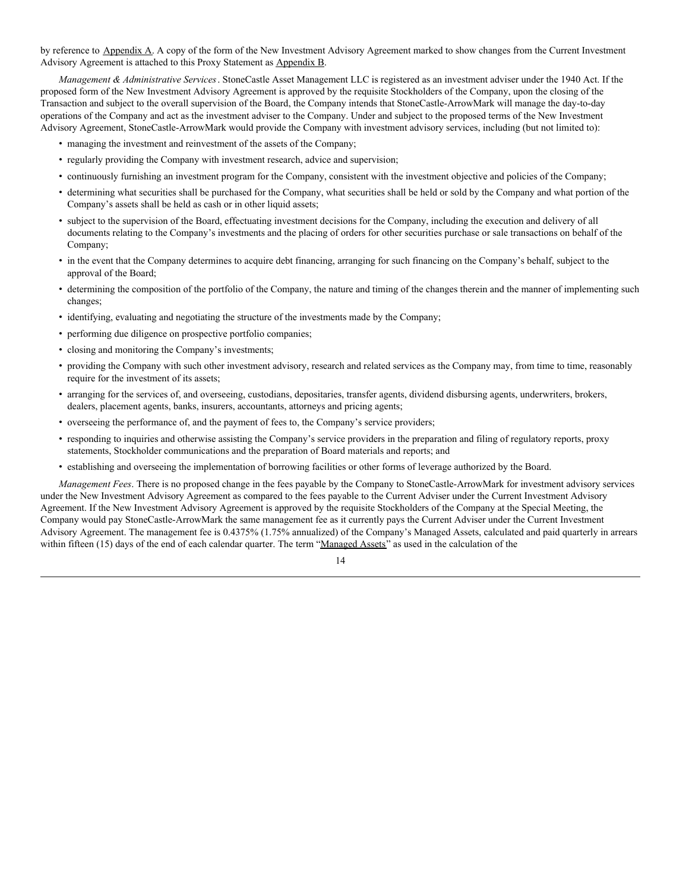by reference to Appendix A. A copy of the form of the New Investment Advisory Agreement marked to show changes from the Current Investment Advisory Agreement is attached to this Proxy Statement as Appendix B.

*Management & Administrative Services*. StoneCastle Asset Management LLC is registered as an investment adviser under the 1940 Act. If the proposed form of the New Investment Advisory Agreement is approved by the requisite Stockholders of the Company, upon the closing of the Transaction and subject to the overall supervision of the Board, the Company intends that StoneCastle-ArrowMark will manage the day-to-day operations of the Company and act as the investment adviser to the Company. Under and subject to the proposed terms of the New Investment Advisory Agreement, StoneCastle-ArrowMark would provide the Company with investment advisory services, including (but not limited to):

- managing the investment and reinvestment of the assets of the Company;
- regularly providing the Company with investment research, advice and supervision;
- continuously furnishing an investment program for the Company, consistent with the investment objective and policies of the Company;
- determining what securities shall be purchased for the Company, what securities shall be held or sold by the Company and what portion of the Company's assets shall be held as cash or in other liquid assets;
- subject to the supervision of the Board, effectuating investment decisions for the Company, including the execution and delivery of all documents relating to the Company's investments and the placing of orders for other securities purchase or sale transactions on behalf of the Company;
- in the event that the Company determines to acquire debt financing, arranging for such financing on the Company's behalf, subject to the approval of the Board;
- determining the composition of the portfolio of the Company, the nature and timing of the changes therein and the manner of implementing such changes;
- identifying, evaluating and negotiating the structure of the investments made by the Company;
- performing due diligence on prospective portfolio companies;
- closing and monitoring the Company's investments;
- providing the Company with such other investment advisory, research and related services as the Company may, from time to time, reasonably require for the investment of its assets;
- arranging for the services of, and overseeing, custodians, depositaries, transfer agents, dividend disbursing agents, underwriters, brokers, dealers, placement agents, banks, insurers, accountants, attorneys and pricing agents;
- overseeing the performance of, and the payment of fees to, the Company's service providers;
- responding to inquiries and otherwise assisting the Company's service providers in the preparation and filing of regulatory reports, proxy statements, Stockholder communications and the preparation of Board materials and reports; and
- establishing and overseeing the implementation of borrowing facilities or other forms of leverage authorized by the Board.

*Management Fees*. There is no proposed change in the fees payable by the Company to StoneCastle-ArrowMark for investment advisory services under the New Investment Advisory Agreement as compared to the fees payable to the Current Adviser under the Current Investment Advisory Agreement. If the New Investment Advisory Agreement is approved by the requisite Stockholders of the Company at the Special Meeting, the Company would pay StoneCastle-ArrowMark the same management fee as it currently pays the Current Adviser under the Current Investment Advisory Agreement. The management fee is 0.4375% (1.75% annualized) of the Company's Managed Assets, calculated and paid quarterly in arrears within fifteen (15) days of the end of each calendar quarter. The term "Managed Assets" as used in the calculation of the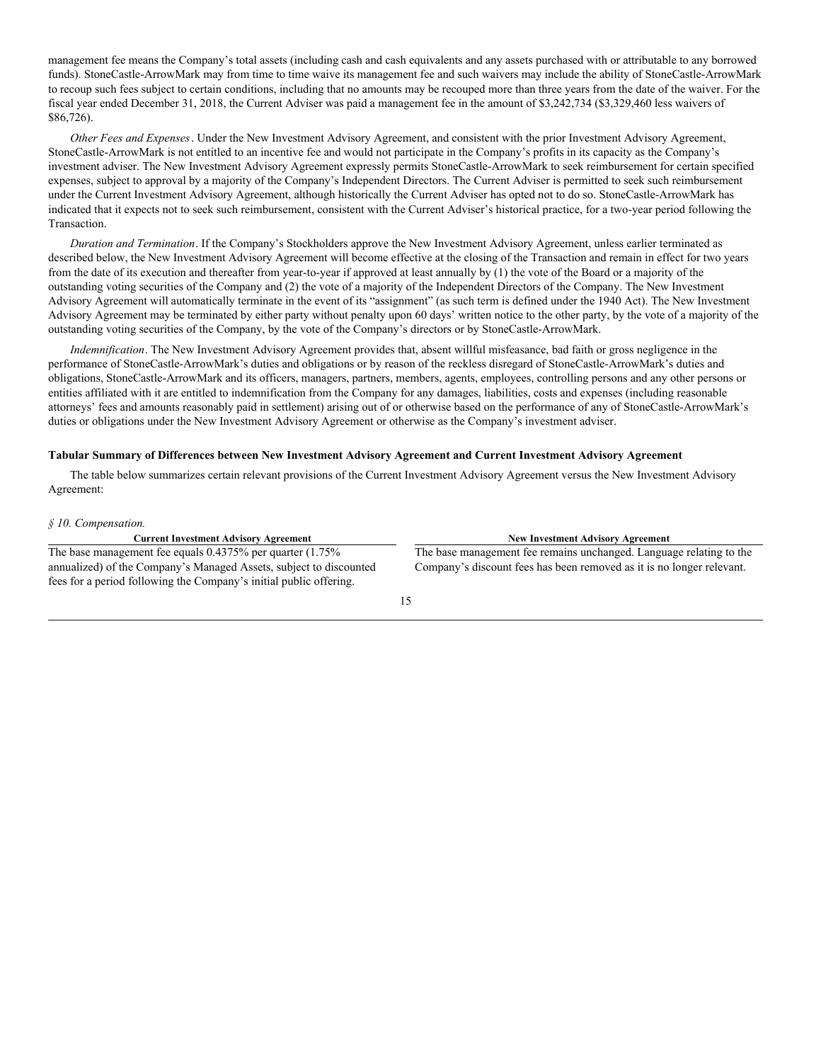management fee means the Company's total assets (including cash and cash equivalents and any assets purchased with or attributable to any borrowed funds). StoneCastle-ArrowMark may from time to time waive its management fee and such waivers may include the ability of StoneCastle-ArrowMark to recoup such fees subject to certain conditions, including that no amounts may be recouped more than three years from the date of the waiver. For the fiscal year ended December 31, 2018, the Current Adviser was paid a management fee in the amount of $3,242,734 ($3,329,460 less waivers of $86,726).

*Other Fees and Expenses*. Under the New Investment Advisory Agreement, and consistent with the prior Investment Advisory Agreement, StoneCastle-ArrowMark is not entitled to an incentive fee and would not participate in the Company's profits in its capacity as the Company's investment adviser. The New Investment Advisory Agreement expressly permits StoneCastle-ArrowMark to seek reimbursement for certain specified expenses, subject to approval by a majority of the Company's Independent Directors. The Current Adviser is permitted to seek such reimbursement under the Current Investment Advisory Agreement, although historically the Current Adviser has opted not to do so. StoneCastle-ArrowMark has indicated that it expects not to seek such reimbursement, consistent with the Current Adviser's historical practice, for a two-year period following the Transaction.

*Duration and Termination*. If the Company's Stockholders approve the New Investment Advisory Agreement, unless earlier terminated as described below, the New Investment Advisory Agreement will become effective at the closing of the Transaction and remain in effect for two years from the date of its execution and thereafter from year-to-year if approved at least annually by (1) the vote of the Board or a majority of the outstanding voting securities of the Company and (2) the vote of a majority of the Independent Directors of the Company. The New Investment Advisory Agreement will automatically terminate in the event of its "assignment" (as such term is defined under the 1940 Act). The New Investment Advisory Agreement may be terminated by either party without penalty upon 60 days' written notice to the other party, by the vote of a majority of the outstanding voting securities of the Company, by the vote of the Company's directors or by StoneCastle-ArrowMark.

*Indemnification*. The New Investment Advisory Agreement provides that, absent willful misfeasance, bad faith or gross negligence in the performance of StoneCastle-ArrowMark's duties and obligations or by reason of the reckless disregard of StoneCastle-ArrowMark's duties and obligations, StoneCastle-ArrowMark and its officers, managers, partners, members, agents, employees, controlling persons and any other persons or entities affiliated with it are entitled to indemnification from the Company for any damages, liabilities, costs and expenses (including reasonable attorneys' fees and amounts reasonably paid in settlement) arising out of or otherwise based on the performance of any of StoneCastle-ArrowMark's duties or obligations under the New Investment Advisory Agreement or otherwise as the Company's investment adviser.

**Tabular Summary of Differences between New Investment Advisory Agreement and Current Investment Advisory Agreement**

The table below summarizes certain relevant provisions of the Current Investment Advisory Agreement versus the New Investment Advisory Agreement:

*§ 10. Compensation.*

| Current Investment Advisory Agreement | New Investment Advisory Agreement |
|---|---|
| The base management fee equals 0.4375% per quarter (1.75% annualized) of the Company's Managed Assets, subject to discounted fees for a period following the Company's initial public offering. | The base management fee remains unchanged. Language relating to the Company's discount fees has been removed as it is no longer relevant. |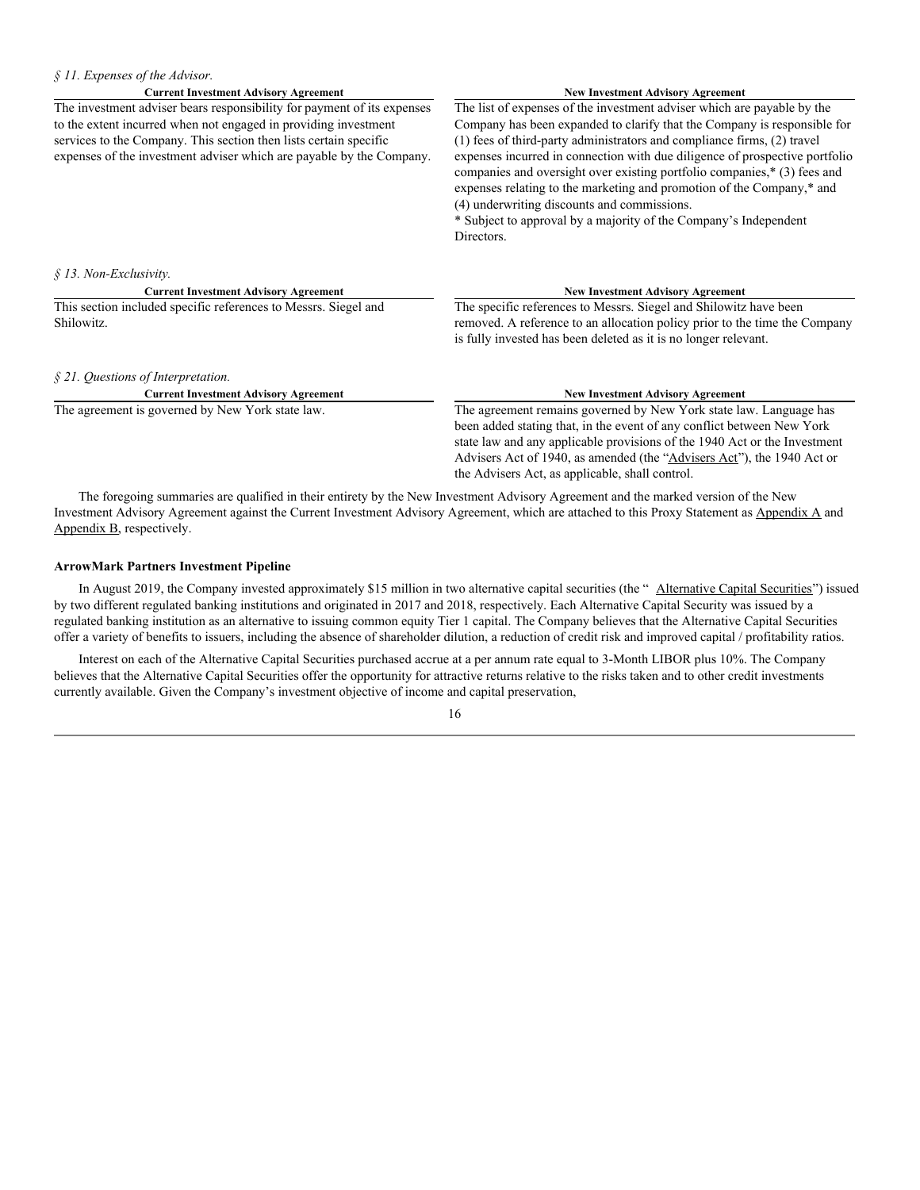*§ 11. Expenses of the Advisor.*

| Current Investment Advisory Agreement | New Investment Advisory Agreement |
|---|---|
| The investment adviser bears responsibility for payment of its expenses to the extent incurred when not engaged in providing investment services to the Company. This section then lists certain specific expenses of the investment adviser which are payable by the Company. | The list of expenses of the investment adviser which are payable by the Company has been expanded to clarify that the Company is responsible for (1) fees of third-party administrators and compliance firms, (2) travel expenses incurred in connection with due diligence of prospective portfolio companies and oversight over existing portfolio companies,* (3) fees and expenses relating to the marketing and promotion of the Company,* and (4) underwriting discounts and commissions.<br>* Subject to approval by a majority of the Company's Independent Directors. |

*§ 13. Non-Exclusivity.*

| Current Investment Advisory Agreement | New Investment Advisory Agreement |
|---|---|
| This section included specific references to Messrs. Siegel and Shilowitz. | The specific references to Messrs. Siegel and Shilowitz have been removed. A reference to an allocation policy prior to the time the Company is fully invested has been deleted as it is no longer relevant. |

*§ 21. Questions of Interpretation.*

| Current Investment Advisory Agreement | New Investment Advisory Agreement |
|---|---|
| The agreement is governed by New York state law. | The agreement remains governed by New York state law. Language has been added stating that, in the event of any conflict between New York state law and any applicable provisions of the 1940 Act or the Investment Advisers Act of 1940, as amended (the "Advisers Act"), the 1940 Act or the Advisers Act, as applicable, shall control. |

The foregoing summaries are qualified in their entirety by the New Investment Advisory Agreement and the marked version of the New Investment Advisory Agreement against the Current Investment Advisory Agreement, which are attached to this Proxy Statement as Appendix A and Appendix B, respectively.

**ArrowMark Partners Investment Pipeline**

In August 2019, the Company invested approximately $15 million in two alternative capital securities (the " Alternative Capital Securities") issued by two different regulated banking institutions and originated in 2017 and 2018, respectively. Each Alternative Capital Security was issued by a regulated banking institution as an alternative to issuing common equity Tier 1 capital. The Company believes that the Alternative Capital Securities offer a variety of benefits to issuers, including the absence of shareholder dilution, a reduction of credit risk and improved capital / profitability ratios.

Interest on each of the Alternative Capital Securities purchased accrue at a per annum rate equal to 3-Month LIBOR plus 10%. The Company believes that the Alternative Capital Securities offer the opportunity for attractive returns relative to the risks taken and to other credit investments currently available. Given the Company's investment objective of income and capital preservation,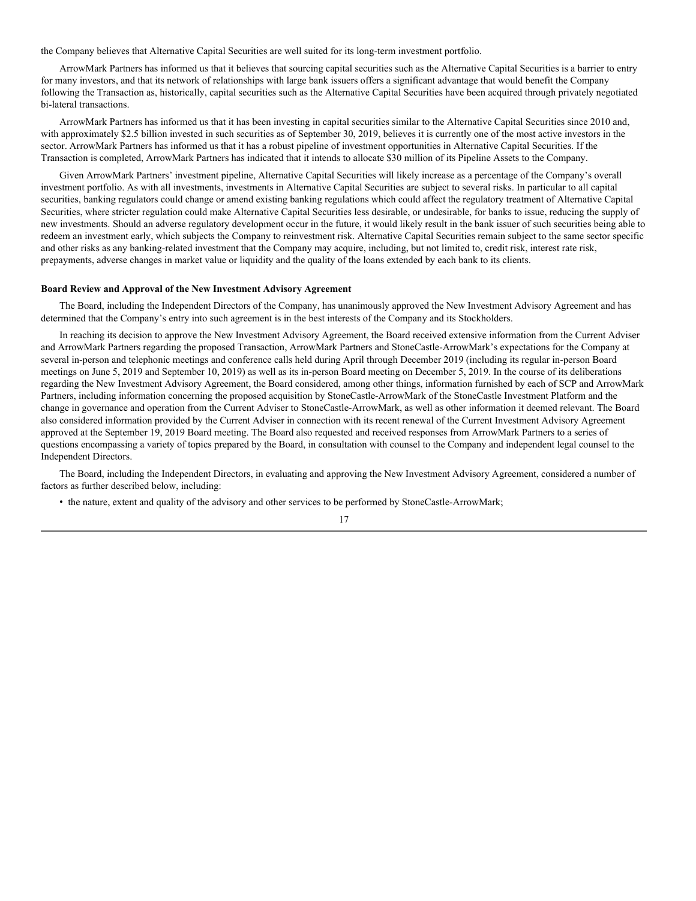the Company believes that Alternative Capital Securities are well suited for its long-term investment portfolio.

ArrowMark Partners has informed us that it believes that sourcing capital securities such as the Alternative Capital Securities is a barrier to entry for many investors, and that its network of relationships with large bank issuers offers a significant advantage that would benefit the Company following the Transaction as, historically, capital securities such as the Alternative Capital Securities have been acquired through privately negotiated bi-lateral transactions.

ArrowMark Partners has informed us that it has been investing in capital securities similar to the Alternative Capital Securities since 2010 and, with approximately $2.5 billion invested in such securities as of September 30, 2019, believes it is currently one of the most active investors in the sector. ArrowMark Partners has informed us that it has a robust pipeline of investment opportunities in Alternative Capital Securities. If the Transaction is completed, ArrowMark Partners has indicated that it intends to allocate $30 million of its Pipeline Assets to the Company.

Given ArrowMark Partners' investment pipeline, Alternative Capital Securities will likely increase as a percentage of the Company's overall investment portfolio. As with all investments, investments in Alternative Capital Securities are subject to several risks. In particular to all capital securities, banking regulators could change or amend existing banking regulations which could affect the regulatory treatment of Alternative Capital Securities, where stricter regulation could make Alternative Capital Securities less desirable, or undesirable, for banks to issue, reducing the supply of new investments. Should an adverse regulatory development occur in the future, it would likely result in the bank issuer of such securities being able to redeem an investment early, which subjects the Company to reinvestment risk. Alternative Capital Securities remain subject to the same sector specific and other risks as any banking-related investment that the Company may acquire, including, but not limited to, credit risk, interest rate risk, prepayments, adverse changes in market value or liquidity and the quality of the loans extended by each bank to its clients.

**Board Review and Approval of the New Investment Advisory Agreement**

The Board, including the Independent Directors of the Company, has unanimously approved the New Investment Advisory Agreement and has determined that the Company's entry into such agreement is in the best interests of the Company and its Stockholders.

In reaching its decision to approve the New Investment Advisory Agreement, the Board received extensive information from the Current Adviser and ArrowMark Partners regarding the proposed Transaction, ArrowMark Partners and StoneCastle-ArrowMark's expectations for the Company at several in-person and telephonic meetings and conference calls held during April through December 2019 (including its regular in-person Board meetings on June 5, 2019 and September 10, 2019) as well as its in-person Board meeting on December 5, 2019. In the course of its deliberations regarding the New Investment Advisory Agreement, the Board considered, among other things, information furnished by each of SCP and ArrowMark Partners, including information concerning the proposed acquisition by StoneCastle-ArrowMark of the StoneCastle Investment Platform and the change in governance and operation from the Current Adviser to StoneCastle-ArrowMark, as well as other information it deemed relevant. The Board also considered information provided by the Current Adviser in connection with its recent renewal of the Current Investment Advisory Agreement approved at the September 19, 2019 Board meeting. The Board also requested and received responses from ArrowMark Partners to a series of questions encompassing a variety of topics prepared by the Board, in consultation with counsel to the Company and independent legal counsel to the Independent Directors.

The Board, including the Independent Directors, in evaluating and approving the New Investment Advisory Agreement, considered a number of factors as further described below, including:

- the nature, extent and quality of the advisory and other services to be performed by StoneCastle-ArrowMark;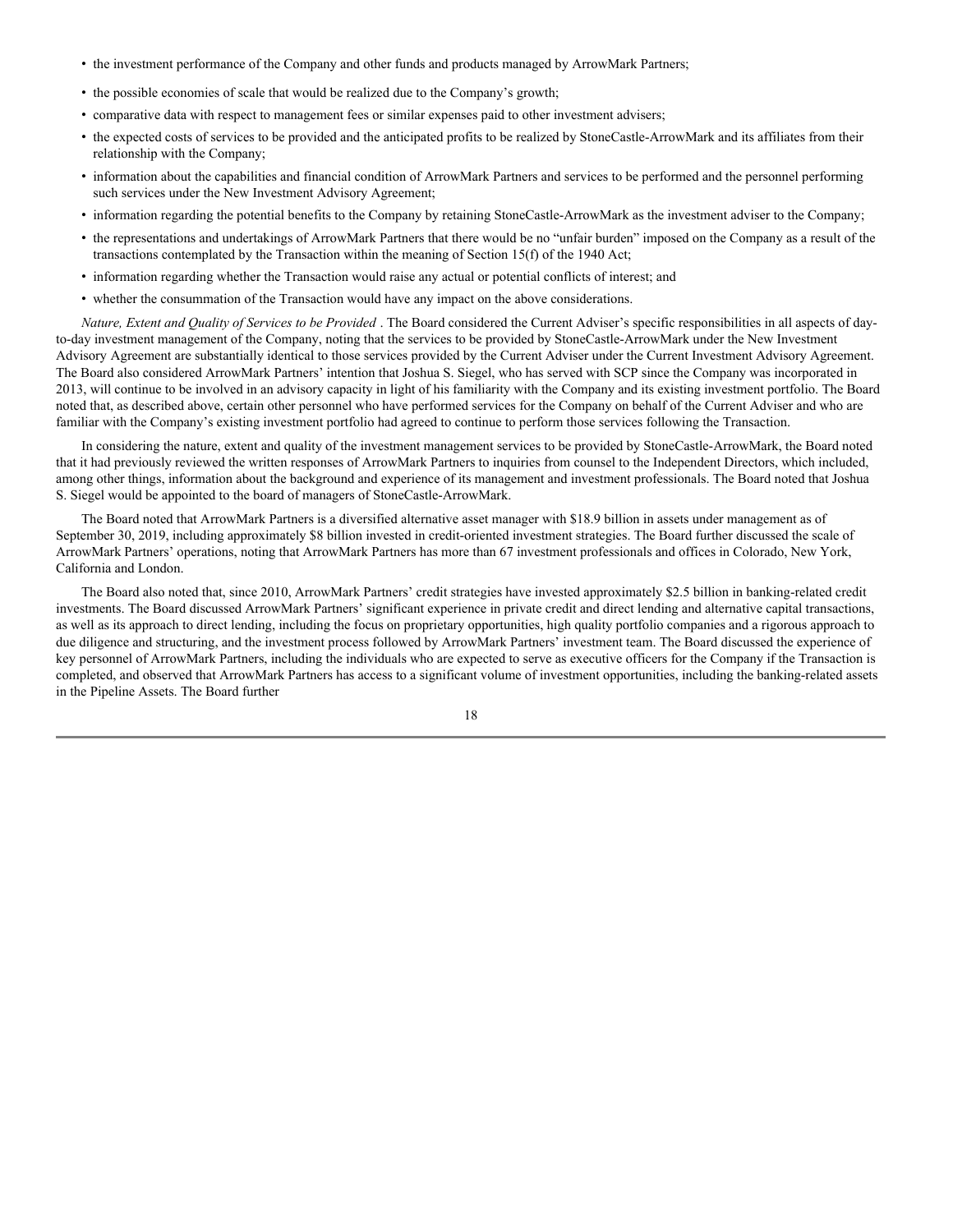- the investment performance of the Company and other funds and products managed by ArrowMark Partners;
- the possible economies of scale that would be realized due to the Company's growth;
- comparative data with respect to management fees or similar expenses paid to other investment advisers;
- the expected costs of services to be provided and the anticipated profits to be realized by StoneCastle-ArrowMark and its affiliates from their relationship with the Company;
- information about the capabilities and financial condition of ArrowMark Partners and services to be performed and the personnel performing such services under the New Investment Advisory Agreement;
- information regarding the potential benefits to the Company by retaining StoneCastle-ArrowMark as the investment adviser to the Company;
- the representations and undertakings of ArrowMark Partners that there would be no "unfair burden" imposed on the Company as a result of the transactions contemplated by the Transaction within the meaning of Section 15(f) of the 1940 Act;
- information regarding whether the Transaction would raise any actual or potential conflicts of interest; and
- whether the consummation of the Transaction would have any impact on the above considerations.

*Nature, Extent and Quality of Services to be Provided* . The Board considered the Current Adviser's specific responsibilities in all aspects of day-to-day investment management of the Company, noting that the services to be provided by StoneCastle-ArrowMark under the New Investment Advisory Agreement are substantially identical to those services provided by the Current Adviser under the Current Investment Advisory Agreement. The Board also considered ArrowMark Partners' intention that Joshua S. Siegel, who has served with SCP since the Company was incorporated in 2013, will continue to be involved in an advisory capacity in light of his familiarity with the Company and its existing investment portfolio. The Board noted that, as described above, certain other personnel who have performed services for the Company on behalf of the Current Adviser and who are familiar with the Company's existing investment portfolio had agreed to continue to perform those services following the Transaction.

In considering the nature, extent and quality of the investment management services to be provided by StoneCastle-ArrowMark, the Board noted that it had previously reviewed the written responses of ArrowMark Partners to inquiries from counsel to the Independent Directors, which included, among other things, information about the background and experience of its management and investment professionals. The Board noted that Joshua S. Siegel would be appointed to the board of managers of StoneCastle-ArrowMark.

The Board noted that ArrowMark Partners is a diversified alternative asset manager with $18.9 billion in assets under management as of September 30, 2019, including approximately $8 billion invested in credit-oriented investment strategies. The Board further discussed the scale of ArrowMark Partners' operations, noting that ArrowMark Partners has more than 67 investment professionals and offices in Colorado, New York, California and London.

The Board also noted that, since 2010, ArrowMark Partners' credit strategies have invested approximately $2.5 billion in banking-related credit investments. The Board discussed ArrowMark Partners' significant experience in private credit and direct lending and alternative capital transactions, as well as its approach to direct lending, including the focus on proprietary opportunities, high quality portfolio companies and a rigorous approach to due diligence and structuring, and the investment process followed by ArrowMark Partners' investment team. The Board discussed the experience of key personnel of ArrowMark Partners, including the individuals who are expected to serve as executive officers for the Company if the Transaction is completed, and observed that ArrowMark Partners has access to a significant volume of investment opportunities, including the banking-related assets in the Pipeline Assets. The Board further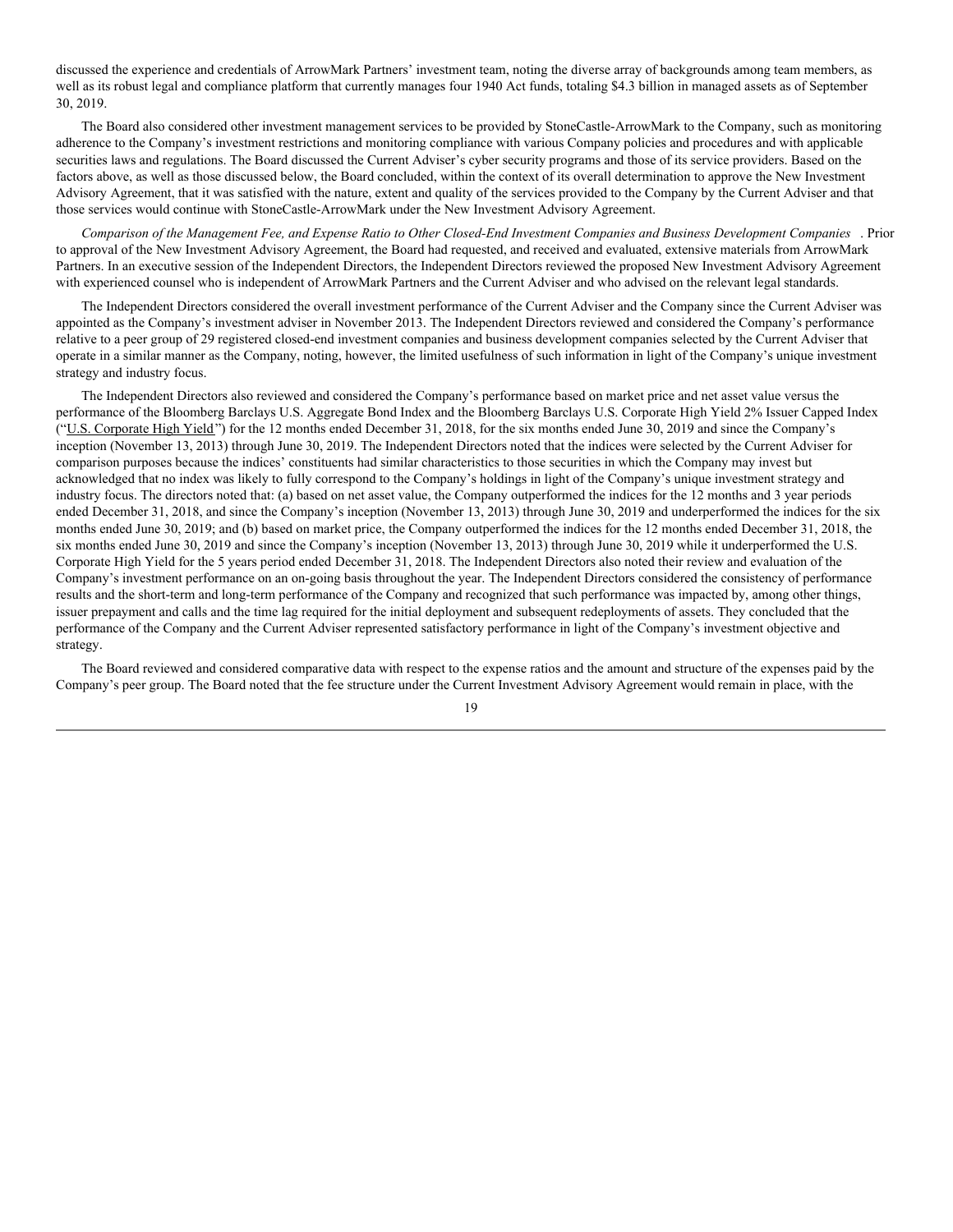discussed the experience and credentials of ArrowMark Partners' investment team, noting the diverse array of backgrounds among team members, as well as its robust legal and compliance platform that currently manages four 1940 Act funds, totaling $4.3 billion in managed assets as of September 30, 2019.

The Board also considered other investment management services to be provided by StoneCastle-ArrowMark to the Company, such as monitoring adherence to the Company's investment restrictions and monitoring compliance with various Company policies and procedures and with applicable securities laws and regulations. The Board discussed the Current Adviser's cyber security programs and those of its service providers. Based on the factors above, as well as those discussed below, the Board concluded, within the context of its overall determination to approve the New Investment Advisory Agreement, that it was satisfied with the nature, extent and quality of the services provided to the Company by the Current Adviser and that those services would continue with StoneCastle-ArrowMark under the New Investment Advisory Agreement.

*Comparison of the Management Fee, and Expense Ratio to Other Closed-End Investment Companies and Business Development Companies* . Prior to approval of the New Investment Advisory Agreement, the Board had requested, and received and evaluated, extensive materials from ArrowMark Partners. In an executive session of the Independent Directors, the Independent Directors reviewed the proposed New Investment Advisory Agreement with experienced counsel who is independent of ArrowMark Partners and the Current Adviser and who advised on the relevant legal standards.

The Independent Directors considered the overall investment performance of the Current Adviser and the Company since the Current Adviser was appointed as the Company's investment adviser in November 2013. The Independent Directors reviewed and considered the Company's performance relative to a peer group of 29 registered closed-end investment companies and business development companies selected by the Current Adviser that operate in a similar manner as the Company, noting, however, the limited usefulness of such information in light of the Company's unique investment strategy and industry focus.

The Independent Directors also reviewed and considered the Company's performance based on market price and net asset value versus the performance of the Bloomberg Barclays U.S. Aggregate Bond Index and the Bloomberg Barclays U.S. Corporate High Yield 2% Issuer Capped Index ("U.S. Corporate High Yield") for the 12 months ended December 31, 2018, for the six months ended June 30, 2019 and since the Company's inception (November 13, 2013) through June 30, 2019. The Independent Directors noted that the indices were selected by the Current Adviser for comparison purposes because the indices' constituents had similar characteristics to those securities in which the Company may invest but acknowledged that no index was likely to fully correspond to the Company's holdings in light of the Company's unique investment strategy and industry focus. The directors noted that: (a) based on net asset value, the Company outperformed the indices for the 12 months and 3 year periods ended December 31, 2018, and since the Company's inception (November 13, 2013) through June 30, 2019 and underperformed the indices for the six months ended June 30, 2019; and (b) based on market price, the Company outperformed the indices for the 12 months ended December 31, 2018, the six months ended June 30, 2019 and since the Company's inception (November 13, 2013) through June 30, 2019 while it underperformed the U.S. Corporate High Yield for the 5 years period ended December 31, 2018. The Independent Directors also noted their review and evaluation of the Company's investment performance on an on-going basis throughout the year. The Independent Directors considered the consistency of performance results and the short-term and long-term performance of the Company and recognized that such performance was impacted by, among other things, issuer prepayment and calls and the time lag required for the initial deployment and subsequent redeployments of assets. They concluded that the performance of the Company and the Current Adviser represented satisfactory performance in light of the Company's investment objective and strategy.

The Board reviewed and considered comparative data with respect to the expense ratios and the amount and structure of the expenses paid by the Company's peer group. The Board noted that the fee structure under the Current Investment Advisory Agreement would remain in place, with the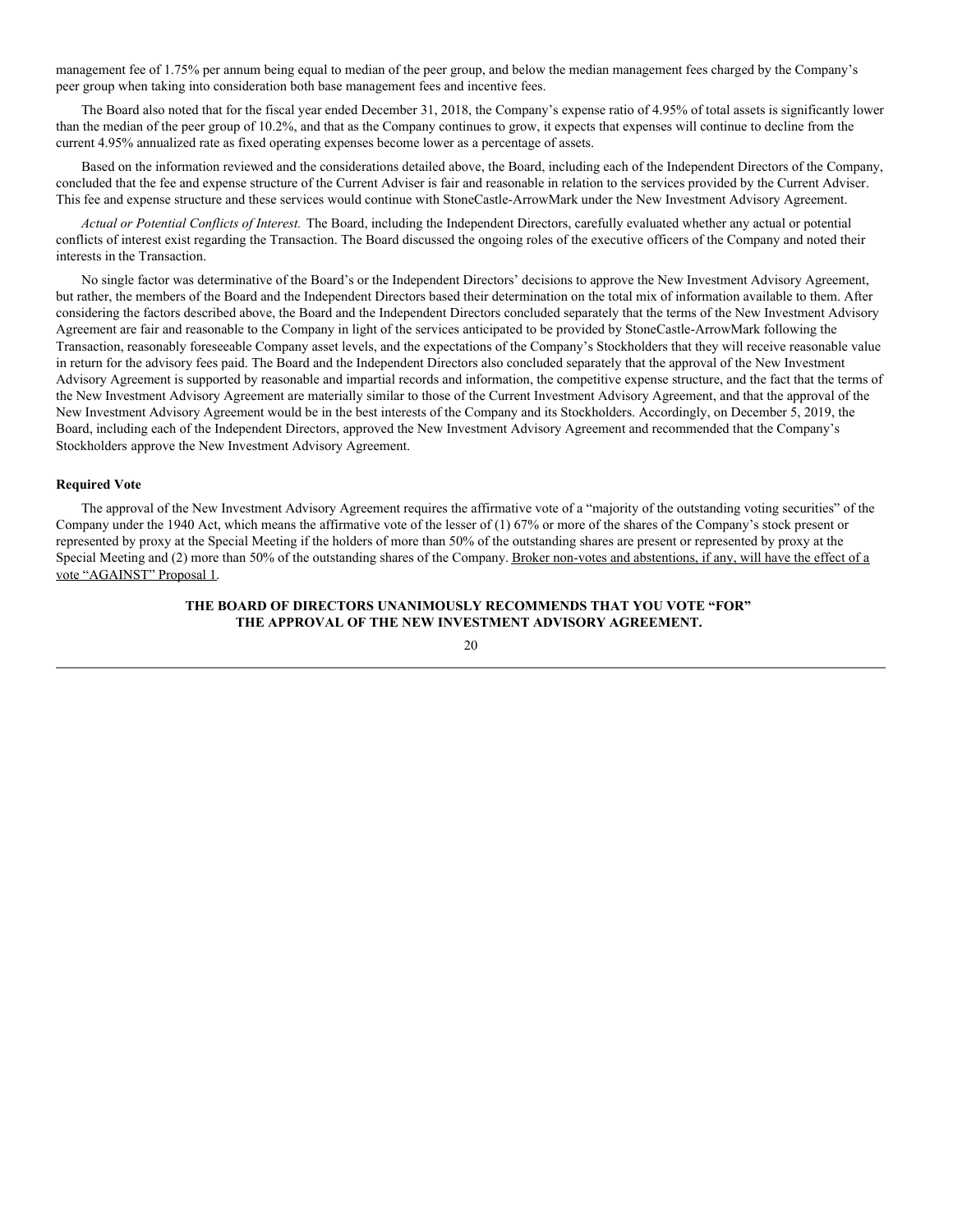management fee of 1.75% per annum being equal to median of the peer group, and below the median management fees charged by the Company's peer group when taking into consideration both base management fees and incentive fees.

The Board also noted that for the fiscal year ended December 31, 2018, the Company's expense ratio of 4.95% of total assets is significantly lower than the median of the peer group of 10.2%, and that as the Company continues to grow, it expects that expenses will continue to decline from the current 4.95% annualized rate as fixed operating expenses become lower as a percentage of assets.

Based on the information reviewed and the considerations detailed above, the Board, including each of the Independent Directors of the Company, concluded that the fee and expense structure of the Current Adviser is fair and reasonable in relation to the services provided by the Current Adviser. This fee and expense structure and these services would continue with StoneCastle-ArrowMark under the New Investment Advisory Agreement.

*Actual or Potential Conflicts of Interest.* The Board, including the Independent Directors, carefully evaluated whether any actual or potential conflicts of interest exist regarding the Transaction. The Board discussed the ongoing roles of the executive officers of the Company and noted their interests in the Transaction.

No single factor was determinative of the Board's or the Independent Directors' decisions to approve the New Investment Advisory Agreement, but rather, the members of the Board and the Independent Directors based their determination on the total mix of information available to them. After considering the factors described above, the Board and the Independent Directors concluded separately that the terms of the New Investment Advisory Agreement are fair and reasonable to the Company in light of the services anticipated to be provided by StoneCastle-ArrowMark following the Transaction, reasonably foreseeable Company asset levels, and the expectations of the Company's Stockholders that they will receive reasonable value in return for the advisory fees paid. The Board and the Independent Directors also concluded separately that the approval of the New Investment Advisory Agreement is supported by reasonable and impartial records and information, the competitive expense structure, and the fact that the terms of the New Investment Advisory Agreement are materially similar to those of the Current Investment Advisory Agreement, and that the approval of the New Investment Advisory Agreement would be in the best interests of the Company and its Stockholders. Accordingly, on December 5, 2019, the Board, including each of the Independent Directors, approved the New Investment Advisory Agreement and recommended that the Company's Stockholders approve the New Investment Advisory Agreement.

**Required Vote**

The approval of the New Investment Advisory Agreement requires the affirmative vote of a "majority of the outstanding voting securities" of the Company under the 1940 Act, which means the affirmative vote of the lesser of (1) 67% or more of the shares of the Company's stock present or represented by proxy at the Special Meeting if the holders of more than 50% of the outstanding shares are present or represented by proxy at the Special Meeting and (2) more than 50% of the outstanding shares of the Company. Broker non-votes and abstentions, if any, will have the effect of a vote "AGAINST" Proposal 1.

**THE BOARD OF DIRECTORS UNANIMOUSLY RECOMMENDS THAT YOU VOTE "FOR" THE APPROVAL OF THE NEW INVESTMENT ADVISORY AGREEMENT.**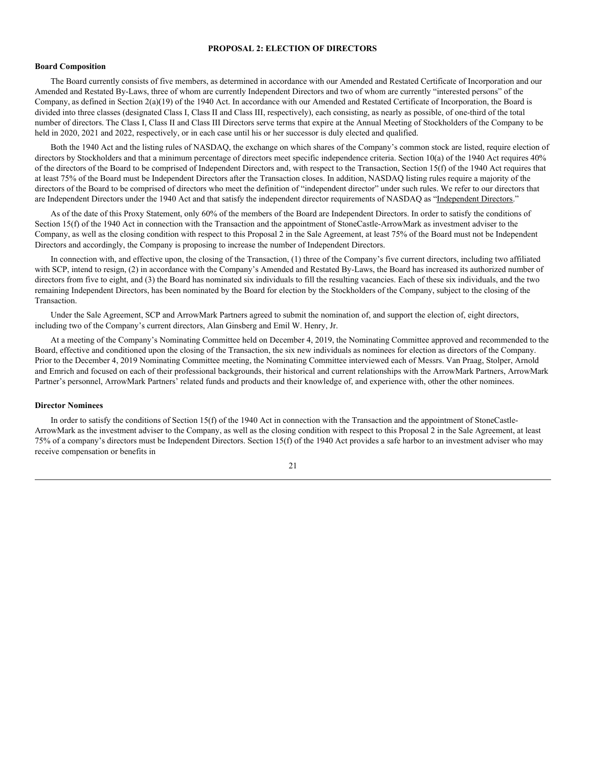## PROPOSAL 2: ELECTION OF DIRECTORS

### Board Composition

The Board currently consists of five members, as determined in accordance with our Amended and Restated Certificate of Incorporation and our Amended and Restated By-Laws, three of whom are currently Independent Directors and two of whom are currently "interested persons" of the Company, as defined in Section 2(a)(19) of the 1940 Act. In accordance with our Amended and Restated Certificate of Incorporation, the Board is divided into three classes (designated Class I, Class II and Class III, respectively), each consisting, as nearly as possible, of one-third of the total number of directors. The Class I, Class II and Class III Directors serve terms that expire at the Annual Meeting of Stockholders of the Company to be held in 2020, 2021 and 2022, respectively, or in each case until his or her successor is duly elected and qualified.

Both the 1940 Act and the listing rules of NASDAQ, the exchange on which shares of the Company's common stock are listed, require election of directors by Stockholders and that a minimum percentage of directors meet specific independence criteria. Section 10(a) of the 1940 Act requires 40% of the directors of the Board to be comprised of Independent Directors and, with respect to the Transaction, Section 15(f) of the 1940 Act requires that at least 75% of the Board must be Independent Directors after the Transaction closes. In addition, NASDAQ listing rules require a majority of the directors of the Board to be comprised of directors who meet the definition of "independent director" under such rules. We refer to our directors that are Independent Directors under the 1940 Act and that satisfy the independent director requirements of NASDAQ as "Independent Directors."

As of the date of this Proxy Statement, only 60% of the members of the Board are Independent Directors. In order to satisfy the conditions of Section 15(f) of the 1940 Act in connection with the Transaction and the appointment of StoneCastle-ArrowMark as investment adviser to the Company, as well as the closing condition with respect to this Proposal 2 in the Sale Agreement, at least 75% of the Board must not be Independent Directors and accordingly, the Company is proposing to increase the number of Independent Directors.

In connection with, and effective upon, the closing of the Transaction, (1) three of the Company's five current directors, including two affiliated with SCP, intend to resign, (2) in accordance with the Company's Amended and Restated By-Laws, the Board has increased its authorized number of directors from five to eight, and (3) the Board has nominated six individuals to fill the resulting vacancies. Each of these six individuals, and the two remaining Independent Directors, has been nominated by the Board for election by the Stockholders of the Company, subject to the closing of the Transaction.

Under the Sale Agreement, SCP and ArrowMark Partners agreed to submit the nomination of, and support the election of, eight directors, including two of the Company's current directors, Alan Ginsberg and Emil W. Henry, Jr.

At a meeting of the Company's Nominating Committee held on December 4, 2019, the Nominating Committee approved and recommended to the Board, effective and conditioned upon the closing of the Transaction, the six new individuals as nominees for election as directors of the Company. Prior to the December 4, 2019 Nominating Committee meeting, the Nominating Committee interviewed each of Messrs. Van Praag, Stolper, Arnold and Emrich and focused on each of their professional backgrounds, their historical and current relationships with the ArrowMark Partners, ArrowMark Partner's personnel, ArrowMark Partners' related funds and products and their knowledge of, and experience with, other the other nominees.

### Director Nominees

In order to satisfy the conditions of Section 15(f) of the 1940 Act in connection with the Transaction and the appointment of StoneCastle-ArrowMark as the investment adviser to the Company, as well as the closing condition with respect to this Proposal 2 in the Sale Agreement, at least 75% of a company's directors must be Independent Directors. Section 15(f) of the 1940 Act provides a safe harbor to an investment adviser who may receive compensation or benefits in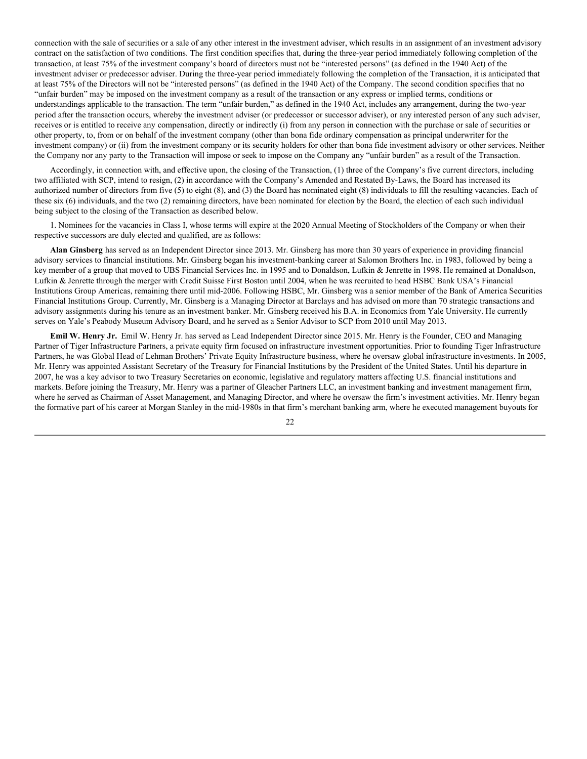connection with the sale of securities or a sale of any other interest in the investment adviser, which results in an assignment of an investment advisory contract on the satisfaction of two conditions. The first condition specifies that, during the three-year period immediately following completion of the transaction, at least 75% of the investment company's board of directors must not be "interested persons" (as defined in the 1940 Act) of the investment adviser or predecessor adviser. During the three-year period immediately following the completion of the Transaction, it is anticipated that at least 75% of the Directors will not be "interested persons" (as defined in the 1940 Act) of the Company. The second condition specifies that no "unfair burden" may be imposed on the investment company as a result of the transaction or any express or implied terms, conditions or understandings applicable to the transaction. The term "unfair burden," as defined in the 1940 Act, includes any arrangement, during the two-year period after the transaction occurs, whereby the investment adviser (or predecessor or successor adviser), or any interested person of any such adviser, receives or is entitled to receive any compensation, directly or indirectly (i) from any person in connection with the purchase or sale of securities or other property, to, from or on behalf of the investment company (other than bona fide ordinary compensation as principal underwriter for the investment company) or (ii) from the investment company or its security holders for other than bona fide investment advisory or other services. Neither the Company nor any party to the Transaction will impose or seek to impose on the Company any "unfair burden" as a result of the Transaction.

Accordingly, in connection with, and effective upon, the closing of the Transaction, (1) three of the Company's five current directors, including two affiliated with SCP, intend to resign, (2) in accordance with the Company's Amended and Restated By-Laws, the Board has increased its authorized number of directors from five (5) to eight (8), and (3) the Board has nominated eight (8) individuals to fill the resulting vacancies. Each of these six (6) individuals, and the two (2) remaining directors, have been nominated for election by the Board, the election of each such individual being subject to the closing of the Transaction as described below.

1. Nominees for the vacancies in Class I, whose terms will expire at the 2020 Annual Meeting of Stockholders of the Company or when their respective successors are duly elected and qualified, are as follows:

**Alan Ginsberg** has served as an Independent Director since 2013. Mr. Ginsberg has more than 30 years of experience in providing financial advisory services to financial institutions. Mr. Ginsberg began his investment-banking career at Salomon Brothers Inc. in 1983, followed by being a key member of a group that moved to UBS Financial Services Inc. in 1995 and to Donaldson, Lufkin & Jenrette in 1998. He remained at Donaldson, Lufkin & Jenrette through the merger with Credit Suisse First Boston until 2004, when he was recruited to head HSBC Bank USA's Financial Institutions Group Americas, remaining there until mid-2006. Following HSBC, Mr. Ginsberg was a senior member of the Bank of America Securities Financial Institutions Group. Currently, Mr. Ginsberg is a Managing Director at Barclays and has advised on more than 70 strategic transactions and advisory assignments during his tenure as an investment banker. Mr. Ginsberg received his B.A. in Economics from Yale University. He currently serves on Yale's Peabody Museum Advisory Board, and he served as a Senior Advisor to SCP from 2010 until May 2013.

**Emil W. Henry Jr.** Emil W. Henry Jr. has served as Lead Independent Director since 2015. Mr. Henry is the Founder, CEO and Managing Partner of Tiger Infrastructure Partners, a private equity firm focused on infrastructure investment opportunities. Prior to founding Tiger Infrastructure Partners, he was Global Head of Lehman Brothers' Private Equity Infrastructure business, where he oversaw global infrastructure investments. In 2005, Mr. Henry was appointed Assistant Secretary of the Treasury for Financial Institutions by the President of the United States. Until his departure in 2007, he was a key advisor to two Treasury Secretaries on economic, legislative and regulatory matters affecting U.S. financial institutions and markets. Before joining the Treasury, Mr. Henry was a partner of Gleacher Partners LLC, an investment banking and investment management firm, where he served as Chairman of Asset Management, and Managing Director, and where he oversaw the firm's investment activities. Mr. Henry began the formative part of his career at Morgan Stanley in the mid-1980s in that firm's merchant banking arm, where he executed management buyouts for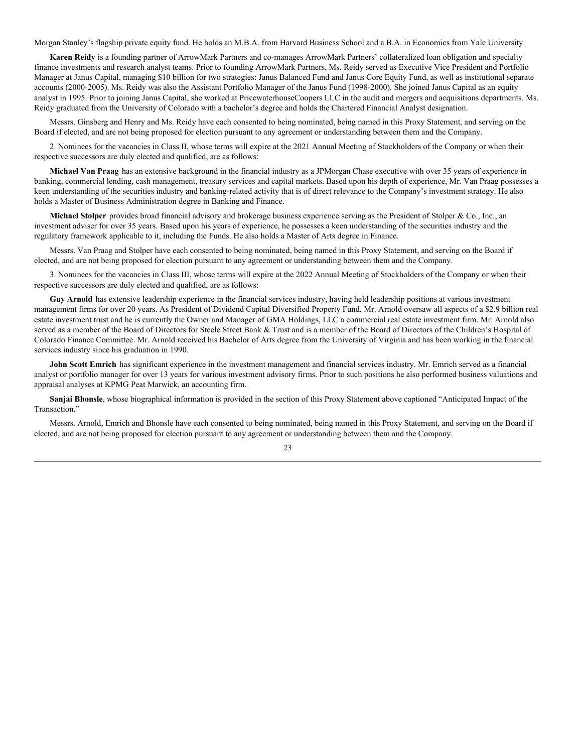Morgan Stanley's flagship private equity fund. He holds an M.B.A. from Harvard Business School and a B.A. in Economics from Yale University.

**Karen Reidy** is a founding partner of ArrowMark Partners and co-manages ArrowMark Partners' collateralized loan obligation and specialty finance investments and research analyst teams. Prior to founding ArrowMark Partners, Ms. Reidy served as Executive Vice President and Portfolio Manager at Janus Capital, managing $10 billion for two strategies: Janus Balanced Fund and Janus Core Equity Fund, as well as institutional separate accounts (2000-2005). Ms. Reidy was also the Assistant Portfolio Manager of the Janus Fund (1998-2000). She joined Janus Capital as an equity analyst in 1995. Prior to joining Janus Capital, she worked at PricewaterhouseCoopers LLC in the audit and mergers and acquisitions departments. Ms. Reidy graduated from the University of Colorado with a bachelor's degree and holds the Chartered Financial Analyst designation.

Messrs. Ginsberg and Henry and Ms. Reidy have each consented to being nominated, being named in this Proxy Statement, and serving on the Board if elected, and are not being proposed for election pursuant to any agreement or understanding between them and the Company.

2. Nominees for the vacancies in Class II, whose terms will expire at the 2021 Annual Meeting of Stockholders of the Company or when their respective successors are duly elected and qualified, are as follows:

**Michael Van Praag** has an extensive background in the financial industry as a JPMorgan Chase executive with over 35 years of experience in banking, commercial lending, cash management, treasury services and capital markets. Based upon his depth of experience, Mr. Van Praag possesses a keen understanding of the securities industry and banking-related activity that is of direct relevance to the Company's investment strategy. He also holds a Master of Business Administration degree in Banking and Finance.

**Michael Stolper** provides broad financial advisory and brokerage business experience serving as the President of Stolper & Co., Inc., an investment adviser for over 35 years. Based upon his years of experience, he possesses a keen understanding of the securities industry and the regulatory framework applicable to it, including the Funds. He also holds a Master of Arts degree in Finance.

Messrs. Van Praag and Stolper have each consented to being nominated, being named in this Proxy Statement, and serving on the Board if elected, and are not being proposed for election pursuant to any agreement or understanding between them and the Company.

3. Nominees for the vacancies in Class III, whose terms will expire at the 2022 Annual Meeting of Stockholders of the Company or when their respective successors are duly elected and qualified, are as follows:

**Guy Arnold** has extensive leadership experience in the financial services industry, having held leadership positions at various investment management firms for over 20 years. As President of Dividend Capital Diversified Property Fund, Mr. Arnold oversaw all aspects of a $2.9 billion real estate investment trust and he is currently the Owner and Manager of GMA Holdings, LLC a commercial real estate investment firm. Mr. Arnold also served as a member of the Board of Directors for Steele Street Bank & Trust and is a member of the Board of Directors of the Children's Hospital of Colorado Finance Committee. Mr. Arnold received his Bachelor of Arts degree from the University of Virginia and has been working in the financial services industry since his graduation in 1990.

**John Scott Emrich** has significant experience in the investment management and financial services industry. Mr. Emrich served as a financial analyst or portfolio manager for over 13 years for various investment advisory firms. Prior to such positions he also performed business valuations and appraisal analyses at KPMG Peat Marwick, an accounting firm.

**Sanjai Bhonsle**, whose biographical information is provided in the section of this Proxy Statement above captioned "Anticipated Impact of the Transaction."

Messrs. Arnold, Emrich and Bhonsle have each consented to being nominated, being named in this Proxy Statement, and serving on the Board if elected, and are not being proposed for election pursuant to any agreement or understanding between them and the Company.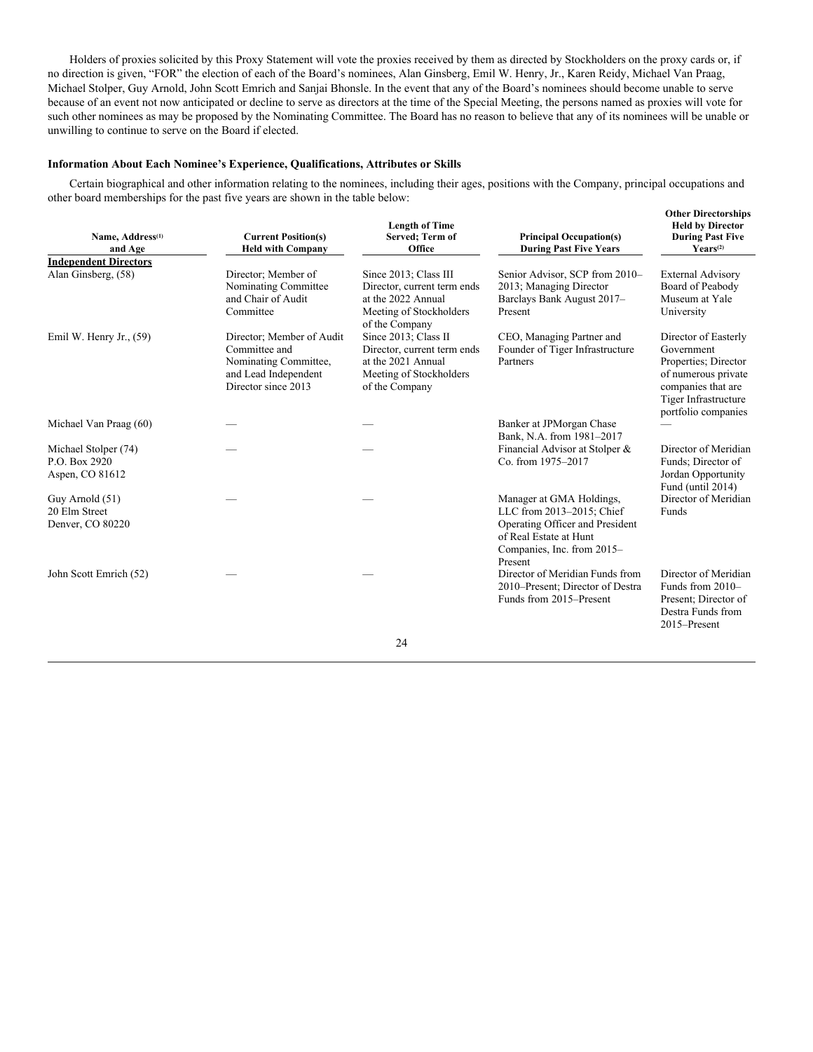Holders of proxies solicited by this Proxy Statement will vote the proxies received by them as directed by Stockholders on the proxy cards or, if no direction is given, "FOR" the election of each of the Board's nominees, Alan Ginsberg, Emil W. Henry, Jr., Karen Reidy, Michael Van Praag, Michael Stolper, Guy Arnold, John Scott Emrich and Sanjai Bhonsle. In the event that any of the Board's nominees should become unable to serve because of an event not now anticipated or decline to serve as directors at the time of the Special Meeting, the persons named as proxies will vote for such other nominees as may be proposed by the Nominating Committee. The Board has no reason to believe that any of its nominees will be unable or unwilling to continue to serve on the Board if elected.

### Information About Each Nominee's Experience, Qualifications, Attributes or Skills

Certain biographical and other information relating to the nominees, including their ages, positions with the Company, principal occupations and other board memberships for the past five years are shown in the table below:

| Name, Address[(1)] and Age | Current Position(s) Held with Company | Length of Time Served; Term of Office | Principal Occupation(s) During Past Five Years | Other Directorships Held by Director During Past Five Years[(2)] |
|---|---|---|---|---|
| **Independent Directors** | | | | |
| Alan Ginsberg, (58) | Director; Member of Nominating Committee and Chair of Audit Committee | Since 2013; Class III Director, current term ends at the 2022 Annual Meeting of Stockholders of the Company | Senior Advisor, SCP from 2010–2013; Managing Director Barclays Bank August 2017–Present | External Advisory Board of Peabody Museum at Yale University |
| Emil W. Henry Jr., (59) | Director; Member of Audit Committee and Nominating Committee, and Lead Independent Director since 2013 | Since 2013; Class II Director, current term ends at the 2021 Annual Meeting of Stockholders of the Company | CEO, Managing Partner and Founder of Tiger Infrastructure Partners | Director of Easterly Government Properties; Director of numerous private companies that are Tiger Infrastructure portfolio companies |
| Michael Van Praag (60) | — | — | Banker at JPMorgan Chase Bank, N.A. from 1981–2017 | — |
| Michael Stolper (74) P.O. Box 2920 Aspen, CO 81612 | — | — | Financial Advisor at Stolper & Co. from 1975–2017 | Director of Meridian Funds; Director of Jordan Opportunity Fund (until 2014) |
| Guy Arnold (51) 20 Elm Street Denver, CO 80220 | — | — | Manager at GMA Holdings, LLC from 2013–2015; Chief Operating Officer and President of Real Estate at Hunt Companies, Inc. from 2015–Present | Director of Meridian Funds |
| John Scott Emrich (52) | — | — | Director of Meridian Funds from 2010–Present; Director of Destra Funds from 2015–Present | Director of Meridian Funds from 2010–Present; Director of Destra Funds from 2015–Present |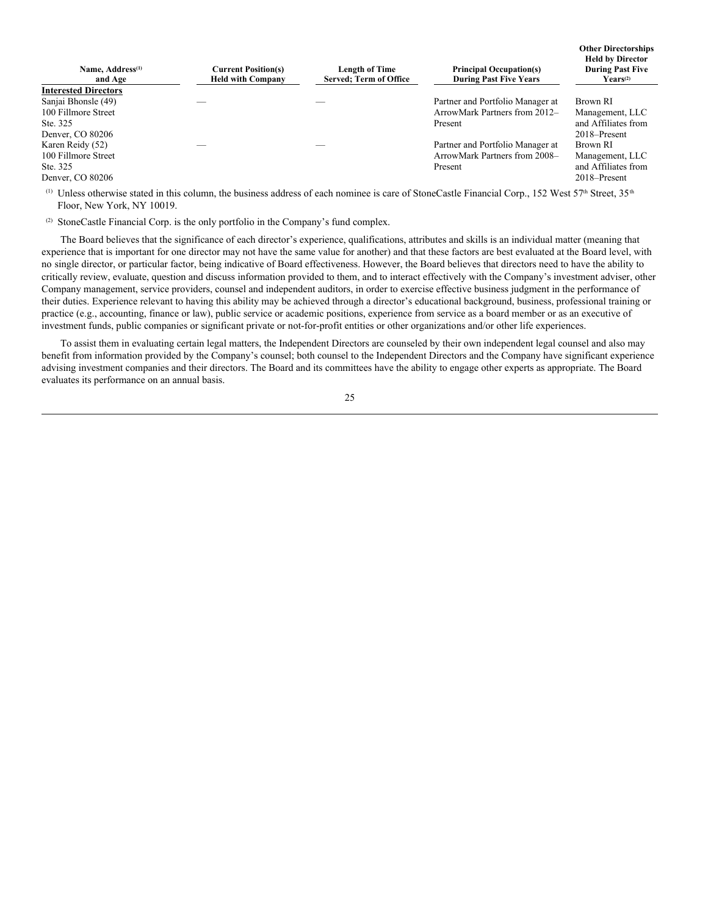| Name, Address[1] and Age | Current Position(s) Held with Company | Length of Time Served; Term of Office | Principal Occupation(s) During Past Five Years | Other Directorships Held by Director During Past Five Years[2] |
|---|---|---|---|---|
| **Interested Directors** | | | | |
| Sanjai Bhonsle (49) 100 Fillmore Street Ste. 325 Denver, CO 80206 | — | — | Partner and Portfolio Manager at ArrowMark Partners from 2012–Present | Brown RI Management, LLC and Affiliates from 2018–Present |
| Karen Reidy (52) 100 Fillmore Street Ste. 325 Denver, CO 80206 | — | — | Partner and Portfolio Manager at ArrowMark Partners from 2008–Present | Brown RI Management, LLC and Affiliates from 2018–Present |

[1] Unless otherwise stated in this column, the business address of each nominee is care of StoneCastle Financial Corp., 152 West 57th Street, 35th Floor, New York, NY 10019.

[2] StoneCastle Financial Corp. is the only portfolio in the Company's fund complex.

The Board believes that the significance of each director's experience, qualifications, attributes and skills is an individual matter (meaning that experience that is important for one director may not have the same value for another) and that these factors are best evaluated at the Board level, with no single director, or particular factor, being indicative of Board effectiveness. However, the Board believes that directors need to have the ability to critically review, evaluate, question and discuss information provided to them, and to interact effectively with the Company's investment adviser, other Company management, service providers, counsel and independent auditors, in order to exercise effective business judgment in the performance of their duties. Experience relevant to having this ability may be achieved through a director's educational background, business, professional training or practice (e.g., accounting, finance or law), public service or academic positions, experience from service as a board member or as an executive of investment funds, public companies or significant private or not-for-profit entities or other organizations and/or other life experiences.

To assist them in evaluating certain legal matters, the Independent Directors are counseled by their own independent legal counsel and also may benefit from information provided by the Company's counsel; both counsel to the Independent Directors and the Company have significant experience advising investment companies and their directors. The Board and its committees have the ability to engage other experts as appropriate. The Board evaluates its performance on an annual basis.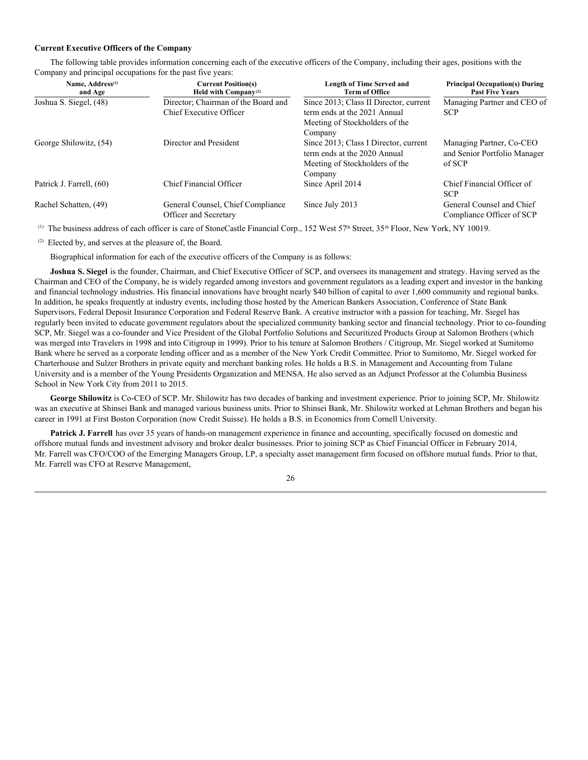**Current Executive Officers of the Company**

The following table provides information concerning each of the executive officers of the Company, including their ages, positions with the Company and principal occupations for the past five years:

| Name, Address[(1)] and Age | Current Position(s) Held with Company[(2)] | Length of Time Served and Term of Office | Principal Occupation(s) During Past Five Years |
|---|---|---|---|
| Joshua S. Siegel, (48) | Director; Chairman of the Board and Chief Executive Officer | Since 2013; Class II Director, current term ends at the 2021 Annual Meeting of Stockholders of the Company | Managing Partner and CEO of SCP |
| George Shilowitz, (54) | Director and President | Since 2013; Class I Director, current term ends at the 2020 Annual Meeting of Stockholders of the Company | Managing Partner, Co-CEO and Senior Portfolio Manager of SCP |
| Patrick J. Farrell, (60) | Chief Financial Officer | Since April 2014 | Chief Financial Officer of SCP |
| Rachel Schatten, (49) | General Counsel, Chief Compliance Officer and Secretary | Since July 2013 | General Counsel and Chief Compliance Officer of SCP |

(1) The business address of each officer is care of StoneCastle Financial Corp., 152 West 57th Street, 35th Floor, New York, NY 10019.

(2) Elected by, and serves at the pleasure of, the Board.

Biographical information for each of the executive officers of the Company is as follows:

**Joshua S. Siegel** is the founder, Chairman, and Chief Executive Officer of SCP, and oversees its management and strategy. Having served as the Chairman and CEO of the Company, he is widely regarded among investors and government regulators as a leading expert and investor in the banking and financial technology industries. His financial innovations have brought nearly $40 billion of capital to over 1,600 community and regional banks. In addition, he speaks frequently at industry events, including those hosted by the American Bankers Association, Conference of State Bank Supervisors, Federal Deposit Insurance Corporation and Federal Reserve Bank. A creative instructor with a passion for teaching, Mr. Siegel has regularly been invited to educate government regulators about the specialized community banking sector and financial technology. Prior to co-founding SCP, Mr. Siegel was a co-founder and Vice President of the Global Portfolio Solutions and Securitized Products Group at Salomon Brothers (which was merged into Travelers in 1998 and into Citigroup in 1999). Prior to his tenure at Salomon Brothers / Citigroup, Mr. Siegel worked at Sumitomo Bank where he served as a corporate lending officer and as a member of the New York Credit Committee. Prior to Sumitomo, Mr. Siegel worked for Charterhouse and Sulzer Brothers in private equity and merchant banking roles. He holds a B.S. in Management and Accounting from Tulane University and is a member of the Young Presidents Organization and MENSA. He also served as an Adjunct Professor at the Columbia Business School in New York City from 2011 to 2015.

**George Shilowitz** is Co-CEO of SCP. Mr. Shilowitz has two decades of banking and investment experience. Prior to joining SCP, Mr. Shilowitz was an executive at Shinsei Bank and managed various business units. Prior to Shinsei Bank, Mr. Shilowitz worked at Lehman Brothers and began his career in 1991 at First Boston Corporation (now Credit Suisse). He holds a B.S. in Economics from Cornell University.

**Patrick J. Farrell** has over 35 years of hands-on management experience in finance and accounting, specifically focused on domestic and offshore mutual funds and investment advisory and broker dealer businesses. Prior to joining SCP as Chief Financial Officer in February 2014, Mr. Farrell was CFO/COO of the Emerging Managers Group, LP, a specialty asset management firm focused on offshore mutual funds. Prior to that, Mr. Farrell was CFO at Reserve Management,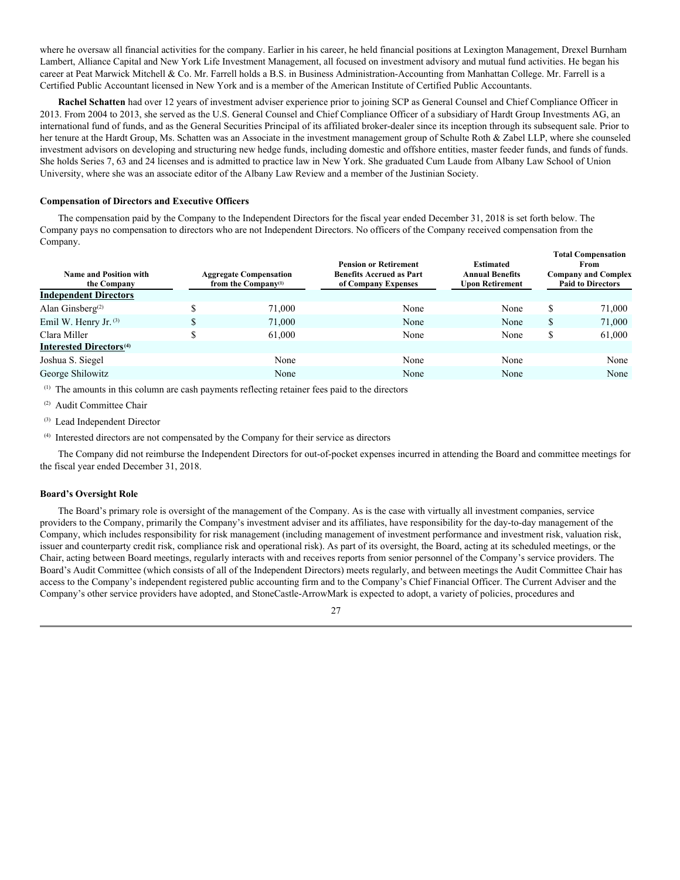where he oversaw all financial activities for the company. Earlier in his career, he held financial positions at Lexington Management, Drexel Burnham Lambert, Alliance Capital and New York Life Investment Management, all focused on investment advisory and mutual fund activities. He began his career at Peat Marwick Mitchell & Co. Mr. Farrell holds a B.S. in Business Administration-Accounting from Manhattan College. Mr. Farrell is a Certified Public Accountant licensed in New York and is a member of the American Institute of Certified Public Accountants.

**Rachel Schatten** had over 12 years of investment adviser experience prior to joining SCP as General Counsel and Chief Compliance Officer in 2013. From 2004 to 2013, she served as the U.S. General Counsel and Chief Compliance Officer of a subsidiary of Hardt Group Investments AG, an international fund of funds, and as the General Securities Principal of its affiliated broker-dealer since its inception through its subsequent sale. Prior to her tenure at the Hardt Group, Ms. Schatten was an Associate in the investment management group of Schulte Roth & Zabel LLP, where she counseled investment advisors on developing and structuring new hedge funds, including domestic and offshore entities, master feeder funds, and funds of funds. She holds Series 7, 63 and 24 licenses and is admitted to practice law in New York. She graduated Cum Laude from Albany Law School of Union University, where she was an associate editor of the Albany Law Review and a member of the Justinian Society.

**Compensation of Directors and Executive Officers**

The compensation paid by the Company to the Independent Directors for the fiscal year ended December 31, 2018 is set forth below. The Company pays no compensation to directors who are not Independent Directors. No officers of the Company received compensation from the Company.

| Name and Position with the Company | Aggregate Compensation from the Company[1] | Pension or Retirement Benefits Accrued as Part of Company Expenses | Estimated Annual Benefits Upon Retirement | Total Compensation From Company and Complex Paid to Directors |
|---|---|---|---|---|
| **Independent Directors** | | | | |
| Alan Ginsberg[2] | $ 71,000 | None | None | $ 71,000 |
| Emil W. Henry Jr. [3] | $ 71,000 | None | None | $ 71,000 |
| Clara Miller | $ 61,000 | None | None | $ 61,000 |
| **Interested Directors[4]** | | | | |
| Joshua S. Siegel | None | None | None | None |
| George Shilowitz | None | None | None | None |

[1] The amounts in this column are cash payments reflecting retainer fees paid to the directors

[2] Audit Committee Chair

[3] Lead Independent Director

[4] Interested directors are not compensated by the Company for their service as directors

The Company did not reimburse the Independent Directors for out-of-pocket expenses incurred in attending the Board and committee meetings for the fiscal year ended December 31, 2018.

**Board's Oversight Role**

The Board's primary role is oversight of the management of the Company. As is the case with virtually all investment companies, service providers to the Company, primarily the Company's investment adviser and its affiliates, have responsibility for the day-to-day management of the Company, which includes responsibility for risk management (including management of investment performance and investment risk, valuation risk, issuer and counterparty credit risk, compliance risk and operational risk). As part of its oversight, the Board, acting at its scheduled meetings, or the Chair, acting between Board meetings, regularly interacts with and receives reports from senior personnel of the Company's service providers. The Board's Audit Committee (which consists of all of the Independent Directors) meets regularly, and between meetings the Audit Committee Chair has access to the Company's independent registered public accounting firm and to the Company's Chief Financial Officer. The Current Adviser and the Company's other service providers have adopted, and StoneCastle-ArrowMark is expected to adopt, a variety of policies, procedures and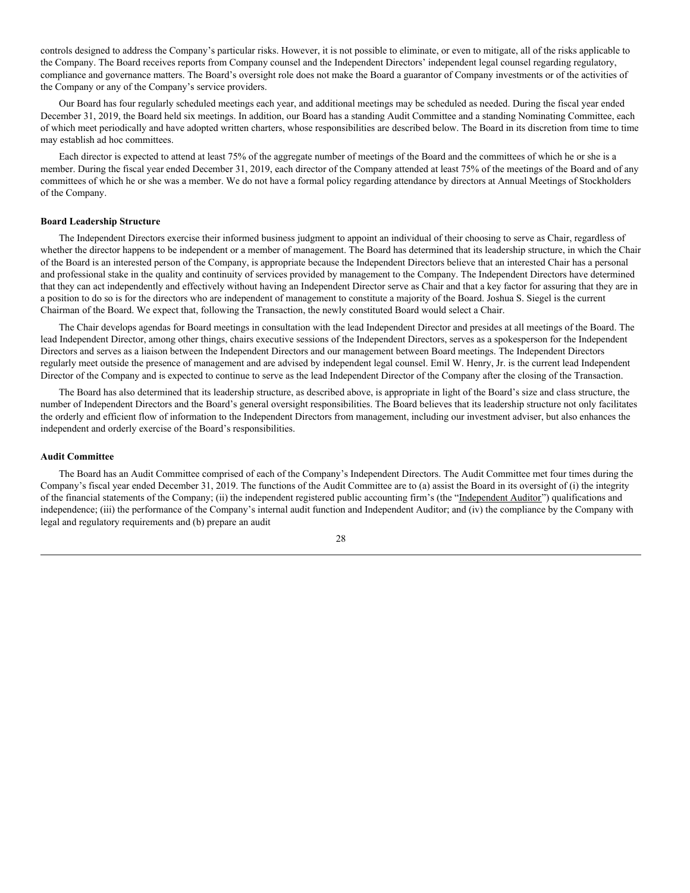controls designed to address the Company's particular risks. However, it is not possible to eliminate, or even to mitigate, all of the risks applicable to the Company. The Board receives reports from Company counsel and the Independent Directors' independent legal counsel regarding regulatory, compliance and governance matters. The Board's oversight role does not make the Board a guarantor of Company investments or of the activities of the Company or any of the Company's service providers.

Our Board has four regularly scheduled meetings each year, and additional meetings may be scheduled as needed. During the fiscal year ended December 31, 2019, the Board held six meetings. In addition, our Board has a standing Audit Committee and a standing Nominating Committee, each of which meet periodically and have adopted written charters, whose responsibilities are described below. The Board in its discretion from time to time may establish ad hoc committees.

Each director is expected to attend at least 75% of the aggregate number of meetings of the Board and the committees of which he or she is a member. During the fiscal year ended December 31, 2019, each director of the Company attended at least 75% of the meetings of the Board and of any committees of which he or she was a member. We do not have a formal policy regarding attendance by directors at Annual Meetings of Stockholders of the Company.

**Board Leadership Structure**

The Independent Directors exercise their informed business judgment to appoint an individual of their choosing to serve as Chair, regardless of whether the director happens to be independent or a member of management. The Board has determined that its leadership structure, in which the Chair of the Board is an interested person of the Company, is appropriate because the Independent Directors believe that an interested Chair has a personal and professional stake in the quality and continuity of services provided by management to the Company. The Independent Directors have determined that they can act independently and effectively without having an Independent Director serve as Chair and that a key factor for assuring that they are in a position to do so is for the directors who are independent of management to constitute a majority of the Board. Joshua S. Siegel is the current Chairman of the Board. We expect that, following the Transaction, the newly constituted Board would select a Chair.

The Chair develops agendas for Board meetings in consultation with the lead Independent Director and presides at all meetings of the Board. The lead Independent Director, among other things, chairs executive sessions of the Independent Directors, serves as a spokesperson for the Independent Directors and serves as a liaison between the Independent Directors and our management between Board meetings. The Independent Directors regularly meet outside the presence of management and are advised by independent legal counsel. Emil W. Henry, Jr. is the current lead Independent Director of the Company and is expected to continue to serve as the lead Independent Director of the Company after the closing of the Transaction.

The Board has also determined that its leadership structure, as described above, is appropriate in light of the Board's size and class structure, the number of Independent Directors and the Board's general oversight responsibilities. The Board believes that its leadership structure not only facilitates the orderly and efficient flow of information to the Independent Directors from management, including our investment adviser, but also enhances the independent and orderly exercise of the Board's responsibilities.

**Audit Committee**

The Board has an Audit Committee comprised of each of the Company's Independent Directors. The Audit Committee met four times during the Company's fiscal year ended December 31, 2019. The functions of the Audit Committee are to (a) assist the Board in its oversight of (i) the integrity of the financial statements of the Company; (ii) the independent registered public accounting firm's (the "Independent Auditor") qualifications and independence; (iii) the performance of the Company's internal audit function and Independent Auditor; and (iv) the compliance by the Company with legal and regulatory requirements and (b) prepare an audit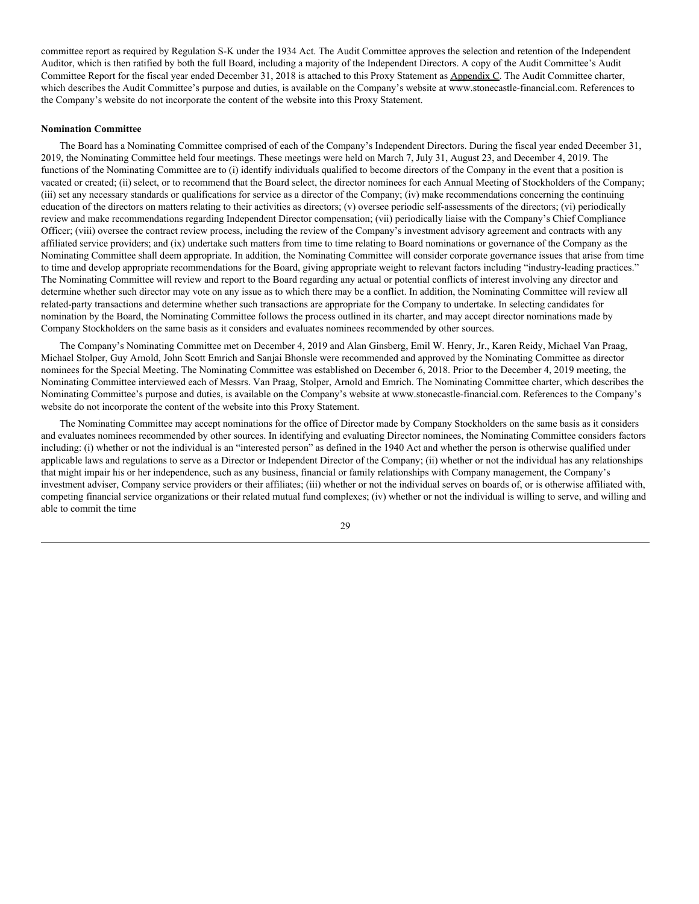committee report as required by Regulation S-K under the 1934 Act. The Audit Committee approves the selection and retention of the Independent Auditor, which is then ratified by both the full Board, including a majority of the Independent Directors. A copy of the Audit Committee's Audit Committee Report for the fiscal year ended December 31, 2018 is attached to this Proxy Statement as Appendix C. The Audit Committee charter, which describes the Audit Committee's purpose and duties, is available on the Company's website at www.stonecastle-financial.com. References to the Company's website do not incorporate the content of the website into this Proxy Statement.

**Nomination Committee**

The Board has a Nominating Committee comprised of each of the Company's Independent Directors. During the fiscal year ended December 31, 2019, the Nominating Committee held four meetings. These meetings were held on March 7, July 31, August 23, and December 4, 2019. The functions of the Nominating Committee are to (i) identify individuals qualified to become directors of the Company in the event that a position is vacated or created; (ii) select, or to recommend that the Board select, the director nominees for each Annual Meeting of Stockholders of the Company; (iii) set any necessary standards or qualifications for service as a director of the Company; (iv) make recommendations concerning the continuing education of the directors on matters relating to their activities as directors; (v) oversee periodic self-assessments of the directors; (vi) periodically review and make recommendations regarding Independent Director compensation; (vii) periodically liaise with the Company's Chief Compliance Officer; (viii) oversee the contract review process, including the review of the Company's investment advisory agreement and contracts with any affiliated service providers; and (ix) undertake such matters from time to time relating to Board nominations or governance of the Company as the Nominating Committee shall deem appropriate. In addition, the Nominating Committee will consider corporate governance issues that arise from time to time and develop appropriate recommendations for the Board, giving appropriate weight to relevant factors including "industry-leading practices." The Nominating Committee will review and report to the Board regarding any actual or potential conflicts of interest involving any director and determine whether such director may vote on any issue as to which there may be a conflict. In addition, the Nominating Committee will review all related-party transactions and determine whether such transactions are appropriate for the Company to undertake. In selecting candidates for nomination by the Board, the Nominating Committee follows the process outlined in its charter, and may accept director nominations made by Company Stockholders on the same basis as it considers and evaluates nominees recommended by other sources.

The Company's Nominating Committee met on December 4, 2019 and Alan Ginsberg, Emil W. Henry, Jr., Karen Reidy, Michael Van Praag, Michael Stolper, Guy Arnold, John Scott Emrich and Sanjai Bhonsle were recommended and approved by the Nominating Committee as director nominees for the Special Meeting. The Nominating Committee was established on December 6, 2018. Prior to the December 4, 2019 meeting, the Nominating Committee interviewed each of Messrs. Van Praag, Stolper, Arnold and Emrich. The Nominating Committee charter, which describes the Nominating Committee's purpose and duties, is available on the Company's website at www.stonecastle-financial.com. References to the Company's website do not incorporate the content of the website into this Proxy Statement.

The Nominating Committee may accept nominations for the office of Director made by Company Stockholders on the same basis as it considers and evaluates nominees recommended by other sources. In identifying and evaluating Director nominees, the Nominating Committee considers factors including: (i) whether or not the individual is an "interested person" as defined in the 1940 Act and whether the person is otherwise qualified under applicable laws and regulations to serve as a Director or Independent Director of the Company; (ii) whether or not the individual has any relationships that might impair his or her independence, such as any business, financial or family relationships with Company management, the Company's investment adviser, Company service providers or their affiliates; (iii) whether or not the individual serves on boards of, or is otherwise affiliated with, competing financial service organizations or their related mutual fund complexes; (iv) whether or not the individual is willing to serve, and willing and able to commit the time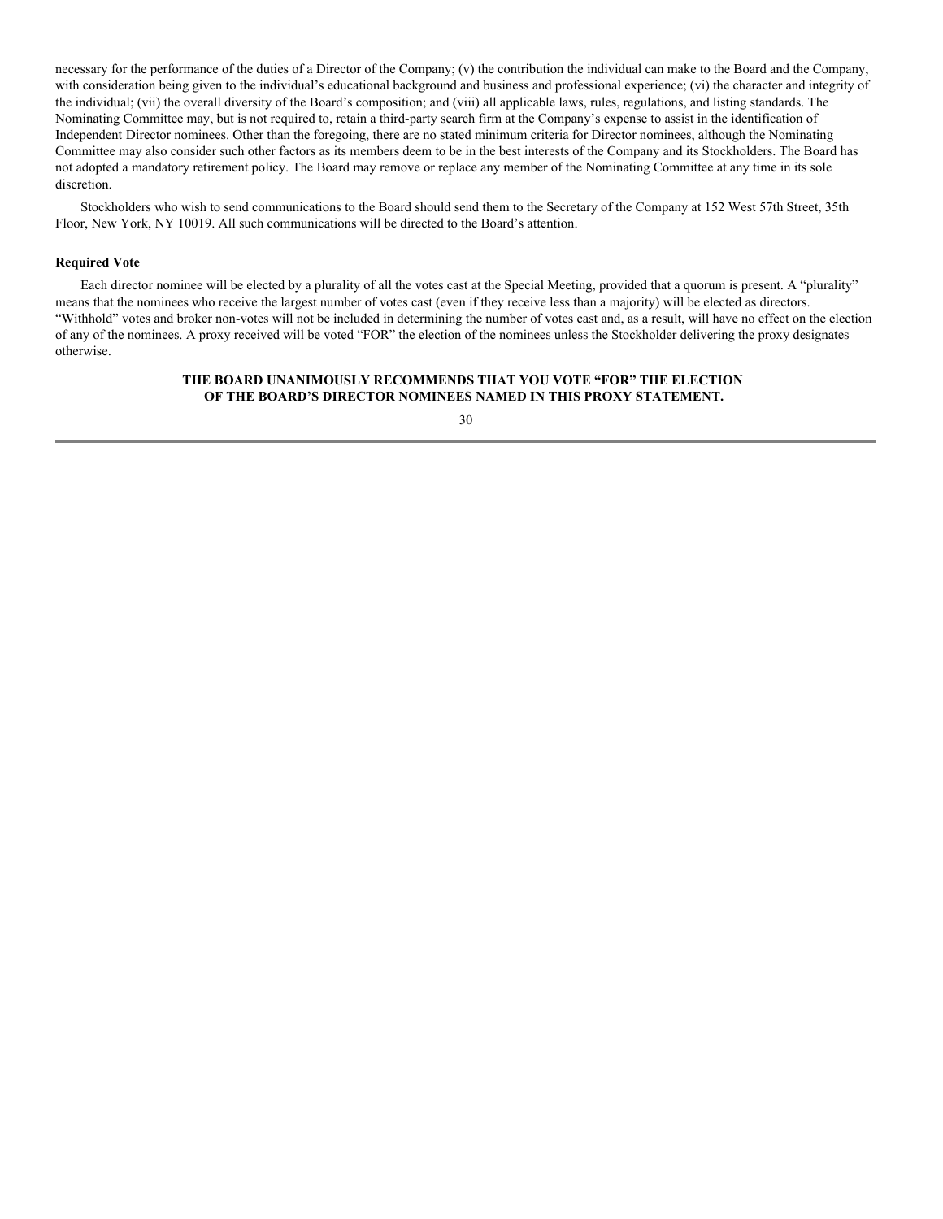necessary for the performance of the duties of a Director of the Company; (v) the contribution the individual can make to the Board and the Company, with consideration being given to the individual's educational background and business and professional experience; (vi) the character and integrity of the individual; (vii) the overall diversity of the Board's composition; and (viii) all applicable laws, rules, regulations, and listing standards. The Nominating Committee may, but is not required to, retain a third-party search firm at the Company's expense to assist in the identification of Independent Director nominees. Other than the foregoing, there are no stated minimum criteria for Director nominees, although the Nominating Committee may also consider such other factors as its members deem to be in the best interests of the Company and its Stockholders. The Board has not adopted a mandatory retirement policy. The Board may remove or replace any member of the Nominating Committee at any time in its sole discretion.

Stockholders who wish to send communications to the Board should send them to the Secretary of the Company at 152 West 57th Street, 35th Floor, New York, NY 10019. All such communications will be directed to the Board's attention.

**Required Vote**

Each director nominee will be elected by a plurality of all the votes cast at the Special Meeting, provided that a quorum is present. A "plurality" means that the nominees who receive the largest number of votes cast (even if they receive less than a majority) will be elected as directors. "Withhold" votes and broker non-votes will not be included in determining the number of votes cast and, as a result, will have no effect on the election of any of the nominees. A proxy received will be voted "FOR" the election of the nominees unless the Stockholder delivering the proxy designates otherwise.

**THE BOARD UNANIMOUSLY RECOMMENDS THAT YOU VOTE "FOR" THE ELECTION OF THE BOARD'S DIRECTOR NOMINEES NAMED IN THIS PROXY STATEMENT.**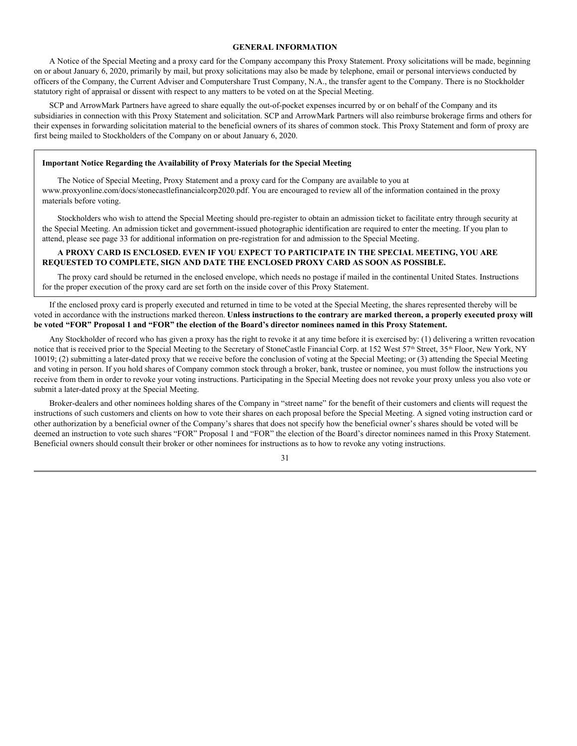## GENERAL INFORMATION

A Notice of the Special Meeting and a proxy card for the Company accompany this Proxy Statement. Proxy solicitations will be made, beginning on or about January 6, 2020, primarily by mail, but proxy solicitations may also be made by telephone, email or personal interviews conducted by officers of the Company, the Current Adviser and Computershare Trust Company, N.A., the transfer agent to the Company. There is no Stockholder statutory right of appraisal or dissent with respect to any matters to be voted on at the Special Meeting.

SCP and ArrowMark Partners have agreed to share equally the out-of-pocket expenses incurred by or on behalf of the Company and its subsidiaries in connection with this Proxy Statement and solicitation. SCP and ArrowMark Partners will also reimburse brokerage firms and others for their expenses in forwarding solicitation material to the beneficial owners of its shares of common stock. This Proxy Statement and form of proxy are first being mailed to Stockholders of the Company on or about January 6, 2020.

**Important Notice Regarding the Availability of Proxy Materials for the Special Meeting**

The Notice of Special Meeting, Proxy Statement and a proxy card for the Company are available to you at www.proxyonline.com/docs/stonecastlefinancialcorp2020.pdf. You are encouraged to review all of the information contained in the proxy materials before voting.

Stockholders who wish to attend the Special Meeting should pre-register to obtain an admission ticket to facilitate entry through security at the Special Meeting. An admission ticket and government-issued photographic identification are required to enter the meeting. If you plan to attend, please see page 33 for additional information on pre-registration for and admission to the Special Meeting.

**A PROXY CARD IS ENCLOSED. EVEN IF YOU EXPECT TO PARTICIPATE IN THE SPECIAL MEETING, YOU ARE REQUESTED TO COMPLETE, SIGN AND DATE THE ENCLOSED PROXY CARD AS SOON AS POSSIBLE.**

The proxy card should be returned in the enclosed envelope, which needs no postage if mailed in the continental United States. Instructions for the proper execution of the proxy card are set forth on the inside cover of this Proxy Statement.

If the enclosed proxy card is properly executed and returned in time to be voted at the Special Meeting, the shares represented thereby will be voted in accordance with the instructions marked thereon. **Unless instructions to the contrary are marked thereon, a properly executed proxy will be voted "FOR" Proposal 1 and "FOR" the election of the Board's director nominees named in this Proxy Statement.**

Any Stockholder of record who has given a proxy has the right to revoke it at any time before it is exercised by: (1) delivering a written revocation notice that is received prior to the Special Meeting to the Secretary of StoneCastle Financial Corp. at 152 West 57th Street, 35th Floor, New York, NY 10019; (2) submitting a later-dated proxy that we receive before the conclusion of voting at the Special Meeting; or (3) attending the Special Meeting and voting in person. If you hold shares of Company common stock through a broker, bank, trustee or nominee, you must follow the instructions you receive from them in order to revoke your voting instructions. Participating in the Special Meeting does not revoke your proxy unless you also vote or submit a later-dated proxy at the Special Meeting.

Broker-dealers and other nominees holding shares of the Company in "street name" for the benefit of their customers and clients will request the instructions of such customers and clients on how to vote their shares on each proposal before the Special Meeting. A signed voting instruction card or other authorization by a beneficial owner of the Company's shares that does not specify how the beneficial owner's shares should be voted will be deemed an instruction to vote such shares "FOR" Proposal 1 and "FOR" the election of the Board's director nominees named in this Proxy Statement. Beneficial owners should consult their broker or other nominees for instructions as to how to revoke any voting instructions.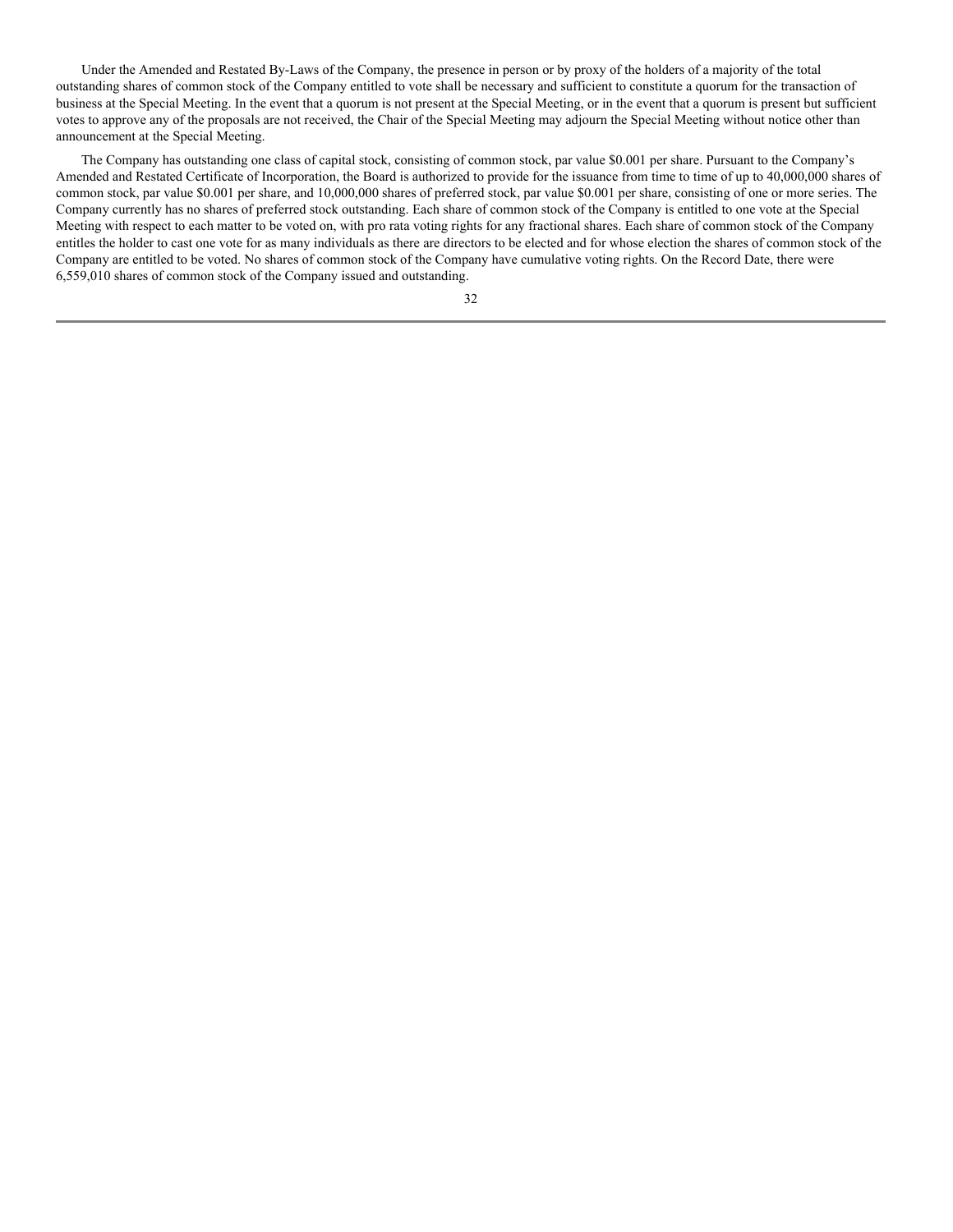Under the Amended and Restated By-Laws of the Company, the presence in person or by proxy of the holders of a majority of the total outstanding shares of common stock of the Company entitled to vote shall be necessary and sufficient to constitute a quorum for the transaction of business at the Special Meeting. In the event that a quorum is not present at the Special Meeting, or in the event that a quorum is present but sufficient votes to approve any of the proposals are not received, the Chair of the Special Meeting may adjourn the Special Meeting without notice other than announcement at the Special Meeting.

The Company has outstanding one class of capital stock, consisting of common stock, par value $0.001 per share. Pursuant to the Company's Amended and Restated Certificate of Incorporation, the Board is authorized to provide for the issuance from time to time of up to 40,000,000 shares of common stock, par value $0.001 per share, and 10,000,000 shares of preferred stock, par value $0.001 per share, consisting of one or more series. The Company currently has no shares of preferred stock outstanding. Each share of common stock of the Company is entitled to one vote at the Special Meeting with respect to each matter to be voted on, with pro rata voting rights for any fractional shares. Each share of common stock of the Company entitles the holder to cast one vote for as many individuals as there are directors to be elected and for whose election the shares of common stock of the Company are entitled to be voted. No shares of common stock of the Company have cumulative voting rights. On the Record Date, there were 6,559,010 shares of common stock of the Company issued and outstanding.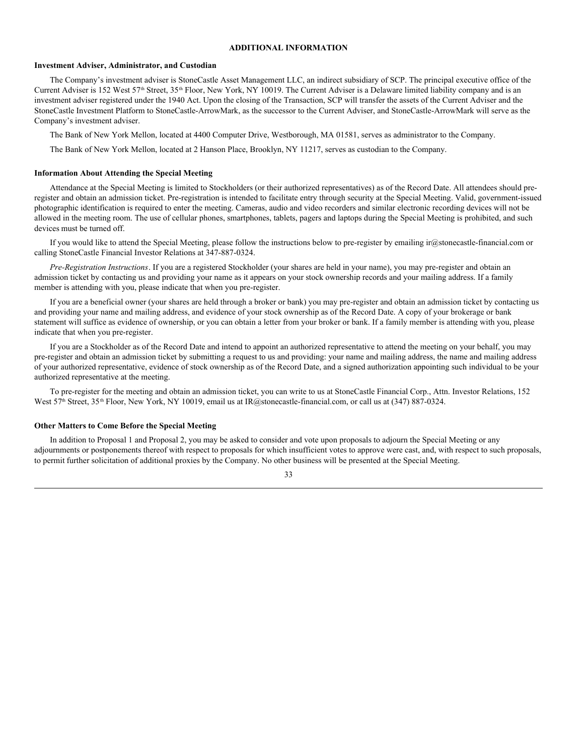## ADDITIONAL INFORMATION

### Investment Adviser, Administrator, and Custodian

The Company's investment adviser is StoneCastle Asset Management LLC, an indirect subsidiary of SCP. The principal executive office of the Current Adviser is 152 West 57th Street, 35th Floor, New York, NY 10019. The Current Adviser is a Delaware limited liability company and is an investment adviser registered under the 1940 Act. Upon the closing of the Transaction, SCP will transfer the assets of the Current Adviser and the StoneCastle Investment Platform to StoneCastle-ArrowMark, as the successor to the Current Adviser, and StoneCastle-ArrowMark will serve as the Company's investment adviser.

The Bank of New York Mellon, located at 4400 Computer Drive, Westborough, MA 01581, serves as administrator to the Company.

The Bank of New York Mellon, located at 2 Hanson Place, Brooklyn, NY 11217, serves as custodian to the Company.

### Information About Attending the Special Meeting

Attendance at the Special Meeting is limited to Stockholders (or their authorized representatives) as of the Record Date. All attendees should pre-register and obtain an admission ticket. Pre-registration is intended to facilitate entry through security at the Special Meeting. Valid, government-issued photographic identification is required to enter the meeting. Cameras, audio and video recorders and similar electronic recording devices will not be allowed in the meeting room. The use of cellular phones, smartphones, tablets, pagers and laptops during the Special Meeting is prohibited, and such devices must be turned off.

If you would like to attend the Special Meeting, please follow the instructions below to pre-register by emailing ir@stonecastle-financial.com or calling StoneCastle Financial Investor Relations at 347-887-0324.

*Pre-Registration Instructions*. If you are a registered Stockholder (your shares are held in your name), you may pre-register and obtain an admission ticket by contacting us and providing your name as it appears on your stock ownership records and your mailing address. If a family member is attending with you, please indicate that when you pre-register.

If you are a beneficial owner (your shares are held through a broker or bank) you may pre-register and obtain an admission ticket by contacting us and providing your name and mailing address, and evidence of your stock ownership as of the Record Date. A copy of your brokerage or bank statement will suffice as evidence of ownership, or you can obtain a letter from your broker or bank. If a family member is attending with you, please indicate that when you pre-register.

If you are a Stockholder as of the Record Date and intend to appoint an authorized representative to attend the meeting on your behalf, you may pre-register and obtain an admission ticket by submitting a request to us and providing: your name and mailing address, the name and mailing address of your authorized representative, evidence of stock ownership as of the Record Date, and a signed authorization appointing such individual to be your authorized representative at the meeting.

To pre-register for the meeting and obtain an admission ticket, you can write to us at StoneCastle Financial Corp., Attn. Investor Relations, 152 West 57th Street, 35th Floor, New York, NY 10019, email us at IR@stonecastle-financial.com, or call us at (347) 887-0324.

### Other Matters to Come Before the Special Meeting

In addition to Proposal 1 and Proposal 2, you may be asked to consider and vote upon proposals to adjourn the Special Meeting or any adjournments or postponements thereof with respect to proposals for which insufficient votes to approve were cast, and, with respect to such proposals, to permit further solicitation of additional proxies by the Company. No other business will be presented at the Special Meeting.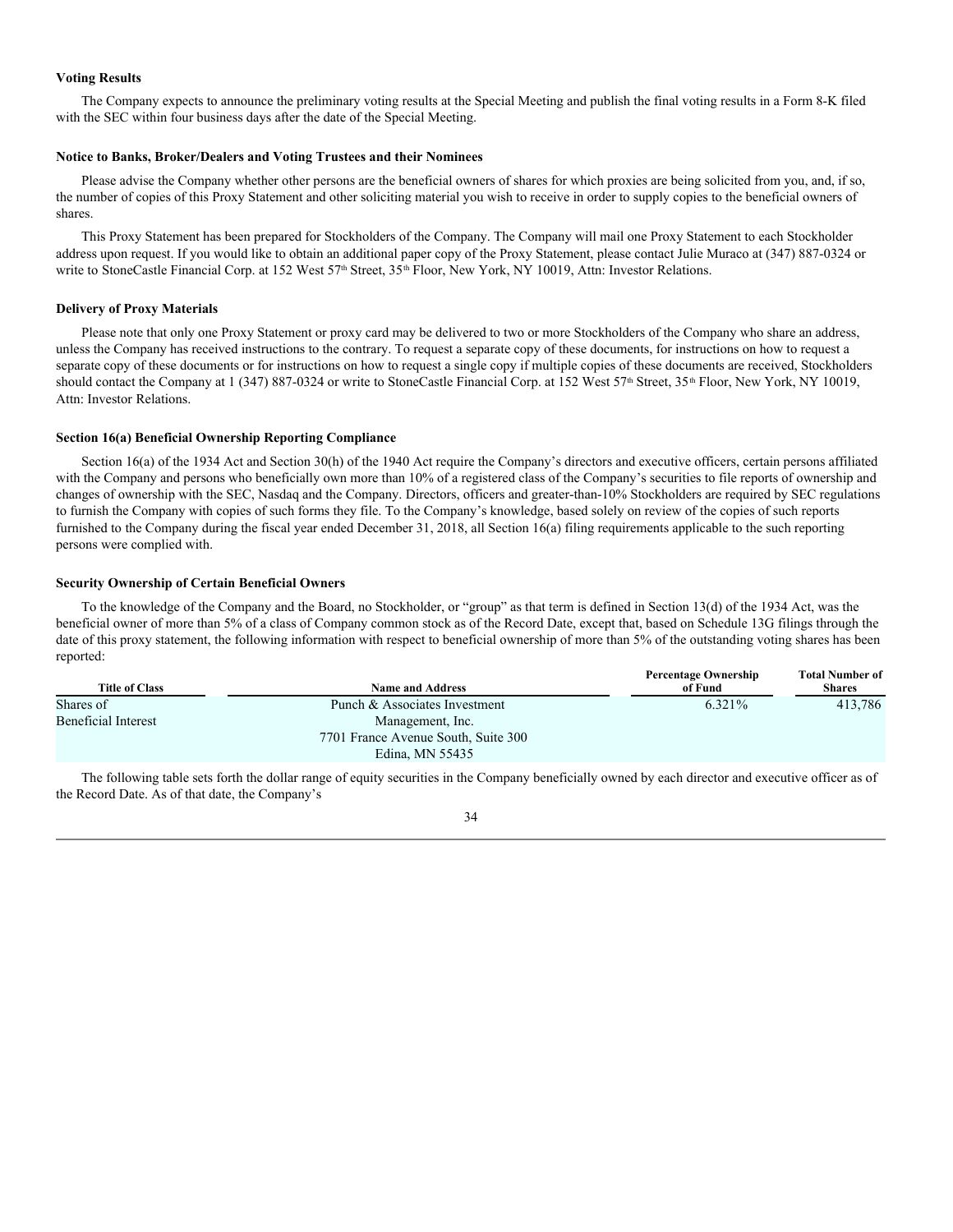**Voting Results**

The Company expects to announce the preliminary voting results at the Special Meeting and publish the final voting results in a Form 8-K filed with the SEC within four business days after the date of the Special Meeting.

**Notice to Banks, Broker/Dealers and Voting Trustees and their Nominees**

Please advise the Company whether other persons are the beneficial owners of shares for which proxies are being solicited from you, and, if so, the number of copies of this Proxy Statement and other soliciting material you wish to receive in order to supply copies to the beneficial owners of shares.

This Proxy Statement has been prepared for Stockholders of the Company. The Company will mail one Proxy Statement to each Stockholder address upon request. If you would like to obtain an additional paper copy of the Proxy Statement, please contact Julie Muraco at (347) 887-0324 or write to StoneCastle Financial Corp. at 152 West 57th Street, 35th Floor, New York, NY 10019, Attn: Investor Relations.

**Delivery of Proxy Materials**

Please note that only one Proxy Statement or proxy card may be delivered to two or more Stockholders of the Company who share an address, unless the Company has received instructions to the contrary. To request a separate copy of these documents, for instructions on how to request a separate copy of these documents or for instructions on how to request a single copy if multiple copies of these documents are received, Stockholders should contact the Company at 1 (347) 887-0324 or write to StoneCastle Financial Corp. at 152 West 57th Street, 35th Floor, New York, NY 10019, Attn: Investor Relations.

**Section 16(a) Beneficial Ownership Reporting Compliance**

Section 16(a) of the 1934 Act and Section 30(h) of the 1940 Act require the Company's directors and executive officers, certain persons affiliated with the Company and persons who beneficially own more than 10% of a registered class of the Company's securities to file reports of ownership and changes of ownership with the SEC, Nasdaq and the Company. Directors, officers and greater-than-10% Stockholders are required by SEC regulations to furnish the Company with copies of such forms they file. To the Company's knowledge, based solely on review of the copies of such reports furnished to the Company during the fiscal year ended December 31, 2018, all Section 16(a) filing requirements applicable to the such reporting persons were complied with.

**Security Ownership of Certain Beneficial Owners**

To the knowledge of the Company and the Board, no Stockholder, or "group" as that term is defined in Section 13(d) of the 1934 Act, was the beneficial owner of more than 5% of a class of Company common stock as of the Record Date, except that, based on Schedule 13G filings through the date of this proxy statement, the following information with respect to beneficial ownership of more than 5% of the outstanding voting shares has been reported:

| Title of Class | Name and Address | Percentage Ownership of Fund | Total Number of Shares |
|---|---|---|---|
| Shares of Beneficial Interest | Punch & Associates Investment Management, Inc. 7701 France Avenue South, Suite 300 Edina, MN 55435 | 6.321% | 413,786 |

The following table sets forth the dollar range of equity securities in the Company beneficially owned by each director and executive officer as of the Record Date. As of that date, the Company's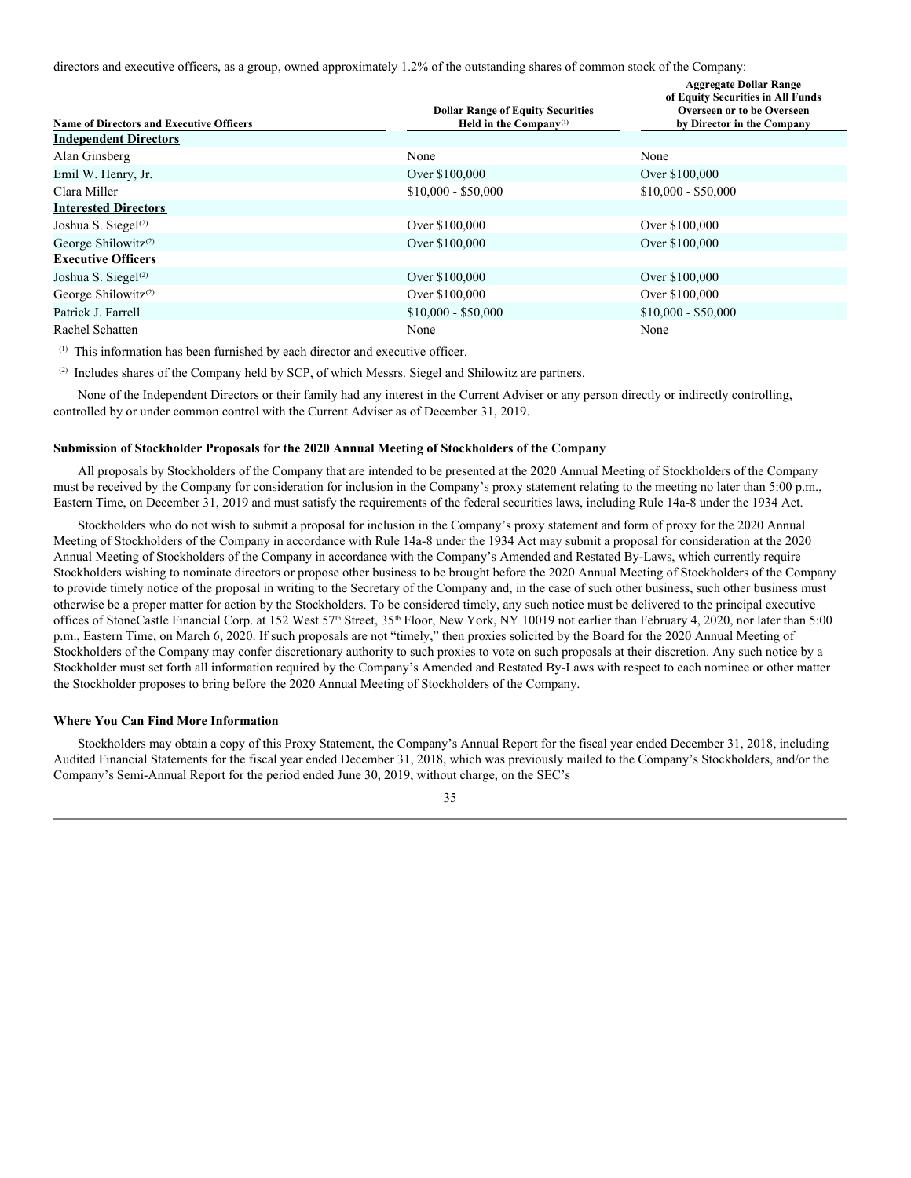directors and executive officers, as a group, owned approximately 1.2% of the outstanding shares of common stock of the Company:

| Name of Directors and Executive Officers | Dollar Range of Equity Securities Held in the Company[(1)] | Aggregate Dollar Range of Equity Securities in All Funds Overseen or to be Overseen by Director in the Company |
|---|---|---|
| **Independent Directors** | | |
| Alan Ginsberg | None | None |
| Emil W. Henry, Jr. | Over $100,000 | Over $100,000 |
| Clara Miller | $10,000 - $50,000 | $10,000 - $50,000 |
| **Interested Directors** | | |
| Joshua S. Siegel[(2)] | Over $100,000 | Over $100,000 |
| George Shilowitz[(2)] | Over $100,000 | Over $100,000 |
| **Executive Officers** | | |
| Joshua S. Siegel[(2)] | Over $100,000 | Over $100,000 |
| George Shilowitz[(2)] | Over $100,000 | Over $100,000 |
| Patrick J. Farrell | $10,000 - $50,000 | $10,000 - $50,000 |
| Rachel Schatten | None | None |

(1) This information has been furnished by each director and executive officer.

(2) Includes shares of the Company held by SCP, of which Messrs. Siegel and Shilowitz are partners.

None of the Independent Directors or their family had any interest in the Current Adviser or any person directly or indirectly controlling, controlled by or under common control with the Current Adviser as of December 31, 2019.

### Submission of Stockholder Proposals for the 2020 Annual Meeting of Stockholders of the Company

All proposals by Stockholders of the Company that are intended to be presented at the 2020 Annual Meeting of Stockholders of the Company must be received by the Company for consideration for inclusion in the Company's proxy statement relating to the meeting no later than 5:00 p.m., Eastern Time, on December 31, 2019 and must satisfy the requirements of the federal securities laws, including Rule 14a-8 under the 1934 Act.

Stockholders who do not wish to submit a proposal for inclusion in the Company's proxy statement and form of proxy for the 2020 Annual Meeting of Stockholders of the Company in accordance with Rule 14a-8 under the 1934 Act may submit a proposal for consideration at the 2020 Annual Meeting of Stockholders of the Company in accordance with the Company's Amended and Restated By-Laws, which currently require Stockholders wishing to nominate directors or propose other business to be brought before the 2020 Annual Meeting of Stockholders of the Company to provide timely notice of the proposal in writing to the Secretary of the Company and, in the case of such other business, such other business must otherwise be a proper matter for action by the Stockholders. To be considered timely, any such notice must be delivered to the principal executive offices of StoneCastle Financial Corp. at 152 West 57th Street, 35th Floor, New York, NY 10019 not earlier than February 4, 2020, nor later than 5:00 p.m., Eastern Time, on March 6, 2020. If such proposals are not "timely," then proxies solicited by the Board for the 2020 Annual Meeting of Stockholders of the Company may confer discretionary authority to such proxies to vote on such proposals at their discretion. Any such notice by a Stockholder must set forth all information required by the Company's Amended and Restated By-Laws with respect to each nominee or other matter the Stockholder proposes to bring before the 2020 Annual Meeting of Stockholders of the Company.

### Where You Can Find More Information

Stockholders may obtain a copy of this Proxy Statement, the Company's Annual Report for the fiscal year ended December 31, 2018, including Audited Financial Statements for the fiscal year ended December 31, 2018, which was previously mailed to the Company's Stockholders, and/or the Company's Semi-Annual Report for the period ended June 30, 2019, without charge, on the SEC's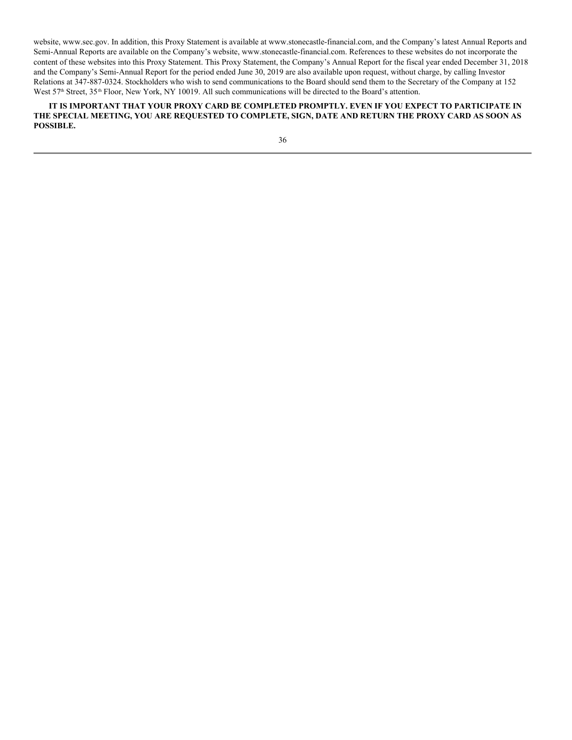website, www.sec.gov. In addition, this Proxy Statement is available at www.stonecastle-financial.com, and the Company's latest Annual Reports and Semi-Annual Reports are available on the Company's website, www.stonecastle-financial.com. References to these websites do not incorporate the content of these websites into this Proxy Statement. This Proxy Statement, the Company's Annual Report for the fiscal year ended December 31, 2018 and the Company's Semi-Annual Report for the period ended June 30, 2019 are also available upon request, without charge, by calling Investor Relations at 347-887-0324. Stockholders who wish to send communications to the Board should send them to the Secretary of the Company at 152 West 57th Street, 35th Floor, New York, NY 10019. All such communications will be directed to the Board's attention.

**IT IS IMPORTANT THAT YOUR PROXY CARD BE COMPLETED PROMPTLY. EVEN IF YOU EXPECT TO PARTICIPATE IN THE SPECIAL MEETING, YOU ARE REQUESTED TO COMPLETE, SIGN, DATE AND RETURN THE PROXY CARD AS SOON AS POSSIBLE.**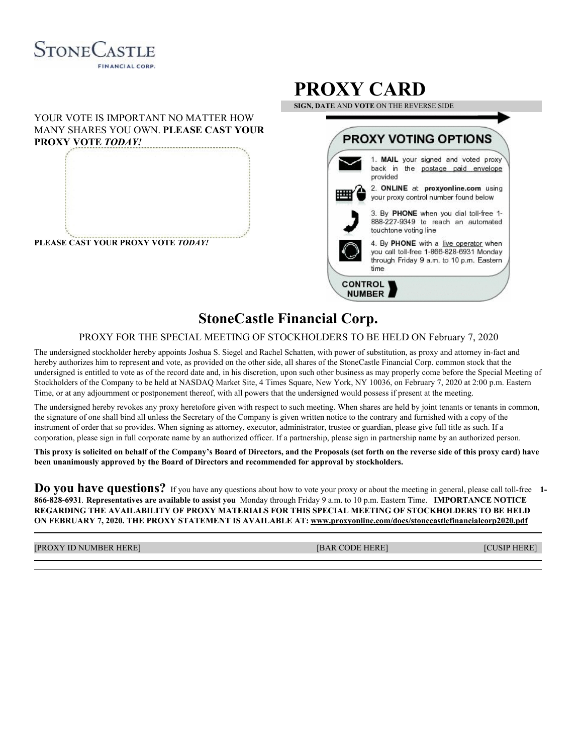STONECASTLE FINANCIAL CORP.

# PROXY CARD

**SIGN, DATE** AND **VOTE** ON THE REVERSE SIDE

YOUR VOTE IS IMPORTANT NO MATTER HOW MANY SHARES YOU OWN. **PLEASE CAST YOUR PROXY VOTE *TODAY!***

**PLEASE CAST YOUR PROXY VOTE *TODAY!***

**PROXY VOTING OPTIONS**

1. **MAIL** your signed and voted proxy back in the postage paid envelope provided
2. **ONLINE** at **proxyonline.com** using your proxy control number found below
3. By **PHONE** when you dial toll-free 1-888-227-9349 to reach an automated touchtone voting line
4. By **PHONE** with a live operator when you call toll-free 1-866-828-6931 Monday through Friday 9 a.m. to 10 p.m. Eastern time

**CONTROL NUMBER**

## StoneCastle Financial Corp.

PROXY FOR THE SPECIAL MEETING OF STOCKHOLDERS TO BE HELD ON February 7, 2020

The undersigned stockholder hereby appoints Joshua S. Siegel and Rachel Schatten, with power of substitution, as proxy and attorney in-fact and hereby authorizes him to represent and vote, as provided on the other side, all shares of the StoneCastle Financial Corp. common stock that the undersigned is entitled to vote as of the record date and, in his discretion, upon such other business as may properly come before the Special Meeting of Stockholders of the Company to be held at NASDAQ Market Site, 4 Times Square, New York, NY 10036, on February 7, 2020 at 2:00 p.m. Eastern Time, or at any adjournment or postponement thereof, with all powers that the undersigned would possess if present at the meeting.

The undersigned hereby revokes any proxy heretofore given with respect to such meeting. When shares are held by joint tenants or tenants in common, the signature of one shall bind all unless the Secretary of the Company is given written notice to the contrary and furnished with a copy of the instrument of order that so provides. When signing as attorney, executor, administrator, trustee or guardian, please give full title as such. If a corporation, please sign in full corporate name by an authorized officer. If a partnership, please sign in partnership name by an authorized person.

**This proxy is solicited on behalf of the Company's Board of Directors, and the Proposals (set forth on the reverse side of this proxy card) have been unanimously approved by the Board of Directors and recommended for approval by stockholders.**

**Do you have questions?** If you have any questions about how to vote your proxy or about the meeting in general, please call toll-free **1-866-828-6931**. **Representatives are available to assist you** Monday through Friday 9 a.m. to 10 p.m. Eastern Time. **IMPORTANCE NOTICE REGARDING THE AVAILABILITY OF PROXY MATERIALS FOR THIS SPECIAL MEETING OF STOCKHOLDERS TO BE HELD ON FEBRUARY 7, 2020. THE PROXY STATEMENT IS AVAILABLE AT: www.proxyonline.com/docs/stonecastlefinancialcorp2020.pdf**

[PROXY ID NUMBER HERE] [BAR CODE HERE] [CUSIP HERE]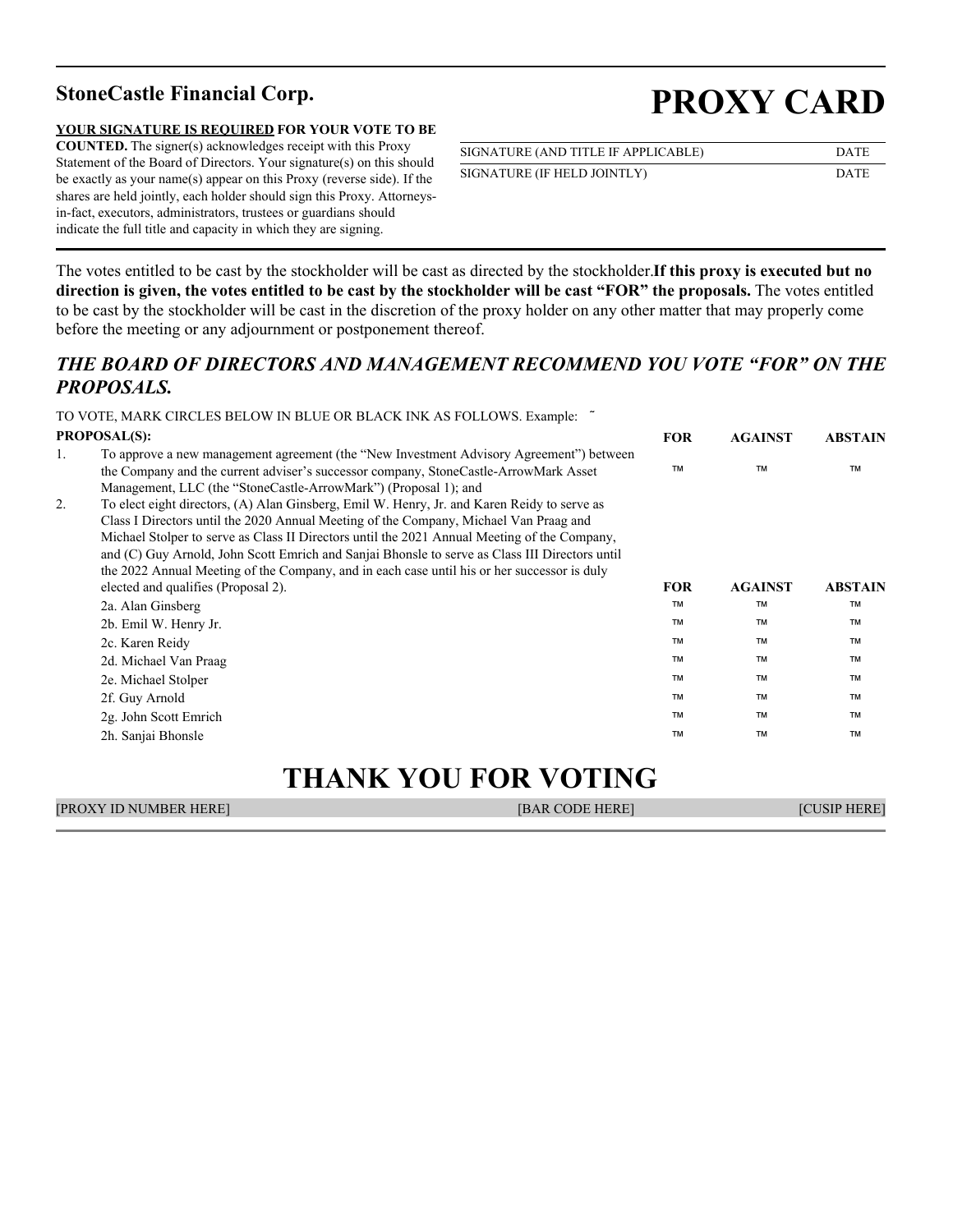## StoneCastle Financial Corp.

# PROXY CARD

**YOUR SIGNATURE IS REQUIRED FOR YOUR VOTE TO BE COUNTED.** The signer(s) acknowledges receipt with this Proxy Statement of the Board of Directors. Your signature(s) on this should be exactly as your name(s) appear on this Proxy (reverse side). If the shares are held jointly, each holder should sign this Proxy. Attorneys-in-fact, executors, administrators, trustees or guardians should indicate the full title and capacity in which they are signing.

| | |
|---|---|
| SIGNATURE (AND TITLE IF APPLICABLE) | DATE |
| SIGNATURE (IF HELD JOINTLY) | DATE |

The votes entitled to be cast by the stockholder will be cast as directed by the stockholder. **If this proxy is executed but no direction is given, the votes entitled to be cast by the stockholder will be cast "FOR" the proposals.** The votes entitled to be cast by the stockholder will be cast in the discretion of the proxy holder on any other matter that may properly come before the meeting or any adjournment or postponement thereof.

### *THE BOARD OF DIRECTORS AND MANAGEMENT RECOMMEND YOU VOTE "FOR" ON THE PROPOSALS.*

TO VOTE, MARK CIRCLES BELOW IN BLUE OR BLACK INK AS FOLLOWS. Example: ˜

| **PROPOSAL(S):** | **FOR** | **AGAINST** | **ABSTAIN** |
|---|---|---|---|
| 1. To approve a new management agreement (the "New Investment Advisory Agreement") between the Company and the current adviser's successor company, StoneCastle-ArrowMark Asset Management, LLC (the "StoneCastle-ArrowMark") (Proposal 1); and | ™ | ™ | ™ |
| 2. To elect eight directors, (A) Alan Ginsberg, Emil W. Henry, Jr. and Karen Reidy to serve as Class I Directors until the 2020 Annual Meeting of the Company, Michael Van Praag and Michael Stolper to serve as Class II Directors until the 2021 Annual Meeting of the Company, and (C) Guy Arnold, John Scott Emrich and Sanjai Bhonsle to serve as Class III Directors until the 2022 Annual Meeting of the Company, and in each case until his or her successor is duly elected and qualifies (Proposal 2). | **FOR** | **AGAINST** | **ABSTAIN** |
| 2a. Alan Ginsberg | ™ | ™ | ™ |
| 2b. Emil W. Henry Jr. | ™ | ™ | ™ |
| 2c. Karen Reidy | ™ | ™ | ™ |
| 2d. Michael Van Praag | ™ | ™ | ™ |
| 2e. Michael Stolper | ™ | ™ | ™ |
| 2f. Guy Arnold | ™ | ™ | ™ |
| 2g. John Scott Emrich | ™ | ™ | ™ |
| 2h. Sanjai Bhonsle | ™ | ™ | ™ |

# THANK YOU FOR VOTING

[PROXY ID NUMBER HERE] [BAR CODE HERE] [CUSIP HERE]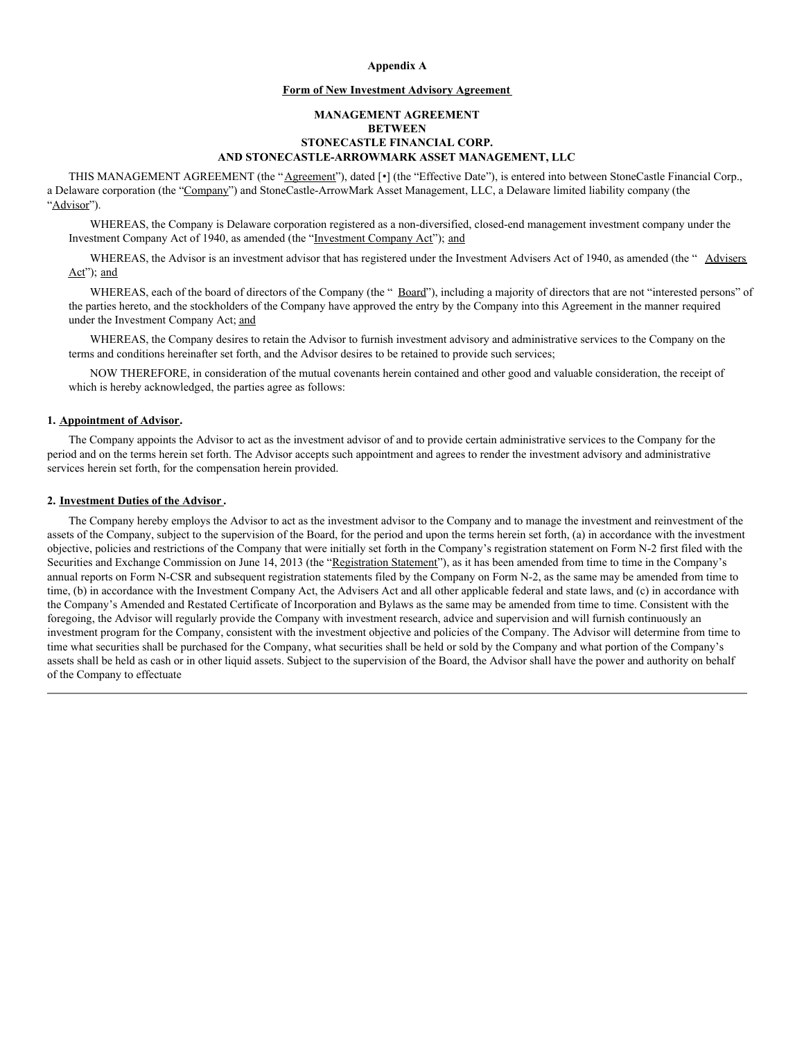**Appendix A**

**Form of New Investment Advisory Agreement**

**MANAGEMENT AGREEMENT**
**BETWEEN**
**STONECASTLE FINANCIAL CORP.**
**AND STONECASTLE-ARROWMARK ASSET MANAGEMENT, LLC**

THIS MANAGEMENT AGREEMENT (the "Agreement"), dated [•] (the "Effective Date"), is entered into between StoneCastle Financial Corp., a Delaware corporation (the "Company") and StoneCastle-ArrowMark Asset Management, LLC, a Delaware limited liability company (the "Advisor").

WHEREAS, the Company is Delaware corporation registered as a non-diversified, closed-end management investment company under the Investment Company Act of 1940, as amended (the "Investment Company Act"); and

WHEREAS, the Advisor is an investment advisor that has registered under the Investment Advisers Act of 1940, as amended (the " Advisers Act"); and

WHEREAS, each of the board of directors of the Company (the " Board"), including a majority of directors that are not "interested persons" of the parties hereto, and the stockholders of the Company have approved the entry by the Company into this Agreement in the manner required under the Investment Company Act; and

WHEREAS, the Company desires to retain the Advisor to furnish investment advisory and administrative services to the Company on the terms and conditions hereinafter set forth, and the Advisor desires to be retained to provide such services;

NOW THEREFORE, in consideration of the mutual covenants herein contained and other good and valuable consideration, the receipt of which is hereby acknowledged, the parties agree as follows:

**1. Appointment of Advisor.**

The Company appoints the Advisor to act as the investment advisor of and to provide certain administrative services to the Company for the period and on the terms herein set forth. The Advisor accepts such appointment and agrees to render the investment advisory and administrative services herein set forth, for the compensation herein provided.

**2. Investment Duties of the Advisor.**

The Company hereby employs the Advisor to act as the investment advisor to the Company and to manage the investment and reinvestment of the assets of the Company, subject to the supervision of the Board, for the period and upon the terms herein set forth, (a) in accordance with the investment objective, policies and restrictions of the Company that were initially set forth in the Company's registration statement on Form N-2 first filed with the Securities and Exchange Commission on June 14, 2013 (the "Registration Statement"), as it has been amended from time to time in the Company's annual reports on Form N-CSR and subsequent registration statements filed by the Company on Form N-2, as the same may be amended from time to time, (b) in accordance with the Investment Company Act, the Advisers Act and all other applicable federal and state laws, and (c) in accordance with the Company's Amended and Restated Certificate of Incorporation and Bylaws as the same may be amended from time to time. Consistent with the foregoing, the Advisor will regularly provide the Company with investment research, advice and supervision and will furnish continuously an investment program for the Company, consistent with the investment objective and policies of the Company. The Advisor will determine from time to time what securities shall be purchased for the Company, what securities shall be held or sold by the Company and what portion of the Company's assets shall be held as cash or in other liquid assets. Subject to the supervision of the Board, the Advisor shall have the power and authority on behalf of the Company to effectuate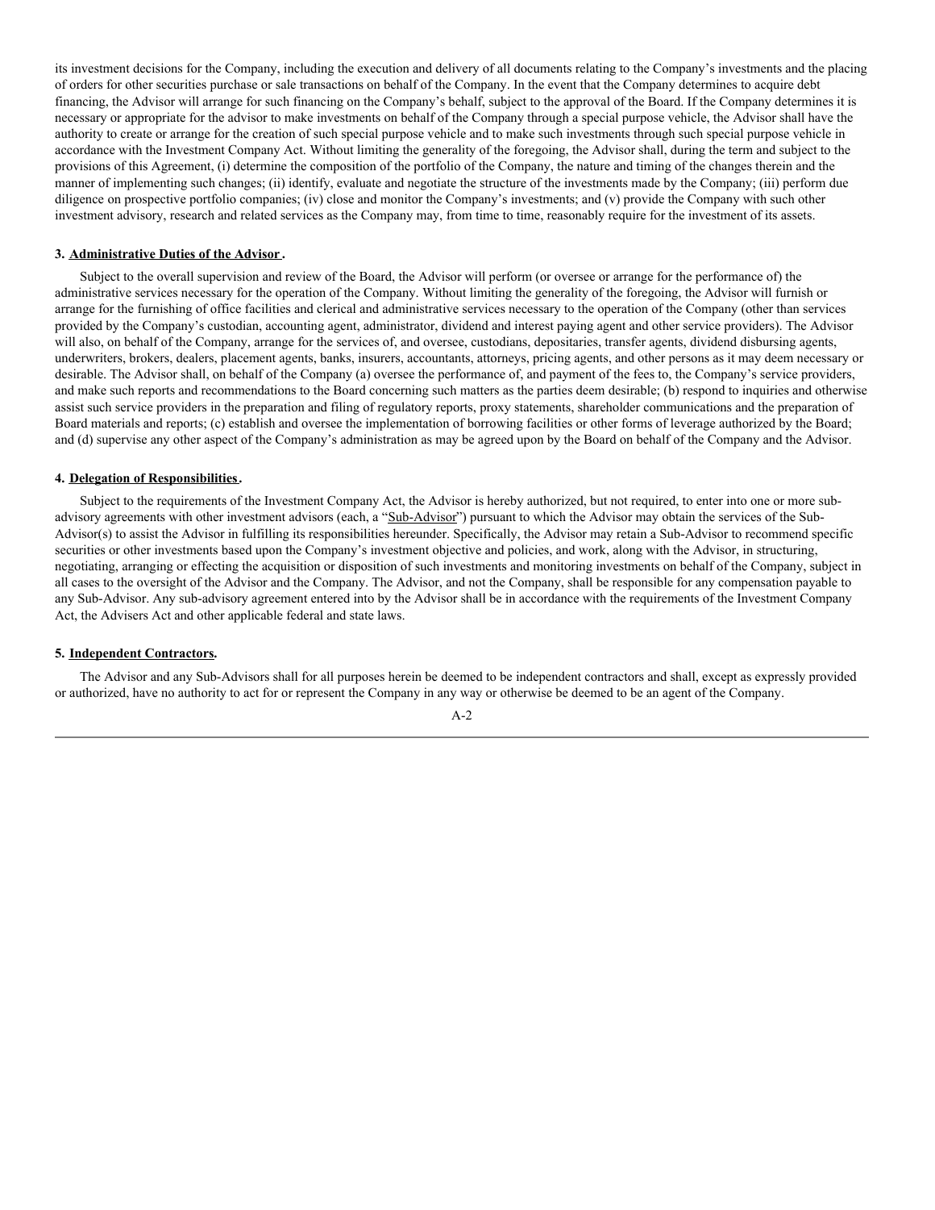its investment decisions for the Company, including the execution and delivery of all documents relating to the Company's investments and the placing of orders for other securities purchase or sale transactions on behalf of the Company. In the event that the Company determines to acquire debt financing, the Advisor will arrange for such financing on the Company's behalf, subject to the approval of the Board. If the Company determines it is necessary or appropriate for the advisor to make investments on behalf of the Company through a special purpose vehicle, the Advisor shall have the authority to create or arrange for the creation of such special purpose vehicle and to make such investments through such special purpose vehicle in accordance with the Investment Company Act. Without limiting the generality of the foregoing, the Advisor shall, during the term and subject to the provisions of this Agreement, (i) determine the composition of the portfolio of the Company, the nature and timing of the changes therein and the manner of implementing such changes; (ii) identify, evaluate and negotiate the structure of the investments made by the Company; (iii) perform due diligence on prospective portfolio companies; (iv) close and monitor the Company's investments; and (v) provide the Company with such other investment advisory, research and related services as the Company may, from time to time, reasonably require for the investment of its assets.

**3. Administrative Duties of the Advisor.**

Subject to the overall supervision and review of the Board, the Advisor will perform (or oversee or arrange for the performance of) the administrative services necessary for the operation of the Company. Without limiting the generality of the foregoing, the Advisor will furnish or arrange for the furnishing of office facilities and clerical and administrative services necessary to the operation of the Company (other than services provided by the Company's custodian, accounting agent, administrator, dividend and interest paying agent and other service providers). The Advisor will also, on behalf of the Company, arrange for the services of, and oversee, custodians, depositaries, transfer agents, dividend disbursing agents, underwriters, brokers, dealers, placement agents, banks, insurers, accountants, attorneys, pricing agents, and other persons as it may deem necessary or desirable. The Advisor shall, on behalf of the Company (a) oversee the performance of, and payment of the fees to, the Company's service providers, and make such reports and recommendations to the Board concerning such matters as the parties deem desirable; (b) respond to inquiries and otherwise assist such service providers in the preparation and filing of regulatory reports, proxy statements, shareholder communications and the preparation of Board materials and reports; (c) establish and oversee the implementation of borrowing facilities or other forms of leverage authorized by the Board; and (d) supervise any other aspect of the Company's administration as may be agreed upon by the Board on behalf of the Company and the Advisor.

**4. Delegation of Responsibilities.**

Subject to the requirements of the Investment Company Act, the Advisor is hereby authorized, but not required, to enter into one or more sub-advisory agreements with other investment advisors (each, a "Sub-Advisor") pursuant to which the Advisor may obtain the services of the Sub-Advisor(s) to assist the Advisor in fulfilling its responsibilities hereunder. Specifically, the Advisor may retain a Sub-Advisor to recommend specific securities or other investments based upon the Company's investment objective and policies, and work, along with the Advisor, in structuring, negotiating, arranging or effecting the acquisition or disposition of such investments and monitoring investments on behalf of the Company, subject in all cases to the oversight of the Advisor and the Company. The Advisor, and not the Company, shall be responsible for any compensation payable to any Sub-Advisor. Any sub-advisory agreement entered into by the Advisor shall be in accordance with the requirements of the Investment Company Act, the Advisers Act and other applicable federal and state laws.

**5. Independent Contractors.**

The Advisor and any Sub-Advisors shall for all purposes herein be deemed to be independent contractors and shall, except as expressly provided or authorized, have no authority to act for or represent the Company in any way or otherwise be deemed to be an agent of the Company.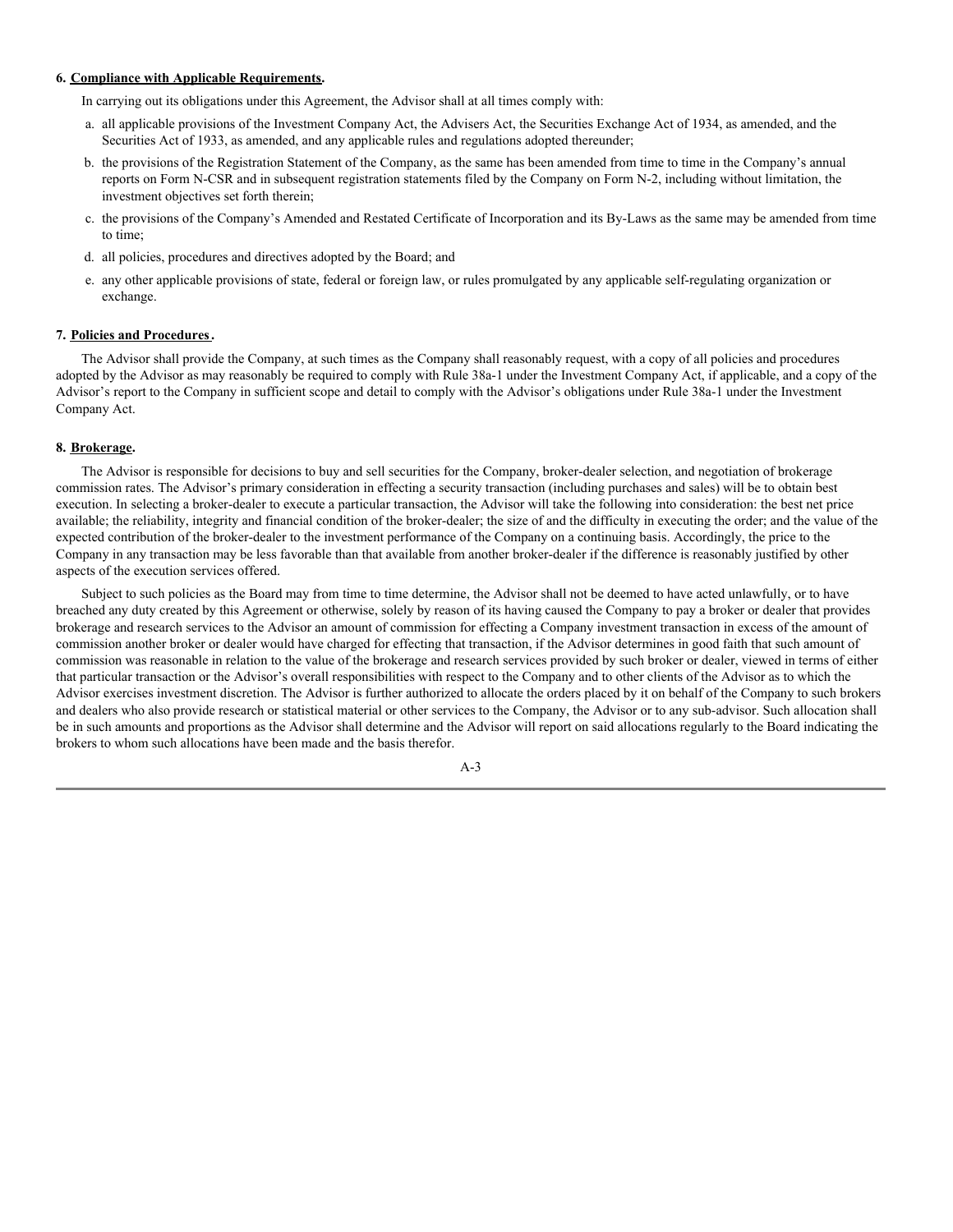**6. Compliance with Applicable Requirements.**

In carrying out its obligations under this Agreement, the Advisor shall at all times comply with:

a. all applicable provisions of the Investment Company Act, the Advisers Act, the Securities Exchange Act of 1934, as amended, and the Securities Act of 1933, as amended, and any applicable rules and regulations adopted thereunder;

b. the provisions of the Registration Statement of the Company, as the same has been amended from time to time in the Company's annual reports on Form N-CSR and in subsequent registration statements filed by the Company on Form N-2, including without limitation, the investment objectives set forth therein;

c. the provisions of the Company's Amended and Restated Certificate of Incorporation and its By-Laws as the same may be amended from time to time;

d. all policies, procedures and directives adopted by the Board; and

e. any other applicable provisions of state, federal or foreign law, or rules promulgated by any applicable self-regulating organization or exchange.

**7. Policies and Procedures.**

The Advisor shall provide the Company, at such times as the Company shall reasonably request, with a copy of all policies and procedures adopted by the Advisor as may reasonably be required to comply with Rule 38a-1 under the Investment Company Act, if applicable, and a copy of the Advisor's report to the Company in sufficient scope and detail to comply with the Advisor's obligations under Rule 38a-1 under the Investment Company Act.

**8. Brokerage.**

The Advisor is responsible for decisions to buy and sell securities for the Company, broker-dealer selection, and negotiation of brokerage commission rates. The Advisor's primary consideration in effecting a security transaction (including purchases and sales) will be to obtain best execution. In selecting a broker-dealer to execute a particular transaction, the Advisor will take the following into consideration: the best net price available; the reliability, integrity and financial condition of the broker-dealer; the size of and the difficulty in executing the order; and the value of the expected contribution of the broker-dealer to the investment performance of the Company on a continuing basis. Accordingly, the price to the Company in any transaction may be less favorable than that available from another broker-dealer if the difference is reasonably justified by other aspects of the execution services offered.

Subject to such policies as the Board may from time to time determine, the Advisor shall not be deemed to have acted unlawfully, or to have breached any duty created by this Agreement or otherwise, solely by reason of its having caused the Company to pay a broker or dealer that provides brokerage and research services to the Advisor an amount of commission for effecting a Company investment transaction in excess of the amount of commission another broker or dealer would have charged for effecting that transaction, if the Advisor determines in good faith that such amount of commission was reasonable in relation to the value of the brokerage and research services provided by such broker or dealer, viewed in terms of either that particular transaction or the Advisor's overall responsibilities with respect to the Company and to other clients of the Advisor as to which the Advisor exercises investment discretion. The Advisor is further authorized to allocate the orders placed by it on behalf of the Company to such brokers and dealers who also provide research or statistical material or other services to the Company, the Advisor or to any sub-advisor. Such allocation shall be in such amounts and proportions as the Advisor shall determine and the Advisor will report on said allocations regularly to the Board indicating the brokers to whom such allocations have been made and the basis therefor.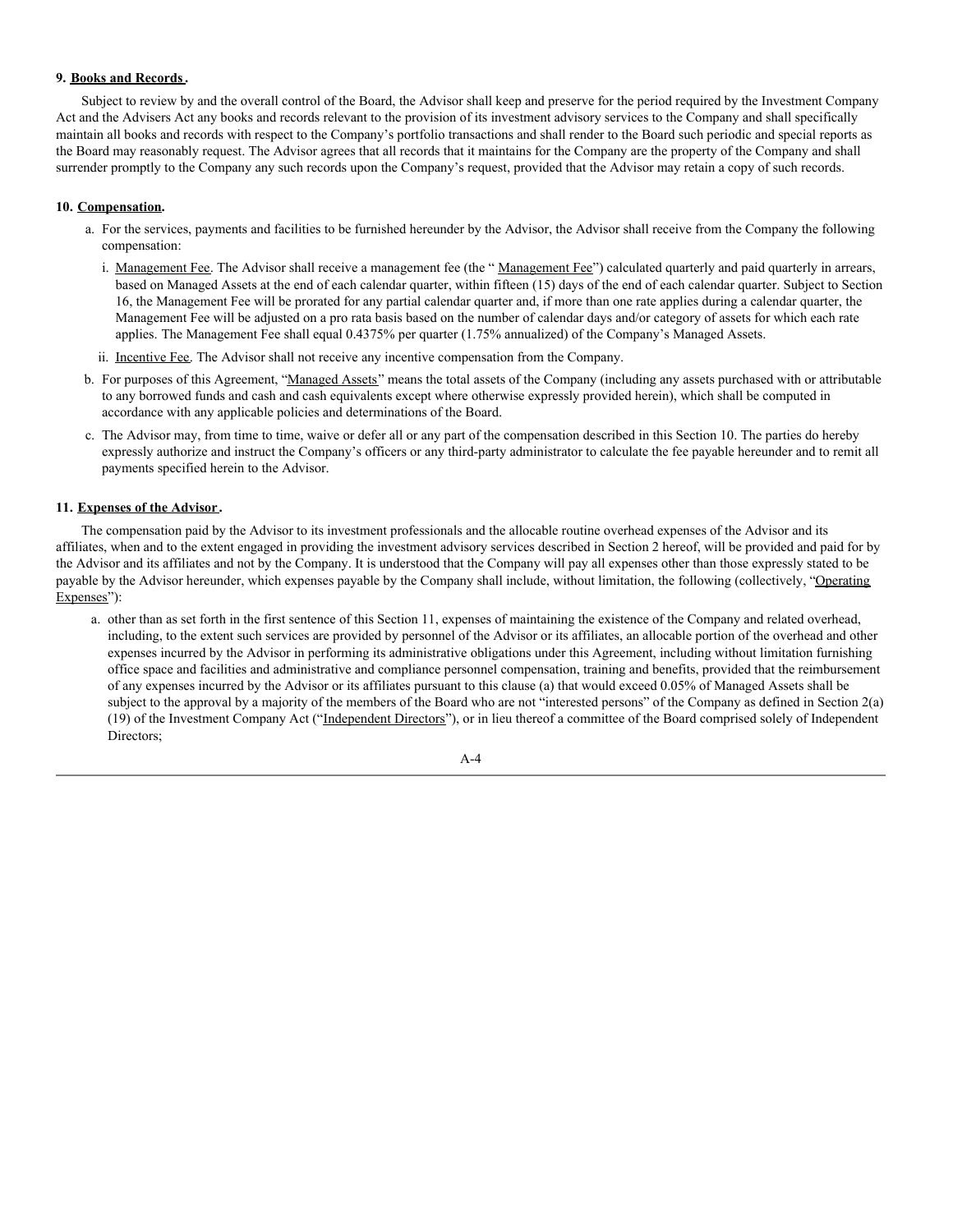**9. Books and Records.**

Subject to review by and the overall control of the Board, the Advisor shall keep and preserve for the period required by the Investment Company Act and the Advisers Act any books and records relevant to the provision of its investment advisory services to the Company and shall specifically maintain all books and records with respect to the Company's portfolio transactions and shall render to the Board such periodic and special reports as the Board may reasonably request. The Advisor agrees that all records that it maintains for the Company are the property of the Company and shall surrender promptly to the Company any such records upon the Company's request, provided that the Advisor may retain a copy of such records.

**10. Compensation.**

a. For the services, payments and facilities to be furnished hereunder by the Advisor, the Advisor shall receive from the Company the following compensation:

i. Management Fee. The Advisor shall receive a management fee (the "Management Fee") calculated quarterly and paid quarterly in arrears, based on Managed Assets at the end of each calendar quarter, within fifteen (15) days of the end of each calendar quarter. Subject to Section 16, the Management Fee will be prorated for any partial calendar quarter and, if more than one rate applies during a calendar quarter, the Management Fee will be adjusted on a pro rata basis based on the number of calendar days and/or category of assets for which each rate applies. The Management Fee shall equal 0.4375% per quarter (1.75% annualized) of the Company's Managed Assets.

ii. Incentive Fee. The Advisor shall not receive any incentive compensation from the Company.

b. For purposes of this Agreement, "Managed Assets" means the total assets of the Company (including any assets purchased with or attributable to any borrowed funds and cash and cash equivalents except where otherwise expressly provided herein), which shall be computed in accordance with any applicable policies and determinations of the Board.

c. The Advisor may, from time to time, waive or defer all or any part of the compensation described in this Section 10. The parties do hereby expressly authorize and instruct the Company's officers or any third-party administrator to calculate the fee payable hereunder and to remit all payments specified herein to the Advisor.

**11. Expenses of the Advisor.**

The compensation paid by the Advisor to its investment professionals and the allocable routine overhead expenses of the Advisor and its affiliates, when and to the extent engaged in providing the investment advisory services described in Section 2 hereof, will be provided and paid for by the Advisor and its affiliates and not by the Company. It is understood that the Company will pay all expenses other than those expressly stated to be payable by the Advisor hereunder, which expenses payable by the Company shall include, without limitation, the following (collectively, "Operating Expenses"):

a. other than as set forth in the first sentence of this Section 11, expenses of maintaining the existence of the Company and related overhead, including, to the extent such services are provided by personnel of the Advisor or its affiliates, an allocable portion of the overhead and other expenses incurred by the Advisor in performing its administrative obligations under this Agreement, including without limitation furnishing office space and facilities and administrative and compliance personnel compensation, training and benefits, provided that the reimbursement of any expenses incurred by the Advisor or its affiliates pursuant to this clause (a) that would exceed 0.05% of Managed Assets shall be subject to the approval by a majority of the members of the Board who are not "interested persons" of the Company as defined in Section 2(a)(19) of the Investment Company Act ("Independent Directors"), or in lieu thereof a committee of the Board comprised solely of Independent Directors;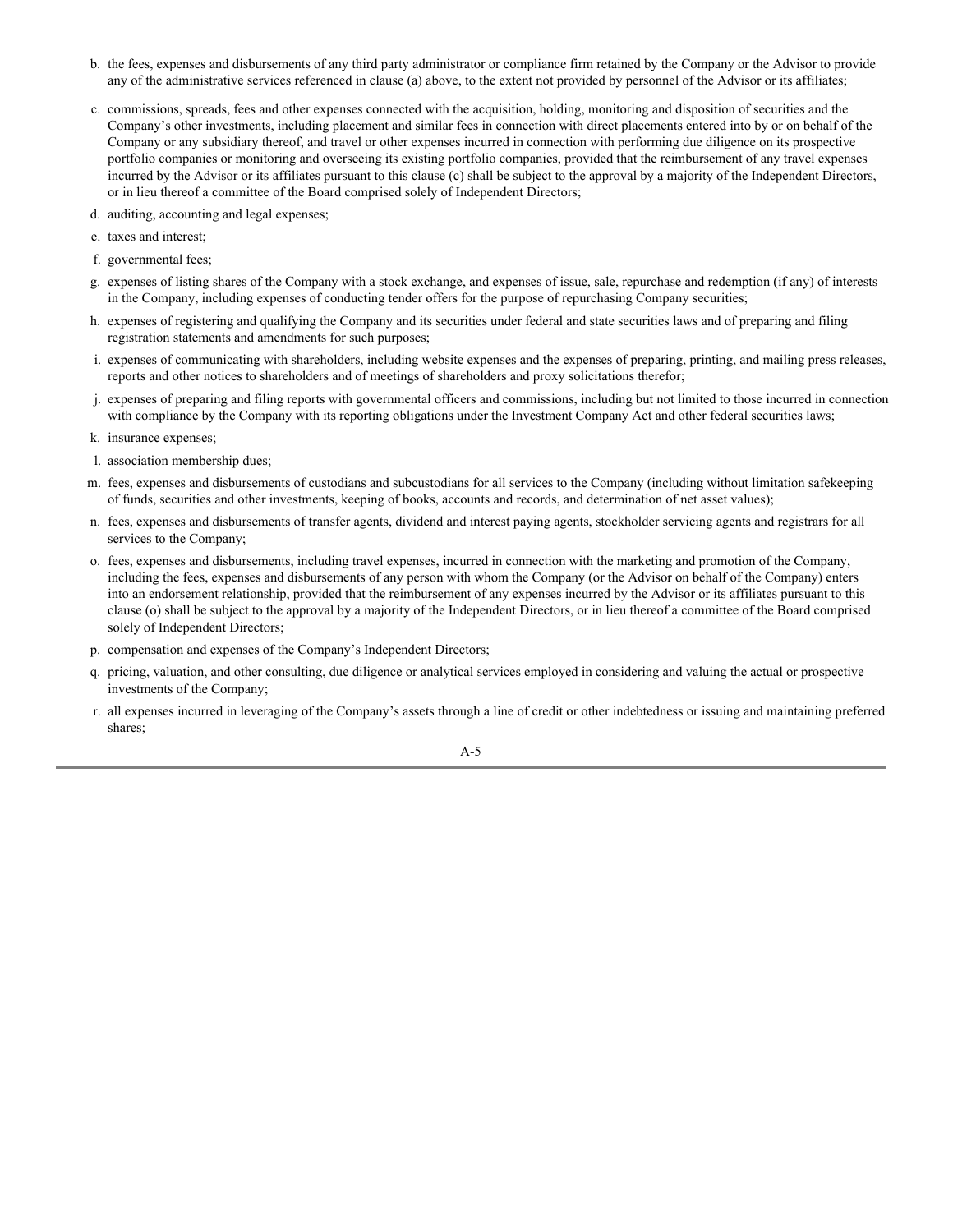b. the fees, expenses and disbursements of any third party administrator or compliance firm retained by the Company or the Advisor to provide any of the administrative services referenced in clause (a) above, to the extent not provided by personnel of the Advisor or its affiliates;

c. commissions, spreads, fees and other expenses connected with the acquisition, holding, monitoring and disposition of securities and the Company's other investments, including placement and similar fees in connection with direct placements entered into by or on behalf of the Company or any subsidiary thereof, and travel or other expenses incurred in connection with performing due diligence on its prospective portfolio companies or monitoring and overseeing its existing portfolio companies, provided that the reimbursement of any travel expenses incurred by the Advisor or its affiliates pursuant to this clause (c) shall be subject to the approval by a majority of the Independent Directors, or in lieu thereof a committee of the Board comprised solely of Independent Directors;

d. auditing, accounting and legal expenses;

e. taxes and interest;

f. governmental fees;

g. expenses of listing shares of the Company with a stock exchange, and expenses of issue, sale, repurchase and redemption (if any) of interests in the Company, including expenses of conducting tender offers for the purpose of repurchasing Company securities;

h. expenses of registering and qualifying the Company and its securities under federal and state securities laws and of preparing and filing registration statements and amendments for such purposes;

i. expenses of communicating with shareholders, including website expenses and the expenses of preparing, printing, and mailing press releases, reports and other notices to shareholders and of meetings of shareholders and proxy solicitations therefor;

j. expenses of preparing and filing reports with governmental officers and commissions, including but not limited to those incurred in connection with compliance by the Company with its reporting obligations under the Investment Company Act and other federal securities laws;

k. insurance expenses;

l. association membership dues;

m. fees, expenses and disbursements of custodians and subcustodians for all services to the Company (including without limitation safekeeping of funds, securities and other investments, keeping of books, accounts and records, and determination of net asset values);

n. fees, expenses and disbursements of transfer agents, dividend and interest paying agents, stockholder servicing agents and registrars for all services to the Company;

o. fees, expenses and disbursements, including travel expenses, incurred in connection with the marketing and promotion of the Company, including the fees, expenses and disbursements of any person with whom the Company (or the Advisor on behalf of the Company) enters into an endorsement relationship, provided that the reimbursement of any expenses incurred by the Advisor or its affiliates pursuant to this clause (o) shall be subject to the approval by a majority of the Independent Directors, or in lieu thereof a committee of the Board comprised solely of Independent Directors;

p. compensation and expenses of the Company's Independent Directors;

q. pricing, valuation, and other consulting, due diligence or analytical services employed in considering and valuing the actual or prospective investments of the Company;

r. all expenses incurred in leveraging of the Company's assets through a line of credit or other indebtedness or issuing and maintaining preferred shares;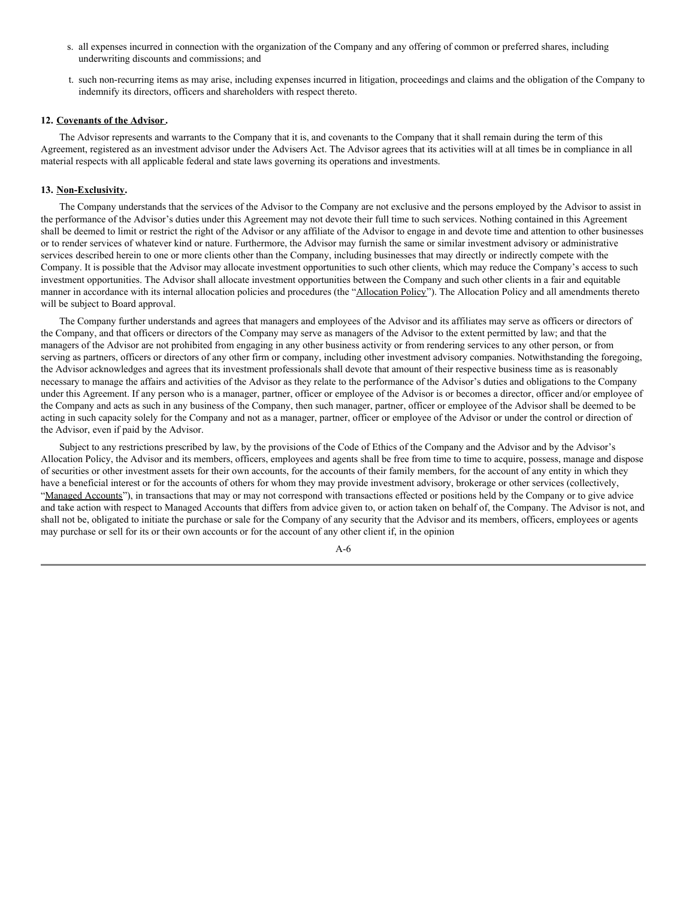s. all expenses incurred in connection with the organization of the Company and any offering of common or preferred shares, including underwriting discounts and commissions; and

t. such non-recurring items as may arise, including expenses incurred in litigation, proceedings and claims and the obligation of the Company to indemnify its directors, officers and shareholders with respect thereto.

**12. Covenants of the Advisor.**

The Advisor represents and warrants to the Company that it is, and covenants to the Company that it shall remain during the term of this Agreement, registered as an investment advisor under the Advisers Act. The Advisor agrees that its activities will at all times be in compliance in all material respects with all applicable federal and state laws governing its operations and investments.

**13. Non-Exclusivity.**

The Company understands that the services of the Advisor to the Company are not exclusive and the persons employed by the Advisor to assist in the performance of the Advisor's duties under this Agreement may not devote their full time to such services. Nothing contained in this Agreement shall be deemed to limit or restrict the right of the Advisor or any affiliate of the Advisor to engage in and devote time and attention to other businesses or to render services of whatever kind or nature. Furthermore, the Advisor may furnish the same or similar investment advisory or administrative services described herein to one or more clients other than the Company, including businesses that may directly or indirectly compete with the Company. It is possible that the Advisor may allocate investment opportunities to such other clients, which may reduce the Company's access to such investment opportunities. The Advisor shall allocate investment opportunities between the Company and such other clients in a fair and equitable manner in accordance with its internal allocation policies and procedures (the "Allocation Policy"). The Allocation Policy and all amendments thereto will be subject to Board approval.

The Company further understands and agrees that managers and employees of the Advisor and its affiliates may serve as officers or directors of the Company, and that officers or directors of the Company may serve as managers of the Advisor to the extent permitted by law; and that the managers of the Advisor are not prohibited from engaging in any other business activity or from rendering services to any other person, or from serving as partners, officers or directors of any other firm or company, including other investment advisory companies. Notwithstanding the foregoing, the Advisor acknowledges and agrees that its investment professionals shall devote that amount of their respective business time as is reasonably necessary to manage the affairs and activities of the Advisor as they relate to the performance of the Advisor's duties and obligations to the Company under this Agreement. If any person who is a manager, partner, officer or employee of the Advisor is or becomes a director, officer and/or employee of the Company and acts as such in any business of the Company, then such manager, partner, officer or employee of the Advisor shall be deemed to be acting in such capacity solely for the Company and not as a manager, partner, officer or employee of the Advisor or under the control or direction of the Advisor, even if paid by the Advisor.

Subject to any restrictions prescribed by law, by the provisions of the Code of Ethics of the Company and the Advisor and by the Advisor's Allocation Policy, the Advisor and its members, officers, employees and agents shall be free from time to time to acquire, possess, manage and dispose of securities or other investment assets for their own accounts, for the accounts of their family members, for the account of any entity in which they have a beneficial interest or for the accounts of others for whom they may provide investment advisory, brokerage or other services (collectively, "Managed Accounts"), in transactions that may or may not correspond with transactions effected or positions held by the Company or to give advice and take action with respect to Managed Accounts that differs from advice given to, or action taken on behalf of, the Company. The Advisor is not, and shall not be, obligated to initiate the purchase or sale for the Company of any security that the Advisor and its members, officers, employees or agents may purchase or sell for its or their own accounts or for the account of any other client if, in the opinion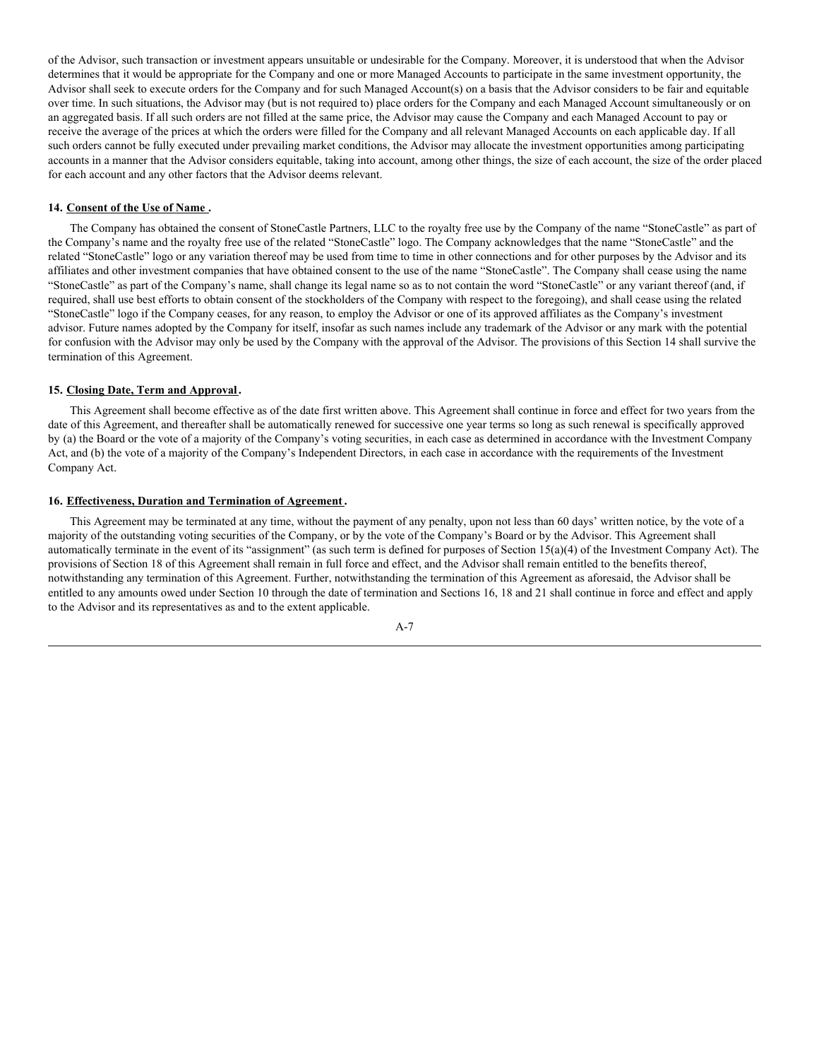of the Advisor, such transaction or investment appears unsuitable or undesirable for the Company. Moreover, it is understood that when the Advisor determines that it would be appropriate for the Company and one or more Managed Accounts to participate in the same investment opportunity, the Advisor shall seek to execute orders for the Company and for such Managed Account(s) on a basis that the Advisor considers to be fair and equitable over time. In such situations, the Advisor may (but is not required to) place orders for the Company and each Managed Account simultaneously or on an aggregated basis. If all such orders are not filled at the same price, the Advisor may cause the Company and each Managed Account to pay or receive the average of the prices at which the orders were filled for the Company and all relevant Managed Accounts on each applicable day. If all such orders cannot be fully executed under prevailing market conditions, the Advisor may allocate the investment opportunities among participating accounts in a manner that the Advisor considers equitable, taking into account, among other things, the size of each account, the size of the order placed for each account and any other factors that the Advisor deems relevant.

**14. Consent of the Use of Name .**

The Company has obtained the consent of StoneCastle Partners, LLC to the royalty free use by the Company of the name "StoneCastle" as part of the Company's name and the royalty free use of the related "StoneCastle" logo. The Company acknowledges that the name "StoneCastle" and the related "StoneCastle" logo or any variation thereof may be used from time to time in other connections and for other purposes by the Advisor and its affiliates and other investment companies that have obtained consent to the use of the name "StoneCastle". The Company shall cease using the name "StoneCastle" as part of the Company's name, shall change its legal name so as to not contain the word "StoneCastle" or any variant thereof (and, if required, shall use best efforts to obtain consent of the stockholders of the Company with respect to the foregoing), and shall cease using the related "StoneCastle" logo if the Company ceases, for any reason, to employ the Advisor or one of its approved affiliates as the Company's investment advisor. Future names adopted by the Company for itself, insofar as such names include any trademark of the Advisor or any mark with the potential for confusion with the Advisor may only be used by the Company with the approval of the Advisor. The provisions of this Section 14 shall survive the termination of this Agreement.

**15. Closing Date, Term and Approval.**

This Agreement shall become effective as of the date first written above. This Agreement shall continue in force and effect for two years from the date of this Agreement, and thereafter shall be automatically renewed for successive one year terms so long as such renewal is specifically approved by (a) the Board or the vote of a majority of the Company's voting securities, in each case as determined in accordance with the Investment Company Act, and (b) the vote of a majority of the Company's Independent Directors, in each case in accordance with the requirements of the Investment Company Act.

**16. Effectiveness, Duration and Termination of Agreement.**

This Agreement may be terminated at any time, without the payment of any penalty, upon not less than 60 days' written notice, by the vote of a majority of the outstanding voting securities of the Company, or by the vote of the Company's Board or by the Advisor. This Agreement shall automatically terminate in the event of its "assignment" (as such term is defined for purposes of Section 15(a)(4) of the Investment Company Act). The provisions of Section 18 of this Agreement shall remain in full force and effect, and the Advisor shall remain entitled to the benefits thereof, notwithstanding any termination of this Agreement. Further, notwithstanding the termination of this Agreement as aforesaid, the Advisor shall be entitled to any amounts owed under Section 10 through the date of termination and Sections 16, 18 and 21 shall continue in force and effect and apply to the Advisor and its representatives as and to the extent applicable.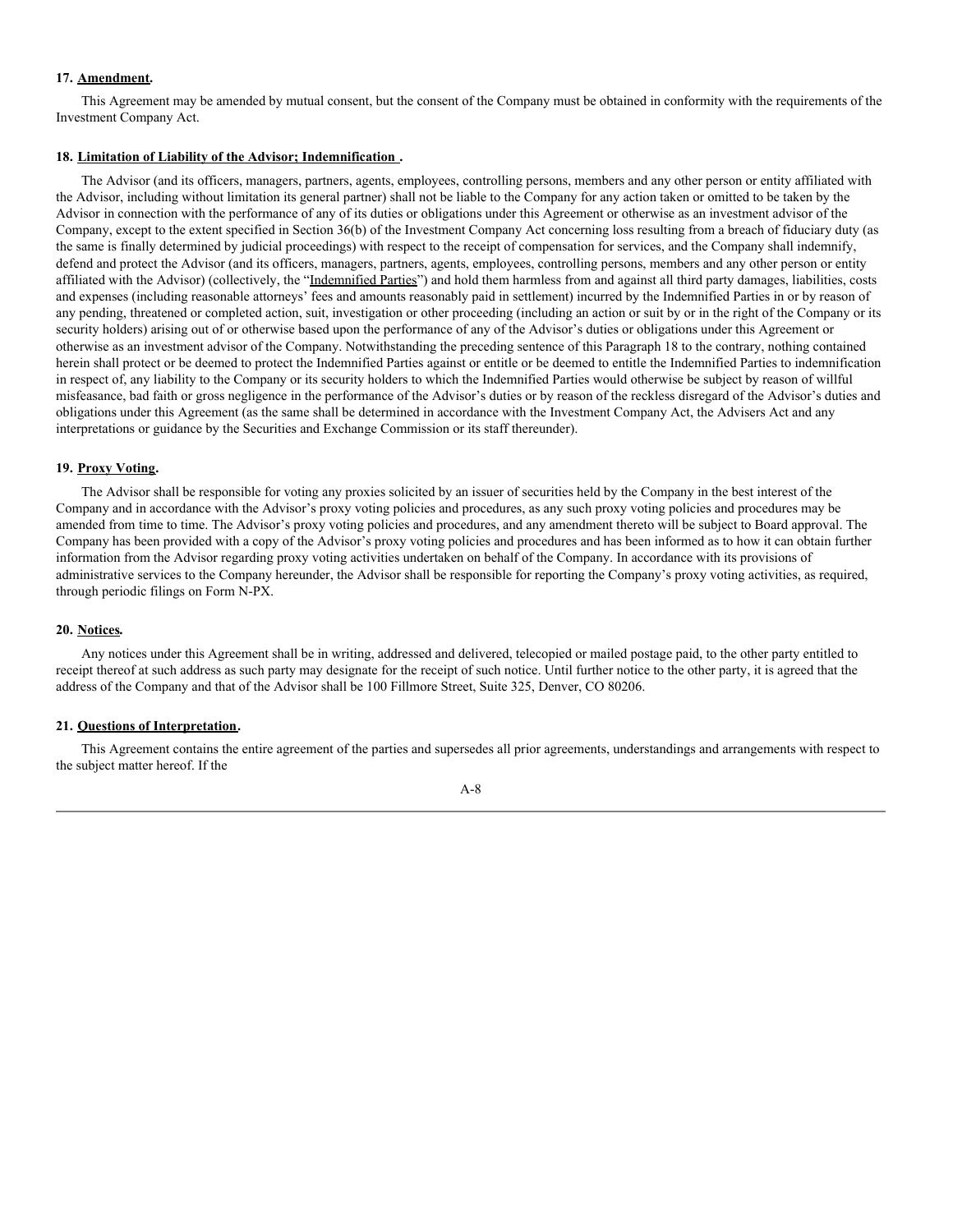**17. Amendment.**

This Agreement may be amended by mutual consent, but the consent of the Company must be obtained in conformity with the requirements of the Investment Company Act.

**18. Limitation of Liability of the Advisor; Indemnification .**

The Advisor (and its officers, managers, partners, agents, employees, controlling persons, members and any other person or entity affiliated with the Advisor, including without limitation its general partner) shall not be liable to the Company for any action taken or omitted to be taken by the Advisor in connection with the performance of any of its duties or obligations under this Agreement or otherwise as an investment advisor of the Company, except to the extent specified in Section 36(b) of the Investment Company Act concerning loss resulting from a breach of fiduciary duty (as the same is finally determined by judicial proceedings) with respect to the receipt of compensation for services, and the Company shall indemnify, defend and protect the Advisor (and its officers, managers, partners, agents, employees, controlling persons, members and any other person or entity affiliated with the Advisor) (collectively, the "Indemnified Parties") and hold them harmless from and against all third party damages, liabilities, costs and expenses (including reasonable attorneys' fees and amounts reasonably paid in settlement) incurred by the Indemnified Parties in or by reason of any pending, threatened or completed action, suit, investigation or other proceeding (including an action or suit by or in the right of the Company or its security holders) arising out of or otherwise based upon the performance of any of the Advisor's duties or obligations under this Agreement or otherwise as an investment advisor of the Company. Notwithstanding the preceding sentence of this Paragraph 18 to the contrary, nothing contained herein shall protect or be deemed to protect the Indemnified Parties against or entitle or be deemed to entitle the Indemnified Parties to indemnification in respect of, any liability to the Company or its security holders to which the Indemnified Parties would otherwise be subject by reason of willful misfeasance, bad faith or gross negligence in the performance of the Advisor's duties or by reason of the reckless disregard of the Advisor's duties and obligations under this Agreement (as the same shall be determined in accordance with the Investment Company Act, the Advisers Act and any interpretations or guidance by the Securities and Exchange Commission or its staff thereunder).

**19. Proxy Voting.**

The Advisor shall be responsible for voting any proxies solicited by an issuer of securities held by the Company in the best interest of the Company and in accordance with the Advisor's proxy voting policies and procedures, as any such proxy voting policies and procedures may be amended from time to time. The Advisor's proxy voting policies and procedures, and any amendment thereto will be subject to Board approval. The Company has been provided with a copy of the Advisor's proxy voting policies and procedures and has been informed as to how it can obtain further information from the Advisor regarding proxy voting activities undertaken on behalf of the Company. In accordance with its provisions of administrative services to the Company hereunder, the Advisor shall be responsible for reporting the Company's proxy voting activities, as required, through periodic filings on Form N-PX.

**20. Notices.**

Any notices under this Agreement shall be in writing, addressed and delivered, telecopied or mailed postage paid, to the other party entitled to receipt thereof at such address as such party may designate for the receipt of such notice. Until further notice to the other party, it is agreed that the address of the Company and that of the Advisor shall be 100 Fillmore Street, Suite 325, Denver, CO 80206.

**21. Questions of Interpretation.**

This Agreement contains the entire agreement of the parties and supersedes all prior agreements, understandings and arrangements with respect to the subject matter hereof. If the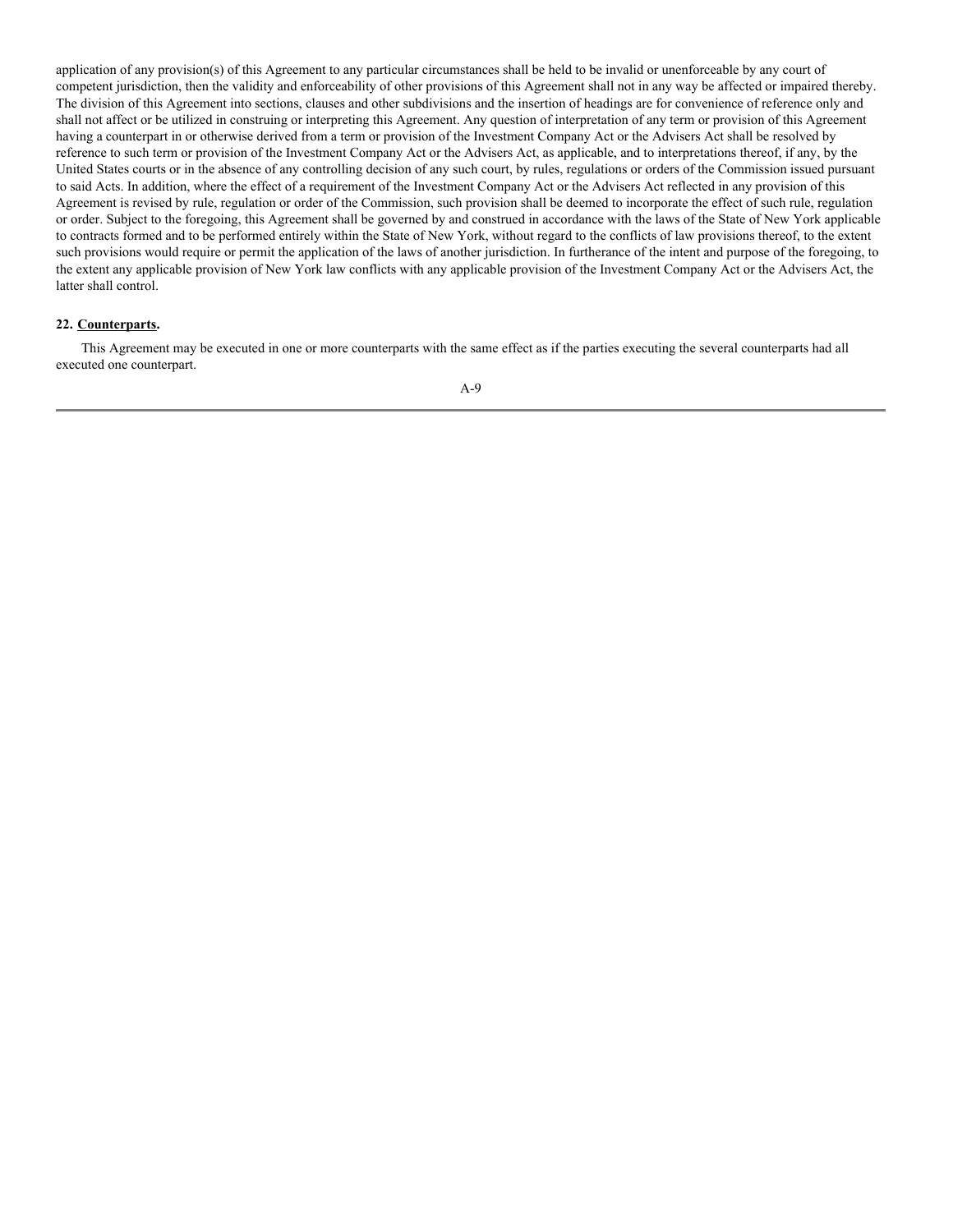application of any provision(s) of this Agreement to any particular circumstances shall be held to be invalid or unenforceable by any court of competent jurisdiction, then the validity and enforceability of other provisions of this Agreement shall not in any way be affected or impaired thereby. The division of this Agreement into sections, clauses and other subdivisions and the insertion of headings are for convenience of reference only and shall not affect or be utilized in construing or interpreting this Agreement. Any question of interpretation of any term or provision of this Agreement having a counterpart in or otherwise derived from a term or provision of the Investment Company Act or the Advisers Act shall be resolved by reference to such term or provision of the Investment Company Act or the Advisers Act, as applicable, and to interpretations thereof, if any, by the United States courts or in the absence of any controlling decision of any such court, by rules, regulations or orders of the Commission issued pursuant to said Acts. In addition, where the effect of a requirement of the Investment Company Act or the Advisers Act reflected in any provision of this Agreement is revised by rule, regulation or order of the Commission, such provision shall be deemed to incorporate the effect of such rule, regulation or order. Subject to the foregoing, this Agreement shall be governed by and construed in accordance with the laws of the State of New York applicable to contracts formed and to be performed entirely within the State of New York, without regard to the conflicts of law provisions thereof, to the extent such provisions would require or permit the application of the laws of another jurisdiction. In furtherance of the intent and purpose of the foregoing, to the extent any applicable provision of New York law conflicts with any applicable provision of the Investment Company Act or the Advisers Act, the latter shall control.

**22. Counterparts.**

This Agreement may be executed in one or more counterparts with the same effect as if the parties executing the several counterparts had all executed one counterpart.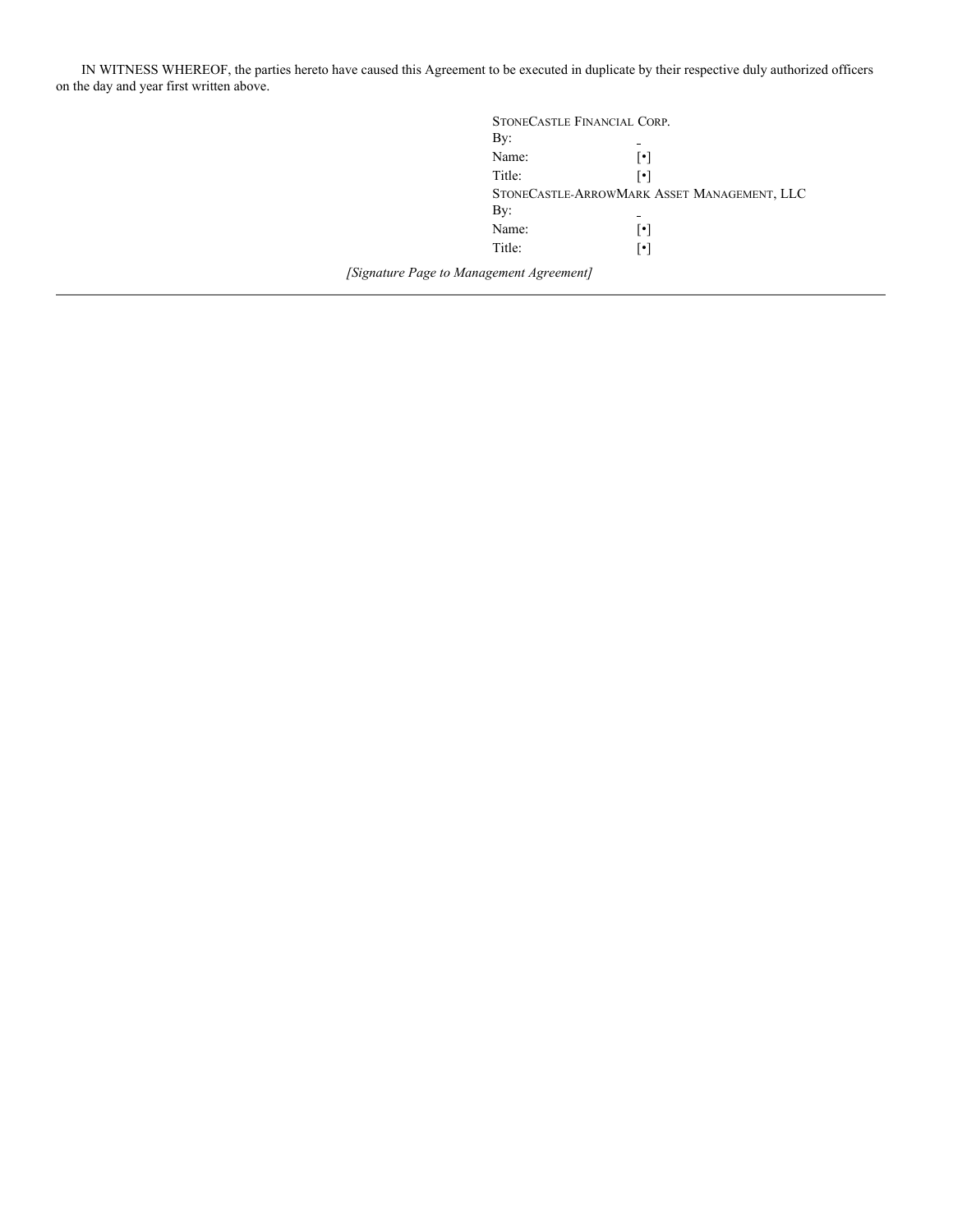IN WITNESS WHEREOF, the parties hereto have caused this Agreement to be executed in duplicate by their respective duly authorized officers on the day and year first written above.

STONECASTLE FINANCIAL CORP.

By: \_

Name: [•]

Title: [•]

STONECASTLE-ARROWMARK ASSET MANAGEMENT, LLC

By: \_

Name: [•]

Title: [•]

*[Signature Page to Management Agreement]*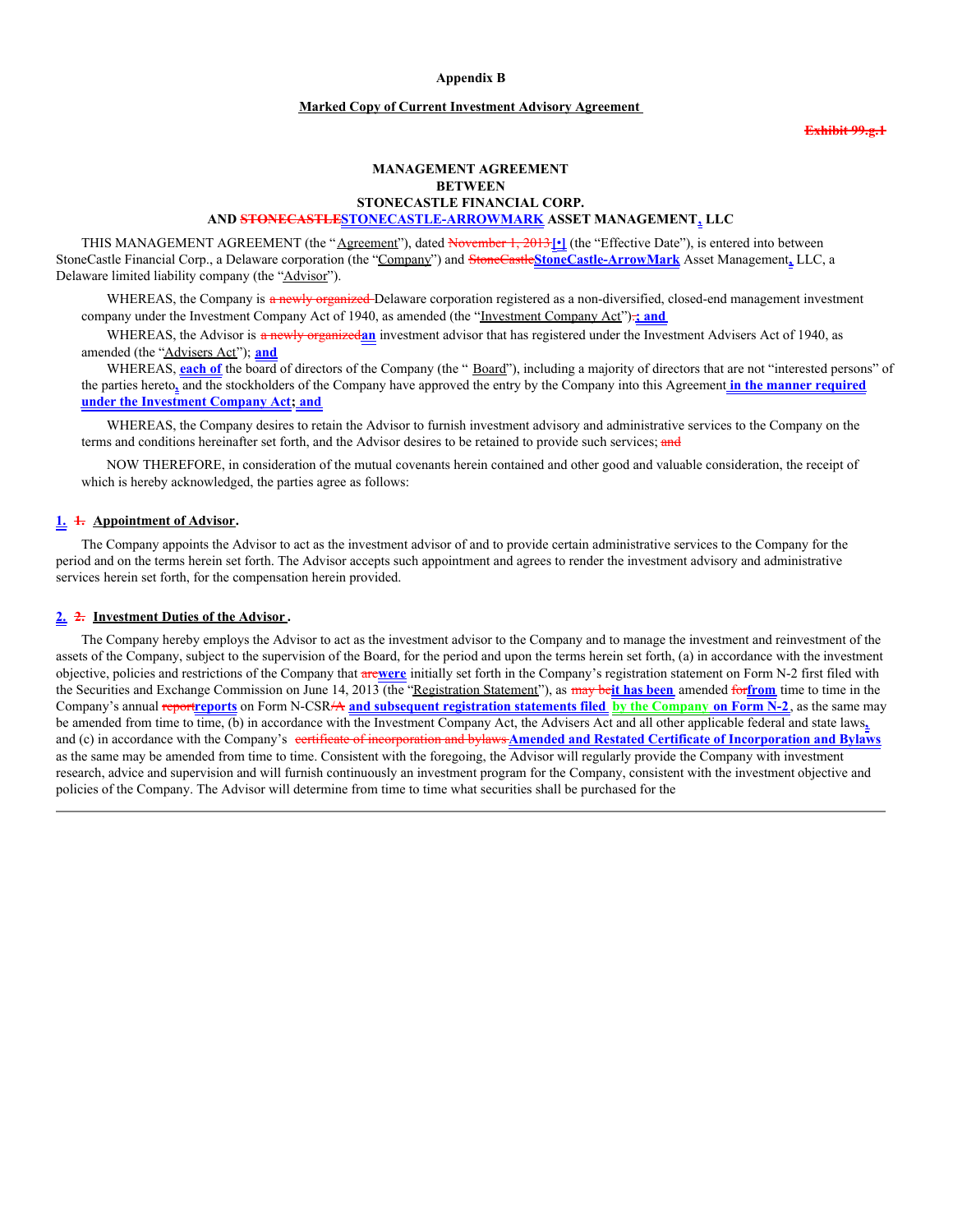**Appendix B**

**Marked Copy of Current Investment Advisory Agreement**

~~Exhibit 99.g.1~~

**MANAGEMENT AGREEMENT**
**BETWEEN**
**STONECASTLE FINANCIAL CORP.**
**AND ~~STONECASTLE~~STONECASTLE-ARROWMARK ASSET MANAGEMENT, LLC**

THIS MANAGEMENT AGREEMENT (the "Agreement"), dated ~~November 1, 2013~~[•] (the "Effective Date"), is entered into between StoneCastle Financial Corp., a Delaware corporation (the "Company") and ~~StoneCastle~~StoneCastle-ArrowMark Asset Management, LLC, a Delaware limited liability company (the "Advisor").

WHEREAS, the Company is ~~a newly organized~~ Delaware corporation registered as a non-diversified, closed-end management investment company under the Investment Company Act of 1940, as amended (the "Investment Company Act")~~;~~; and

WHEREAS, the Advisor is ~~a newly organized~~an investment advisor that has registered under the Investment Advisers Act of 1940, as amended (the "Advisers Act"); and

WHEREAS, each of the board of directors of the Company (the " Board"), including a majority of directors that are not "interested persons" of the parties hereto, and the stockholders of the Company have approved the entry by the Company into this Agreement in the manner required under the Investment Company Act; and

WHEREAS, the Company desires to retain the Advisor to furnish investment advisory and administrative services to the Company on the terms and conditions hereinafter set forth, and the Advisor desires to be retained to provide such services; ~~and~~

NOW THEREFORE, in consideration of the mutual covenants herein contained and other good and valuable consideration, the receipt of which is hereby acknowledged, the parties agree as follows:

**1. ~~1.~~ Appointment of Advisor.**

The Company appoints the Advisor to act as the investment advisor of and to provide certain administrative services to the Company for the period and on the terms herein set forth. The Advisor accepts such appointment and agrees to render the investment advisory and administrative services herein set forth, for the compensation herein provided.

**2. ~~2.~~ Investment Duties of the Advisor.**

The Company hereby employs the Advisor to act as the investment advisor to the Company and to manage the investment and reinvestment of the assets of the Company, subject to the supervision of the Board, for the period and upon the terms herein set forth, (a) in accordance with the investment objective, policies and restrictions of the Company that ~~are~~were initially set forth in the Company's registration statement on Form N-2 first filed with the Securities and Exchange Commission on June 14, 2013 (the "Registration Statement"), as ~~may be~~it has been amended ~~for~~from time to time in the Company's annual ~~report~~reports on Form N-CSR~~/A~~ and subsequent registration statements filed by the Company on Form N-2, as the same may be amended from time to time, (b) in accordance with the Investment Company Act, the Advisers Act and all other applicable federal and state laws, and (c) in accordance with the Company's ~~certificate of incorporation and bylaws~~Amended and Restated Certificate of Incorporation and Bylaws as the same may be amended from time to time. Consistent with the foregoing, the Advisor will regularly provide the Company with investment research, advice and supervision and will furnish continuously an investment program for the Company, consistent with the investment objective and policies of the Company. The Advisor will determine from time to time what securities shall be purchased for the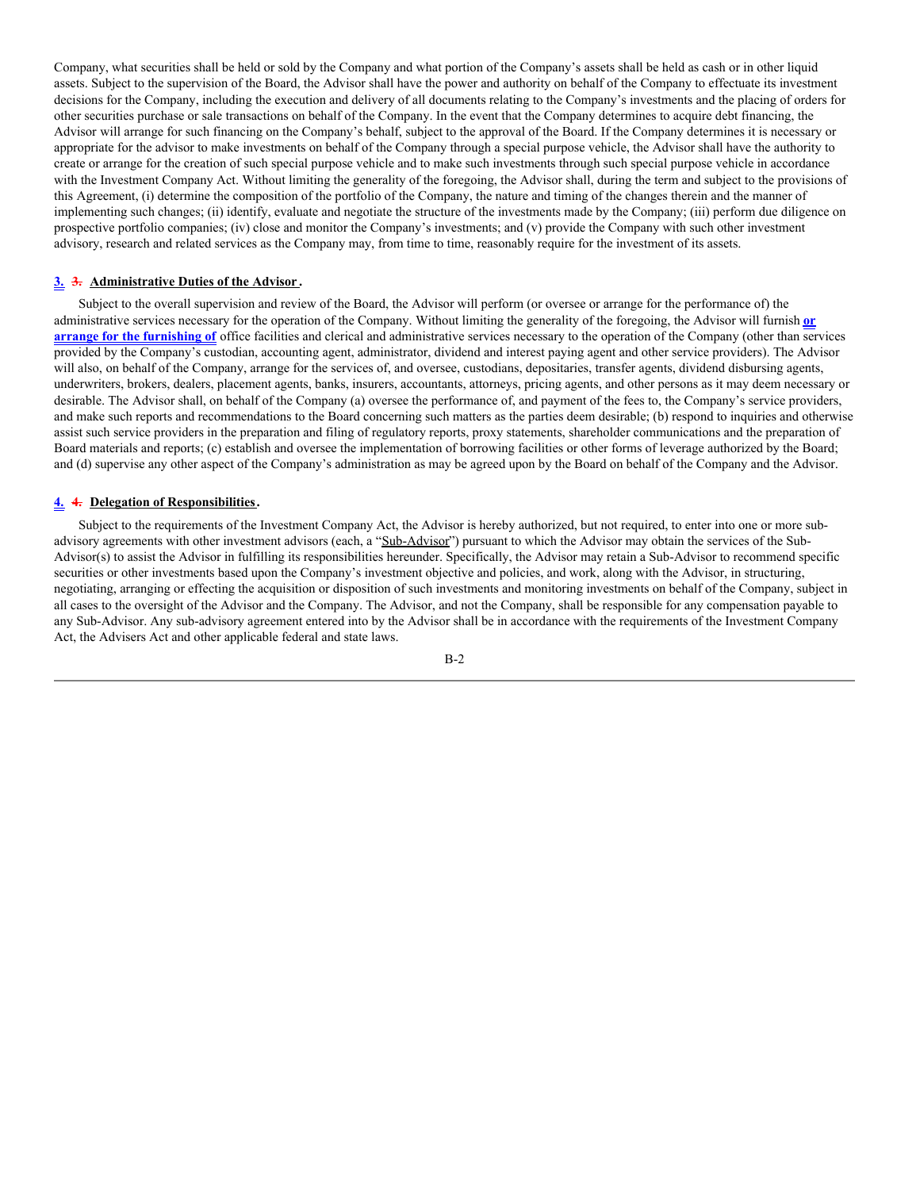Company, what securities shall be held or sold by the Company and what portion of the Company's assets shall be held as cash or in other liquid assets. Subject to the supervision of the Board, the Advisor shall have the power and authority on behalf of the Company to effectuate its investment decisions for the Company, including the execution and delivery of all documents relating to the Company's investments and the placing of orders for other securities purchase or sale transactions on behalf of the Company. In the event that the Company determines to acquire debt financing, the Advisor will arrange for such financing on the Company's behalf, subject to the approval of the Board. If the Company determines it is necessary or appropriate for the advisor to make investments on behalf of the Company through a special purpose vehicle, the Advisor shall have the authority to create or arrange for the creation of such special purpose vehicle and to make such investments through such special purpose vehicle in accordance with the Investment Company Act. Without limiting the generality of the foregoing, the Advisor shall, during the term and subject to the provisions of this Agreement, (i) determine the composition of the portfolio of the Company, the nature and timing of the changes therein and the manner of implementing such changes; (ii) identify, evaluate and negotiate the structure of the investments made by the Company; (iii) perform due diligence on prospective portfolio companies; (iv) close and monitor the Company's investments; and (v) provide the Company with such other investment advisory, research and related services as the Company may, from time to time, reasonably require for the investment of its assets.

**3.** ~~3.~~ **Administrative Duties of the Advisor.**

Subject to the overall supervision and review of the Board, the Advisor will perform (or oversee or arrange for the performance of) the administrative services necessary for the operation of the Company. Without limiting the generality of the foregoing, the Advisor will furnish **or arrange for the furnishing of** office facilities and clerical and administrative services necessary to the operation of the Company (other than services provided by the Company's custodian, accounting agent, administrator, dividend and interest paying agent and other service providers). The Advisor will also, on behalf of the Company, arrange for the services of, and oversee, custodians, depositaries, transfer agents, dividend disbursing agents, underwriters, brokers, dealers, placement agents, banks, insurers, accountants, attorneys, pricing agents, and other persons as it may deem necessary or desirable. The Advisor shall, on behalf of the Company (a) oversee the performance of, and payment of the fees to, the Company's service providers, and make such reports and recommendations to the Board concerning such matters as the parties deem desirable; (b) respond to inquiries and otherwise assist such service providers in the preparation and filing of regulatory reports, proxy statements, shareholder communications and the preparation of Board materials and reports; (c) establish and oversee the implementation of borrowing facilities or other forms of leverage authorized by the Board; and (d) supervise any other aspect of the Company's administration as may be agreed upon by the Board on behalf of the Company and the Advisor.

**4.** ~~4.~~ **Delegation of Responsibilities.**

Subject to the requirements of the Investment Company Act, the Advisor is hereby authorized, but not required, to enter into one or more sub-advisory agreements with other investment advisors (each, a "Sub-Advisor") pursuant to which the Advisor may obtain the services of the Sub-Advisor(s) to assist the Advisor in fulfilling its responsibilities hereunder. Specifically, the Advisor may retain a Sub-Advisor to recommend specific securities or other investments based upon the Company's investment objective and policies, and work, along with the Advisor, in structuring, negotiating, arranging or effecting the acquisition or disposition of such investments and monitoring investments on behalf of the Company, subject in all cases to the oversight of the Advisor and the Company. The Advisor, and not the Company, shall be responsible for any compensation payable to any Sub-Advisor. Any sub-advisory agreement entered into by the Advisor shall be in accordance with the requirements of the Investment Company Act, the Advisers Act and other applicable federal and state laws.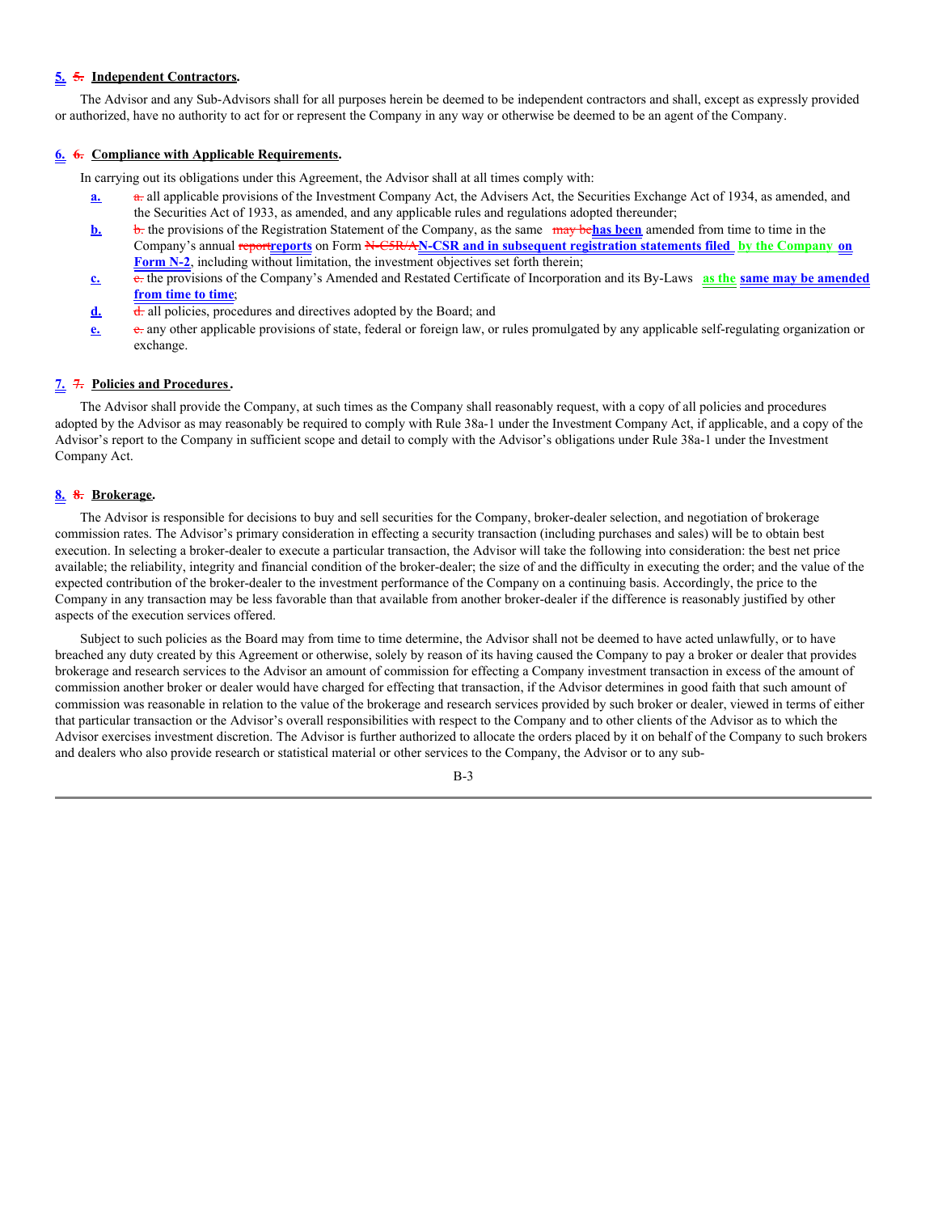**5. ~~5.~~ Independent Contractors.**

The Advisor and any Sub-Advisors shall for all purposes herein be deemed to be independent contractors and shall, except as expressly provided or authorized, have no authority to act for or represent the Company in any way or otherwise be deemed to be an agent of the Company.

**6. ~~6.~~ Compliance with Applicable Requirements.**

In carrying out its obligations under this Agreement, the Advisor shall at all times comply with:

a. ~~a.~~ all applicable provisions of the Investment Company Act, the Advisers Act, the Securities Exchange Act of 1934, as amended, and the Securities Act of 1933, as amended, and any applicable rules and regulations adopted thereunder;

b. ~~b.~~ the provisions of the Registration Statement of the Company, as the same ~~may be~~**has been** amended from time to time in the Company's annual ~~report~~**reports** on Form ~~N-CSR/A~~**N-CSR and in subsequent registration statements filed by the Company on Form N-2**, including without limitation, the investment objectives set forth therein;

c. ~~c.~~ the provisions of the Company's Amended and Restated Certificate of Incorporation and its By-Laws **as the same may be amended from time to time**;

d. ~~d.~~ all policies, procedures and directives adopted by the Board; and

e. ~~e.~~ any other applicable provisions of state, federal or foreign law, or rules promulgated by any applicable self-regulating organization or exchange.

**7. ~~7.~~ Policies and Procedures.**

The Advisor shall provide the Company, at such times as the Company shall reasonably request, with a copy of all policies and procedures adopted by the Advisor as may reasonably be required to comply with Rule 38a-1 under the Investment Company Act, if applicable, and a copy of the Advisor's report to the Company in sufficient scope and detail to comply with the Advisor's obligations under Rule 38a-1 under the Investment Company Act.

**8. ~~8.~~ Brokerage.**

The Advisor is responsible for decisions to buy and sell securities for the Company, broker-dealer selection, and negotiation of brokerage commission rates. The Advisor's primary consideration in effecting a security transaction (including purchases and sales) will be to obtain best execution. In selecting a broker-dealer to execute a particular transaction, the Advisor will take the following into consideration: the best net price available; the reliability, integrity and financial condition of the broker-dealer; the size of and the difficulty in executing the order; and the value of the expected contribution of the broker-dealer to the investment performance of the Company on a continuing basis. Accordingly, the price to the Company in any transaction may be less favorable than that available from another broker-dealer if the difference is reasonably justified by other aspects of the execution services offered.

Subject to such policies as the Board may from time to time determine, the Advisor shall not be deemed to have acted unlawfully, or to have breached any duty created by this Agreement or otherwise, solely by reason of its having caused the Company to pay a broker or dealer that provides brokerage and research services to the Advisor an amount of commission for effecting a Company investment transaction in excess of the amount of commission another broker or dealer would have charged for effecting that transaction, if the Advisor determines in good faith that such amount of commission was reasonable in relation to the value of the brokerage and research services provided by such broker or dealer, viewed in terms of either that particular transaction or the Advisor's overall responsibilities with respect to the Company and to other clients of the Advisor as to which the Advisor exercises investment discretion. The Advisor is further authorized to allocate the orders placed by it on behalf of the Company to such brokers and dealers who also provide research or statistical material or other services to the Company, the Advisor or to any sub-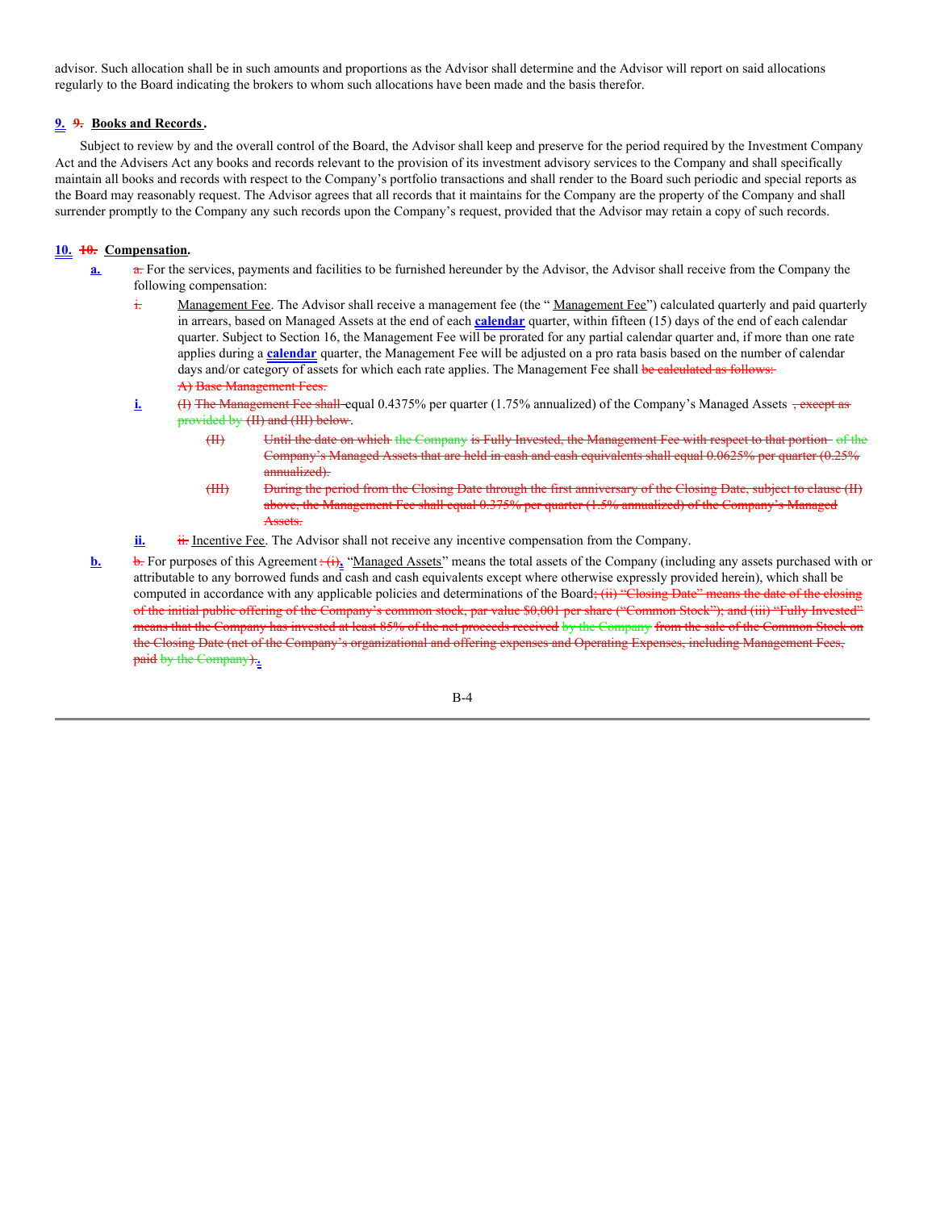advisor. Such allocation shall be in such amounts and proportions as the Advisor shall determine and the Advisor will report on said allocations regularly to the Board indicating the brokers to whom such allocations have been made and the basis therefor.

**9.** ~~9.~~ **Books and Records.**

Subject to review by and the overall control of the Board, the Advisor shall keep and preserve for the period required by the Investment Company Act and the Advisers Act any books and records relevant to the provision of its investment advisory services to the Company and shall specifically maintain all books and records with respect to the Company's portfolio transactions and shall render to the Board such periodic and special reports as the Board may reasonably request. The Advisor agrees that all records that it maintains for the Company are the property of the Company and shall surrender promptly to the Company any such records upon the Company's request, provided that the Advisor may retain a copy of such records.

**10.** ~~10.~~ **Compensation.**

**a.** ~~a.~~ For the services, payments and facilities to be furnished hereunder by the Advisor, the Advisor shall receive from the Company the following compensation:

~~i.~~ Management Fee. The Advisor shall receive a management fee (the "Management Fee") calculated quarterly and paid quarterly in arrears, based on Managed Assets at the end of each **calendar** quarter, within fifteen (15) days of the end of each calendar quarter. Subject to Section 16, the Management Fee will be prorated for any partial calendar quarter and, if more than one rate applies during a **calendar** quarter, the Management Fee will be adjusted on a pro rata basis based on the number of calendar days and/or category of assets for which each rate applies. The Management Fee shall ~~be calculated as follows:~~

~~A) Base Management Fees.~~

**i.** ~~(I) The Management Fee shall~~ equal 0.4375% per quarter (1.75% annualized) of the Company's Managed Assets ~~, except as provided by (II) and (III) below~~.

~~(II) Until the date on which the Company is Fully Invested, the Management Fee with respect to that portion of the Company's Managed Assets that are held in cash and cash equivalents shall equal 0.0625% per quarter (0.25% annualized).~~

~~(III) During the period from the Closing Date through the first anniversary of the Closing Date, subject to clause (II) above, the Management Fee shall equal 0.375% per quarter (1.5% annualized) of the Company's Managed Assets.~~

**ii.** ~~ii.~~ Incentive Fee. The Advisor shall not receive any incentive compensation from the Company.

**b.** ~~b.~~ For purposes of this Agreement ~~: (i)~~**,** "Managed Assets" means the total assets of the Company (including any assets purchased with or attributable to any borrowed funds and cash and cash equivalents except where otherwise expressly provided herein), which shall be computed in accordance with any applicable policies and determinations of the Board~~; (ii) "Closing Date" means the date of the closing of the initial public offering of the Company's common stock, par value $0.001 per share ("Common Stock"); and (iii) "Fully Invested" means that the Company has invested at least 85% of the net proceeds received by the Company from the sale of the Common Stock on the Closing Date (net of the Company's organizational and offering expenses and Operating Expenses, including Management Fees, paid by the Company)~~**.**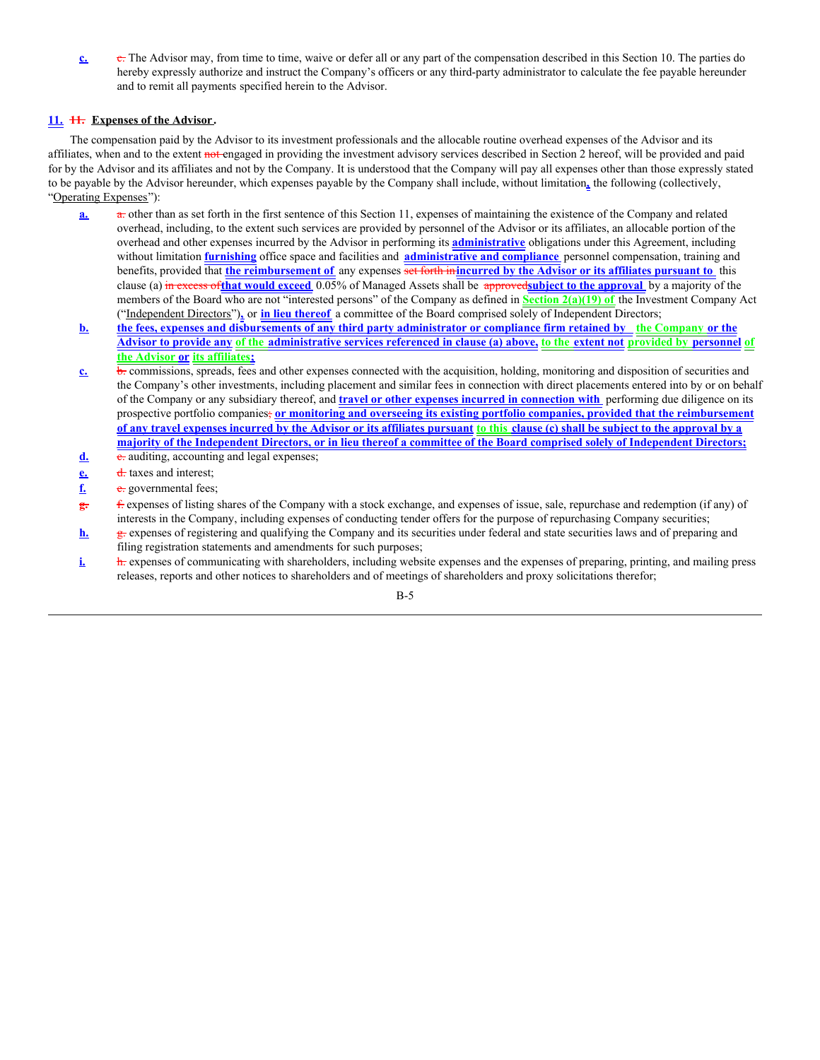c. ~~c.~~ The Advisor may, from time to time, waive or defer all or any part of the compensation described in this Section 10. The parties do hereby expressly authorize and instruct the Company's officers or any third-party administrator to calculate the fee payable hereunder and to remit all payments specified herein to the Advisor.

**11.** ~~11.~~ **Expenses of the Advisor.**

The compensation paid by the Advisor to its investment professionals and the allocable routine overhead expenses of the Advisor and its affiliates, when and to the extent ~~not~~ engaged in providing the investment advisory services described in Section 2 hereof, will be provided and paid for by the Advisor and its affiliates and not by the Company. It is understood that the Company will pay all expenses other than those expressly stated to be payable by the Advisor hereunder, which expenses payable by the Company shall include, without limitation**,** the following (collectively, "Operating Expenses"):

a. ~~a.~~ other than as set forth in the first sentence of this Section 11, expenses of maintaining the existence of the Company and related overhead, including, to the extent such services are provided by personnel of the Advisor or its affiliates, an allocable portion of the overhead and other expenses incurred by the Advisor in performing its **administrative** obligations under this Agreement, including without limitation **furnishing** office space and facilities and **administrative and compliance** personnel compensation, training and benefits, provided that **the reimbursement of** any expenses ~~set forth in~~**incurred by the Advisor or its affiliates pursuant to** this clause (a) ~~in excess of~~**that would exceed** 0.05% of Managed Assets shall be ~~approved~~**subject to the approval** by a majority of the members of the Board who are not "interested persons" of the Company as defined in **Section 2(a)(19) of** the Investment Company Act ("Independent Directors")**,** or **in lieu thereof** a committee of the Board comprised solely of Independent Directors;

b. **the fees, expenses and disbursements of any third party administrator or compliance firm retained by the Company or the Advisor to provide any of the administrative services referenced in clause (a) above, to the extent not provided by personnel of the Advisor or its affiliates;**

c. ~~b.~~ commissions, spreads, fees and other expenses connected with the acquisition, holding, monitoring and disposition of securities and the Company's other investments, including placement and similar fees in connection with direct placements entered into by or on behalf of the Company or any subsidiary thereof, and **travel or other expenses incurred in connection with** performing due diligence on its prospective portfolio companies~~;~~ **or monitoring and overseeing its existing portfolio companies, provided that the reimbursement of any travel expenses incurred by the Advisor or its affiliates pursuant to this clause (c) shall be subject to the approval by a majority of the Independent Directors, or in lieu thereof a committee of the Board comprised solely of Independent Directors;**

d. ~~c.~~ auditing, accounting and legal expenses;

e. ~~d.~~ taxes and interest;

f. ~~e.~~ governmental fees;

g. ~~f.~~ expenses of listing shares of the Company with a stock exchange, and expenses of issue, sale, repurchase and redemption (if any) of interests in the Company, including expenses of conducting tender offers for the purpose of repurchasing Company securities;

h. ~~g.~~ expenses of registering and qualifying the Company and its securities under federal and state securities laws and of preparing and filing registration statements and amendments for such purposes;

i. ~~h.~~ expenses of communicating with shareholders, including website expenses and the expenses of preparing, printing, and mailing press releases, reports and other notices to shareholders and of meetings of shareholders and proxy solicitations therefor;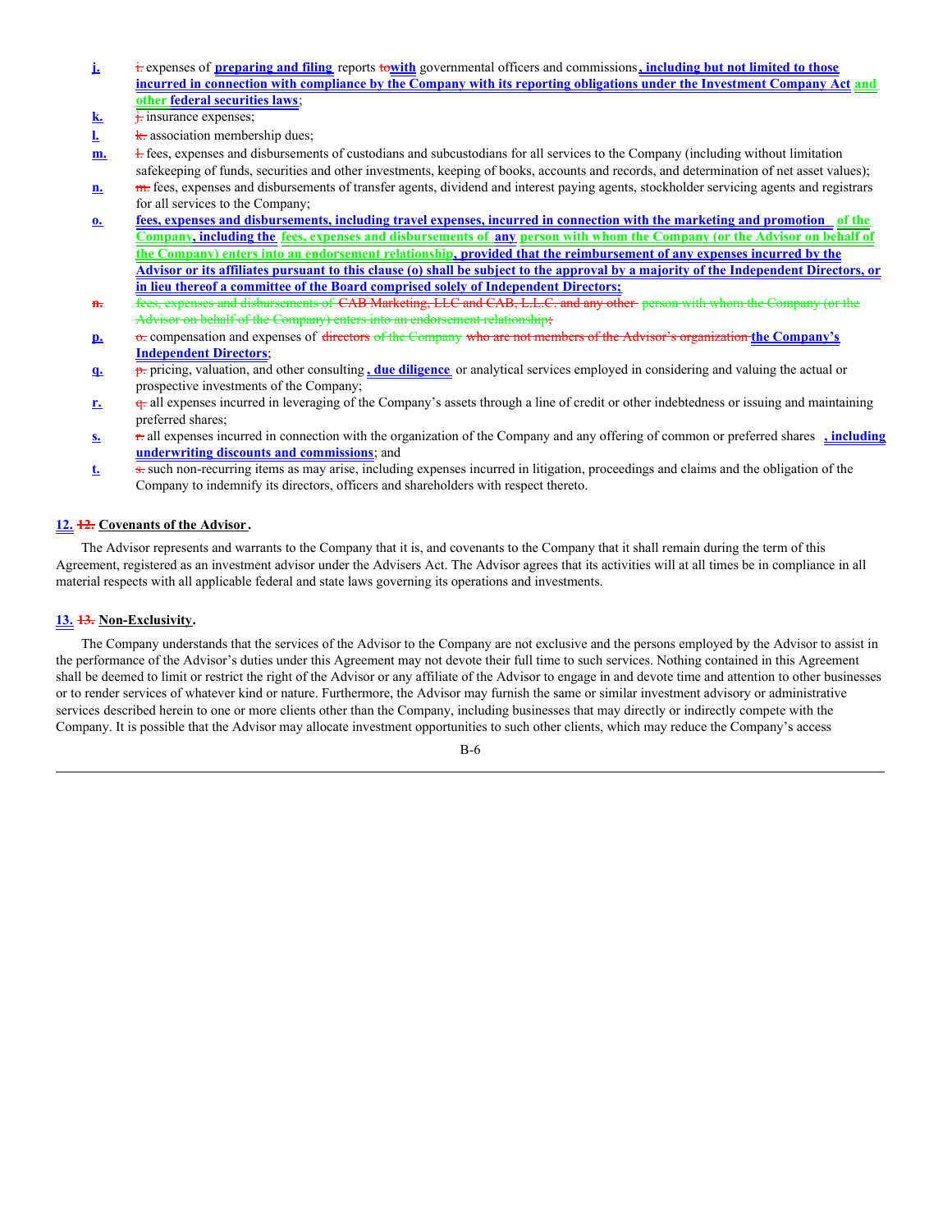j. ~~i.~~ expenses of **preparing and filing** reports ~~to~~**with** governmental officers and commissions**, including but not limited to those incurred in connection with compliance by the Company with its reporting obligations under the Investment Company Act and other federal securities laws**;

k. ~~j.~~ insurance expenses;

l. ~~k.~~ association membership dues;

m. ~~l.~~ fees, expenses and disbursements of custodians and subcustodians for all services to the Company (including without limitation safekeeping of funds, securities and other investments, keeping of books, accounts and records, and determination of net asset values);

n. ~~m.~~ fees, expenses and disbursements of transfer agents, dividend and interest paying agents, stockholder servicing agents and registrars for all services to the Company;

o. **fees, expenses and disbursements, including travel expenses, incurred in connection with the marketing and promotion of the Company, including the fees, expenses and disbursements of any person with whom the Company (or the Advisor on behalf of the Company) enters into an endorsement relationship, provided that the reimbursement of any expenses incurred by the Advisor or its affiliates pursuant to this clause (o) shall be subject to the approval by a majority of the Independent Directors, or in lieu thereof a committee of the Board comprised solely of Independent Directors;**

~~n. fees, expenses and disbursements of CAB Marketing, LLC and CAB, L.L.C. and any other person with whom the Company (or the Advisor on behalf of the Company) enters into an endorsement relationship;~~

p. ~~o.~~ compensation and expenses of ~~directors of the Company who are not members of the Advisor's organization~~ **the Company's Independent Directors**;

q. ~~p.~~ pricing, valuation, and other consulting**, due diligence** or analytical services employed in considering and valuing the actual or prospective investments of the Company;

r. ~~q.~~ all expenses incurred in leveraging of the Company's assets through a line of credit or other indebtedness or issuing and maintaining preferred shares;

s. ~~r.~~ all expenses incurred in connection with the organization of the Company and any offering of common or preferred shares**, including underwriting discounts and commissions**; and

t. ~~s.~~ such non-recurring items as may arise, including expenses incurred in litigation, proceedings and claims and the obligation of the Company to indemnify its directors, officers and shareholders with respect thereto.

**12.** ~~12.~~ **Covenants of the Advisor.**

The Advisor represents and warrants to the Company that it is, and covenants to the Company that it shall remain during the term of this Agreement, registered as an investment advisor under the Advisers Act. The Advisor agrees that its activities will at all times be in compliance in all material respects with all applicable federal and state laws governing its operations and investments.

**13.** ~~13.~~ **Non-Exclusivity.**

The Company understands that the services of the Advisor to the Company are not exclusive and the persons employed by the Advisor to assist in the performance of the Advisor's duties under this Agreement may not devote their full time to such services. Nothing contained in this Agreement shall be deemed to limit or restrict the right of the Advisor or any affiliate of the Advisor to engage in and devote time and attention to other businesses or to render services of whatever kind or nature. Furthermore, the Advisor may furnish the same or similar investment advisory or administrative services described herein to one or more clients other than the Company, including businesses that may directly or indirectly compete with the Company. It is possible that the Advisor may allocate investment opportunities to such other clients, which may reduce the Company's access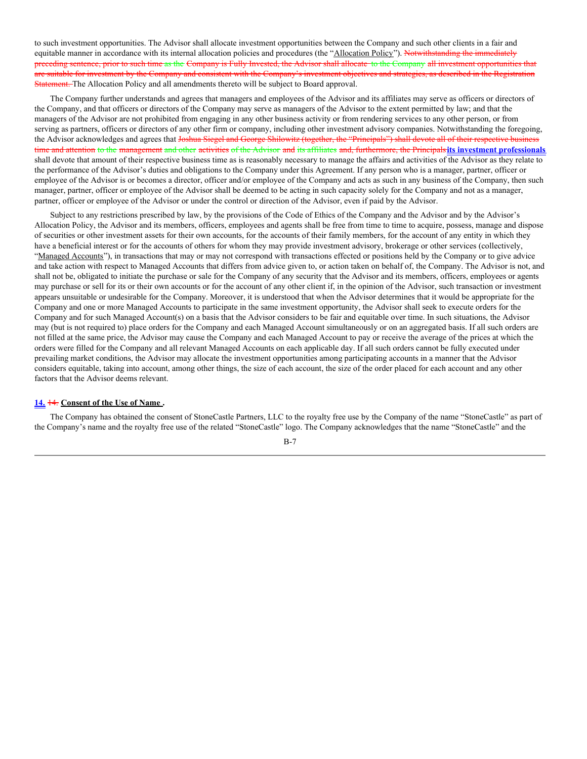to such investment opportunities. The Advisor shall allocate investment opportunities between the Company and such other clients in a fair and equitable manner in accordance with its internal allocation policies and procedures (the "Allocation Policy"). ~~Notwithstanding the immediately preceding sentence, prior to such time as the Company is Fully Invested, the Advisor shall allocate to the Company all investment opportunities that are suitable for investment by the Company and consistent with the Company's investment objectives and strategies, as described in the Registration Statement.~~ The Allocation Policy and all amendments thereto will be subject to Board approval.

The Company further understands and agrees that managers and employees of the Advisor and its affiliates may serve as officers or directors of the Company, and that officers or directors of the Company may serve as managers of the Advisor to the extent permitted by law; and that the managers of the Advisor are not prohibited from engaging in any other business activity or from rendering services to any other person, or from serving as partners, officers or directors of any other firm or company, including other investment advisory companies. Notwithstanding the foregoing, the Advisor acknowledges and agrees that ~~Joshua Siegel and George Shilowitz (together, the "Principals") shall devote all of their respective business time and attention to the management and other activities of the Advisor and its affiliates and, furthermore, the Principals~~ **its investment professionals** shall devote that amount of their respective business time as is reasonably necessary to manage the affairs and activities of the Advisor as they relate to the performance of the Advisor's duties and obligations to the Company under this Agreement. If any person who is a manager, partner, officer or employee of the Advisor is or becomes a director, officer and/or employee of the Company and acts as such in any business of the Company, then such manager, partner, officer or employee of the Advisor shall be deemed to be acting in such capacity solely for the Company and not as a manager, partner, officer or employee of the Advisor or under the control or direction of the Advisor, even if paid by the Advisor.

Subject to any restrictions prescribed by law, by the provisions of the Code of Ethics of the Company and the Advisor and by the Advisor's Allocation Policy, the Advisor and its members, officers, employees and agents shall be free from time to time to acquire, possess, manage and dispose of securities or other investment assets for their own accounts, for the accounts of their family members, for the account of any entity in which they have a beneficial interest or for the accounts of others for whom they may provide investment advisory, brokerage or other services (collectively, "Managed Accounts"), in transactions that may or may not correspond with transactions effected or positions held by the Company or to give advice and take action with respect to Managed Accounts that differs from advice given to, or action taken on behalf of, the Company. The Advisor is not, and shall not be, obligated to initiate the purchase or sale for the Company of any security that the Advisor and its members, officers, employees or agents may purchase or sell for its or their own accounts or for the account of any other client if, in the opinion of the Advisor, such transaction or investment appears unsuitable or undesirable for the Company. Moreover, it is understood that when the Advisor determines that it would be appropriate for the Company and one or more Managed Accounts to participate in the same investment opportunity, the Advisor shall seek to execute orders for the Company and for such Managed Account(s) on a basis that the Advisor considers to be fair and equitable over time. In such situations, the Advisor may (but is not required to) place orders for the Company and each Managed Account simultaneously or on an aggregated basis. If all such orders are not filled at the same price, the Advisor may cause the Company and each Managed Account to pay or receive the average of the prices at which the orders were filled for the Company and all relevant Managed Accounts on each applicable day. If all such orders cannot be fully executed under prevailing market conditions, the Advisor may allocate the investment opportunities among participating accounts in a manner that the Advisor considers equitable, taking into account, among other things, the size of each account, the size of the order placed for each account and any other factors that the Advisor deems relevant.

**14.** ~~14.~~ **Consent of the Use of Name .**

The Company has obtained the consent of StoneCastle Partners, LLC to the royalty free use by the Company of the name "StoneCastle" as part of the Company's name and the royalty free use of the related "StoneCastle" logo. The Company acknowledges that the name "StoneCastle" and the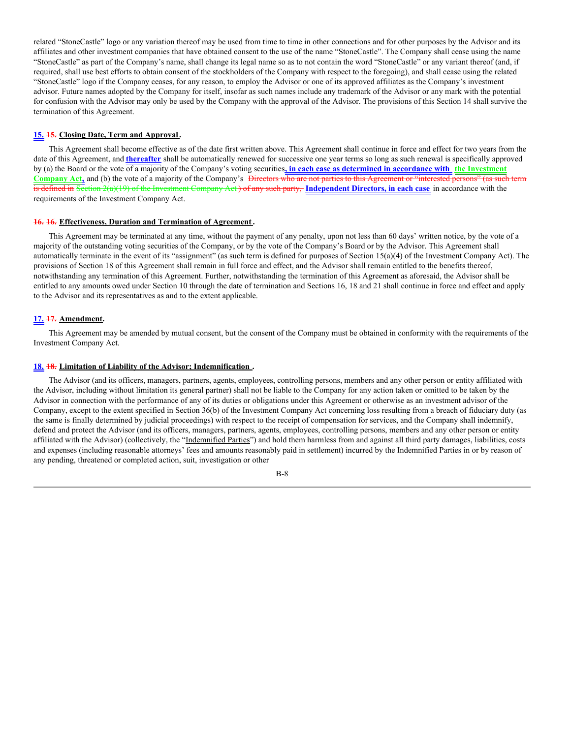related “StoneCastle” logo or any variation thereof may be used from time to time in other connections and for other purposes by the Advisor and its affiliates and other investment companies that have obtained consent to the use of the name “StoneCastle”. The Company shall cease using the name “StoneCastle” as part of the Company’s name, shall change its legal name so as to not contain the word “StoneCastle” or any variant thereof (and, if required, shall use best efforts to obtain consent of the stockholders of the Company with respect to the foregoing), and shall cease using the related “StoneCastle” logo if the Company ceases, for any reason, to employ the Advisor or one of its approved affiliates as the Company’s investment advisor. Future names adopted by the Company for itself, insofar as such names include any trademark of the Advisor or any mark with the potential for confusion with the Advisor may only be used by the Company with the approval of the Advisor. The provisions of this Section 14 shall survive the termination of this Agreement.

**15. ~~15.~~ Closing Date, Term and Approval.**

This Agreement shall become effective as of the date first written above. This Agreement shall continue in force and effect for two years from the date of this Agreement, and **thereafter** shall be automatically renewed for successive one year terms so long as such renewal is specifically approved by (a) the Board or the vote of a majority of the Company’s voting securities**, in each case as determined in accordance with the Investment Company Act,** and (b) the vote of a majority of the Company’s ~~Directors who are not parties to this Agreement or “interested persons” (as such term is defined in Section 2(a)(19) of the Investment Company Act) of any such party,~~ **Independent Directors, in each case** in accordance with the requirements of the Investment Company Act.

**~~16.~~ ~~16.~~ Effectiveness, Duration and Termination of Agreement.**

This Agreement may be terminated at any time, without the payment of any penalty, upon not less than 60 days’ written notice, by the vote of a majority of the outstanding voting securities of the Company, or by the vote of the Company’s Board or by the Advisor. This Agreement shall automatically terminate in the event of its “assignment” (as such term is defined for purposes of Section 15(a)(4) of the Investment Company Act). The provisions of Section 18 of this Agreement shall remain in full force and effect, and the Advisor shall remain entitled to the benefits thereof, notwithstanding any termination of this Agreement. Further, notwithstanding the termination of this Agreement as aforesaid, the Advisor shall be entitled to any amounts owed under Section 10 through the date of termination and Sections 16, 18 and 21 shall continue in force and effect and apply to the Advisor and its representatives as and to the extent applicable.

**17. ~~17.~~ Amendment.**

This Agreement may be amended by mutual consent, but the consent of the Company must be obtained in conformity with the requirements of the Investment Company Act.

**18. ~~18.~~ Limitation of Liability of the Advisor; Indemnification.**

The Advisor (and its officers, managers, partners, agents, employees, controlling persons, members and any other person or entity affiliated with the Advisor, including without limitation its general partner) shall not be liable to the Company for any action taken or omitted to be taken by the Advisor in connection with the performance of any of its duties or obligations under this Agreement or otherwise as an investment advisor of the Company, except to the extent specified in Section 36(b) of the Investment Company Act concerning loss resulting from a breach of fiduciary duty (as the same is finally determined by judicial proceedings) with respect to the receipt of compensation for services, and the Company shall indemnify, defend and protect the Advisor (and its officers, managers, partners, agents, employees, controlling persons, members and any other person or entity affiliated with the Advisor) (collectively, the “Indemnified Parties”) and hold them harmless from and against all third party damages, liabilities, costs and expenses (including reasonable attorneys’ fees and amounts reasonably paid in settlement) incurred by the Indemnified Parties in or by reason of any pending, threatened or completed action, suit, investigation or other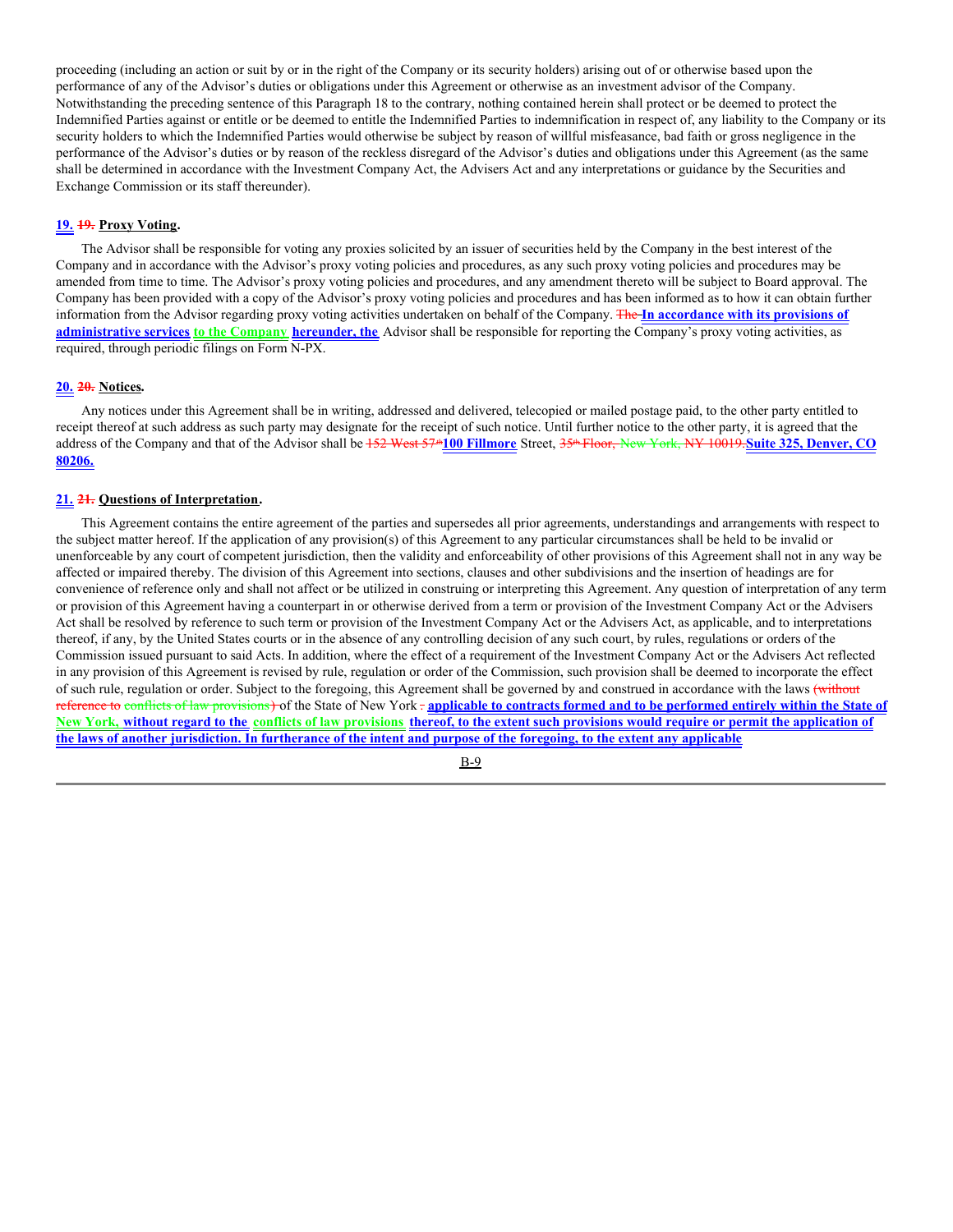proceeding (including an action or suit by or in the right of the Company or its security holders) arising out of or otherwise based upon the performance of any of the Advisor's duties or obligations under this Agreement or otherwise as an investment advisor of the Company. Notwithstanding the preceding sentence of this Paragraph 18 to the contrary, nothing contained herein shall protect or be deemed to protect the Indemnified Parties against or entitle or be deemed to entitle the Indemnified Parties to indemnification in respect of, any liability to the Company or its security holders to which the Indemnified Parties would otherwise be subject by reason of willful misfeasance, bad faith or gross negligence in the performance of the Advisor's duties or by reason of the reckless disregard of the Advisor's duties and obligations under this Agreement (as the same shall be determined in accordance with the Investment Company Act, the Advisers Act and any interpretations or guidance by the Securities and Exchange Commission or its staff thereunder).

**19. ~~19.~~ Proxy Voting.**

The Advisor shall be responsible for voting any proxies solicited by an issuer of securities held by the Company in the best interest of the Company and in accordance with the Advisor's proxy voting policies and procedures, as any such proxy voting policies and procedures may be amended from time to time. The Advisor's proxy voting policies and procedures, and any amendment thereto will be subject to Board approval. The Company has been provided with a copy of the Advisor's proxy voting policies and procedures and has been informed as to how it can obtain further information from the Advisor regarding proxy voting activities undertaken on behalf of the Company. ~~The~~ **In accordance with its provisions of administrative services** **to the Company** **hereunder, the** Advisor shall be responsible for reporting the Company's proxy voting activities, as required, through periodic filings on Form N-PX.

**20. ~~20.~~ Notices.**

Any notices under this Agreement shall be in writing, addressed and delivered, telecopied or mailed postage paid, to the other party entitled to receipt thereof at such address as such party may designate for the receipt of such notice. Until further notice to the other party, it is agreed that the address of the Company and that of the Advisor shall be ~~152 West 57th~~ **100 Fillmore** Street, ~~35th Floor, New York, NY 10019.~~ **Suite 325, Denver, CO 80206.**

**21. ~~21.~~ Questions of Interpretation.**

This Agreement contains the entire agreement of the parties and supersedes all prior agreements, understandings and arrangements with respect to the subject matter hereof. If the application of any provision(s) of this Agreement to any particular circumstances shall be held to be invalid or unenforceable by any court of competent jurisdiction, then the validity and enforceability of other provisions of this Agreement shall not in any way be affected or impaired thereby. The division of this Agreement into sections, clauses and other subdivisions and the insertion of headings are for convenience of reference only and shall not affect or be utilized in construing or interpreting this Agreement. Any question of interpretation of any term or provision of this Agreement having a counterpart in or otherwise derived from a term or provision of the Investment Company Act or the Advisers Act shall be resolved by reference to such term or provision of the Investment Company Act or the Advisers Act, as applicable, and to interpretations thereof, if any, by the United States courts or in the absence of any controlling decision of any such court, by rules, regulations or orders of the Commission issued pursuant to said Acts. In addition, where the effect of a requirement of the Investment Company Act or the Advisers Act reflected in any provision of this Agreement is revised by rule, regulation or order of the Commission, such provision shall be deemed to incorporate the effect of such rule, regulation or order. Subject to the foregoing, this Agreement shall be governed by and construed in accordance with the laws ~~(without reference to~~ ~~conflicts of law provisions)~~ of the State of New York ~~.~~ **applicable to contracts formed and to be performed entirely within the State of New York,** **without regard to the** **conflicts of law provisions** **thereof, to the extent such provisions would require or permit the application of the laws of another jurisdiction. In furtherance of the intent and purpose of the foregoing, to the extent any applicable**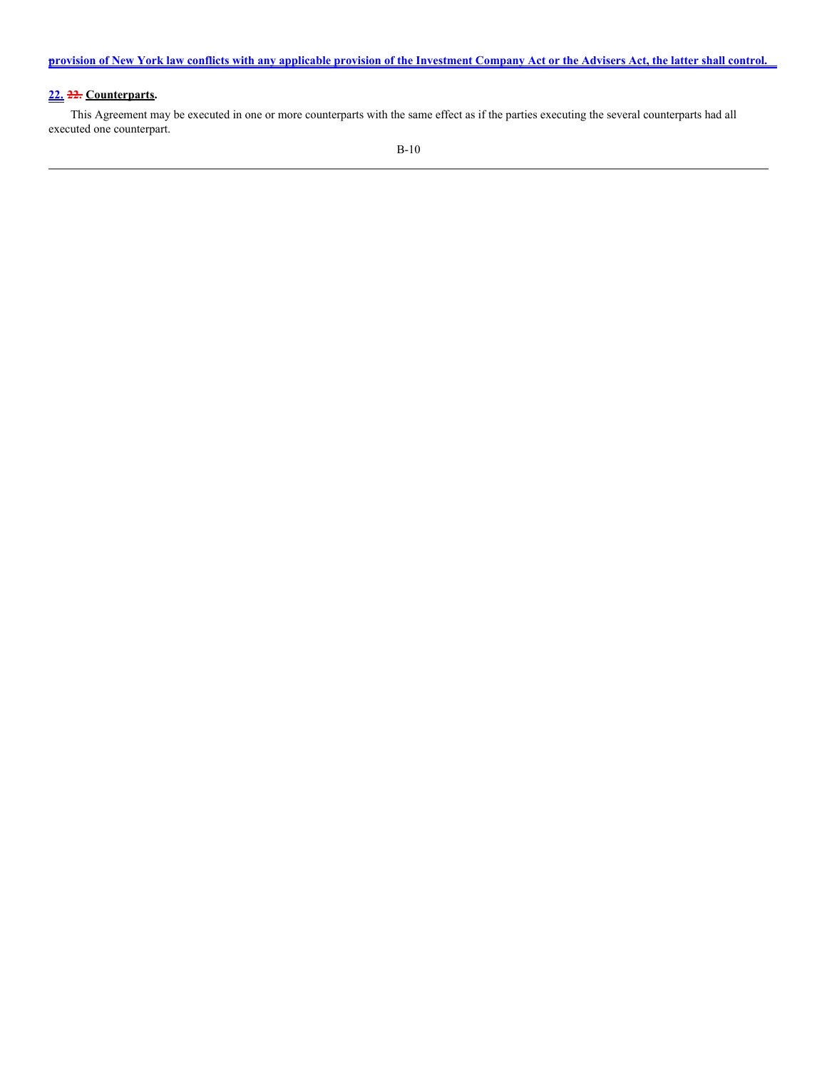**provision of New York law conflicts with any applicable provision of the Investment Company Act or the Advisers Act, the latter shall control.**

**22. ~~22.~~ Counterparts.**

This Agreement may be executed in one or more counterparts with the same effect as if the parties executing the several counterparts had all executed one counterpart.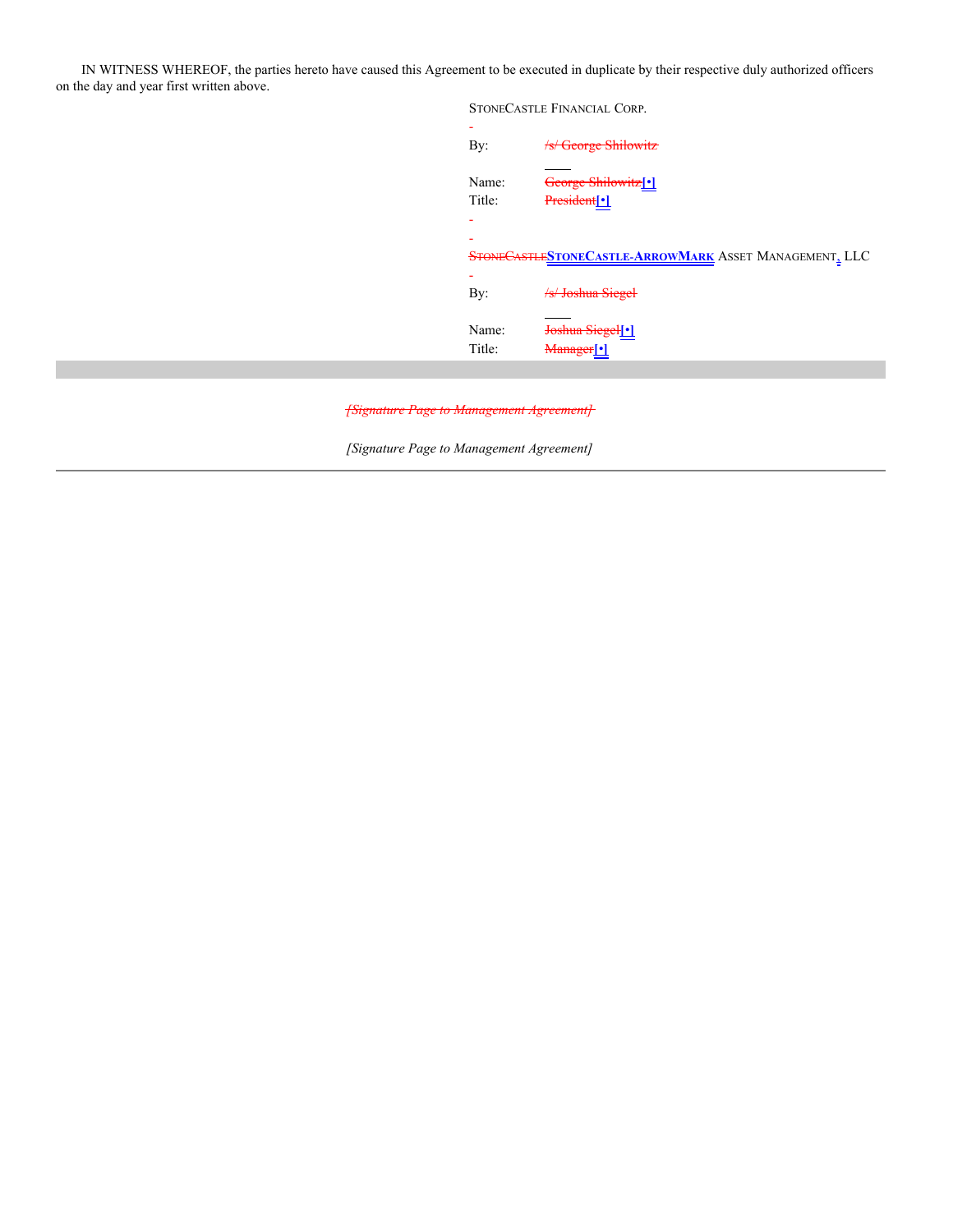IN WITNESS WHEREOF, the parties hereto have caused this Agreement to be executed in duplicate by their respective duly authorized officers on the day and year first written above.

STONECASTLE FINANCIAL CORP.

By: ~~/s/ George Shilowitz~~

Name: ~~George Shilowitz~~[•]

Title: ~~President~~[•]

~~STONECASTLE~~STONECASTLE-ARROWMARK ASSET MANAGEMENT, LLC

By: ~~/s/ Joshua Siegel~~

Name: ~~Joshua Siegel~~[•]

Title: ~~Manager~~[•]

~~*[Signature Page to Management Agreement]*~~

*[Signature Page to Management Agreement]*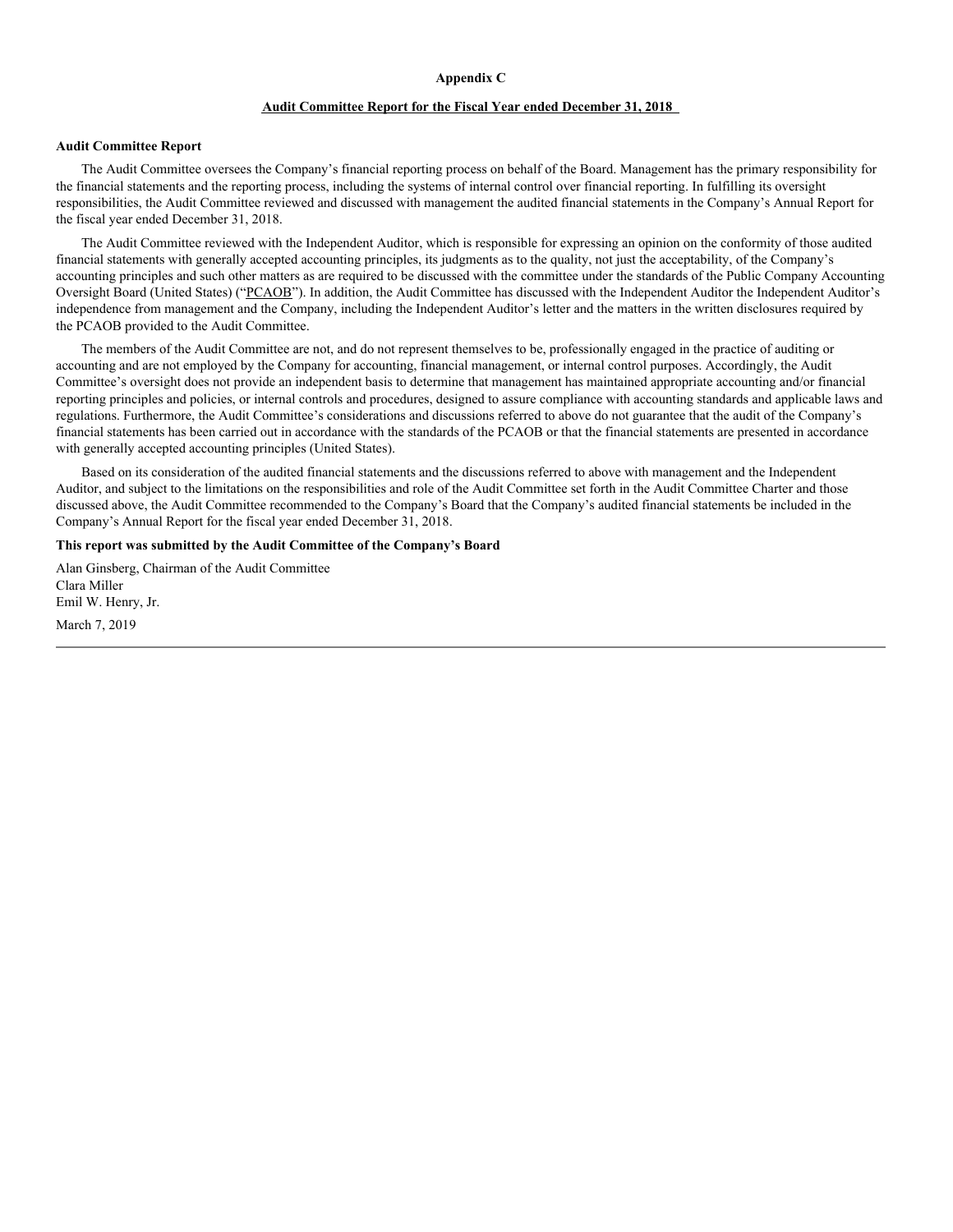# Appendix C

## Audit Committee Report for the Fiscal Year ended December 31, 2018

### Audit Committee Report

The Audit Committee oversees the Company's financial reporting process on behalf of the Board. Management has the primary responsibility for the financial statements and the reporting process, including the systems of internal control over financial reporting. In fulfilling its oversight responsibilities, the Audit Committee reviewed and discussed with management the audited financial statements in the Company's Annual Report for the fiscal year ended December 31, 2018.

The Audit Committee reviewed with the Independent Auditor, which is responsible for expressing an opinion on the conformity of those audited financial statements with generally accepted accounting principles, its judgments as to the quality, not just the acceptability, of the Company's accounting principles and such other matters as are required to be discussed with the committee under the standards of the Public Company Accounting Oversight Board (United States) ("PCAOB"). In addition, the Audit Committee has discussed with the Independent Auditor the Independent Auditor's independence from management and the Company, including the Independent Auditor's letter and the matters in the written disclosures required by the PCAOB provided to the Audit Committee.

The members of the Audit Committee are not, and do not represent themselves to be, professionally engaged in the practice of auditing or accounting and are not employed by the Company for accounting, financial management, or internal control purposes. Accordingly, the Audit Committee's oversight does not provide an independent basis to determine that management has maintained appropriate accounting and/or financial reporting principles and policies, or internal controls and procedures, designed to assure compliance with accounting standards and applicable laws and regulations. Furthermore, the Audit Committee's considerations and discussions referred to above do not guarantee that the audit of the Company's financial statements has been carried out in accordance with the standards of the PCAOB or that the financial statements are presented in accordance with generally accepted accounting principles (United States).

Based on its consideration of the audited financial statements and the discussions referred to above with management and the Independent Auditor, and subject to the limitations on the responsibilities and role of the Audit Committee set forth in the Audit Committee Charter and those discussed above, the Audit Committee recommended to the Company's Board that the Company's audited financial statements be included in the Company's Annual Report for the fiscal year ended December 31, 2018.

**This report was submitted by the Audit Committee of the Company's Board**

Alan Ginsberg, Chairman of the Audit Committee
Clara Miller
Emil W. Henry, Jr.

March 7, 2019